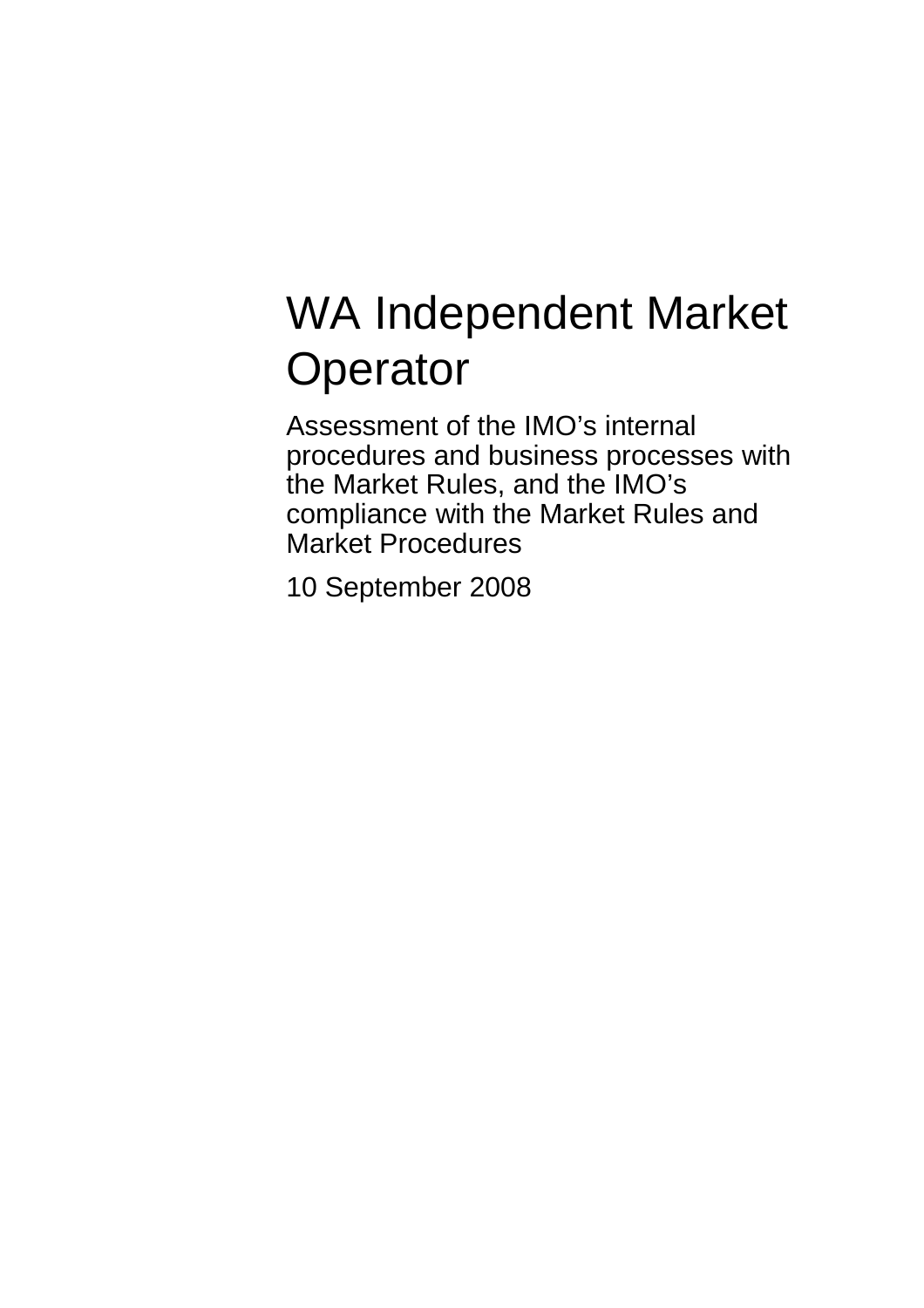# WA Independent Market Operator

Assessment of the IMO's internal procedures and business processes with the Market Rules, and the IMO's compliance with the Market Rules and Market Procedures

10 September 2008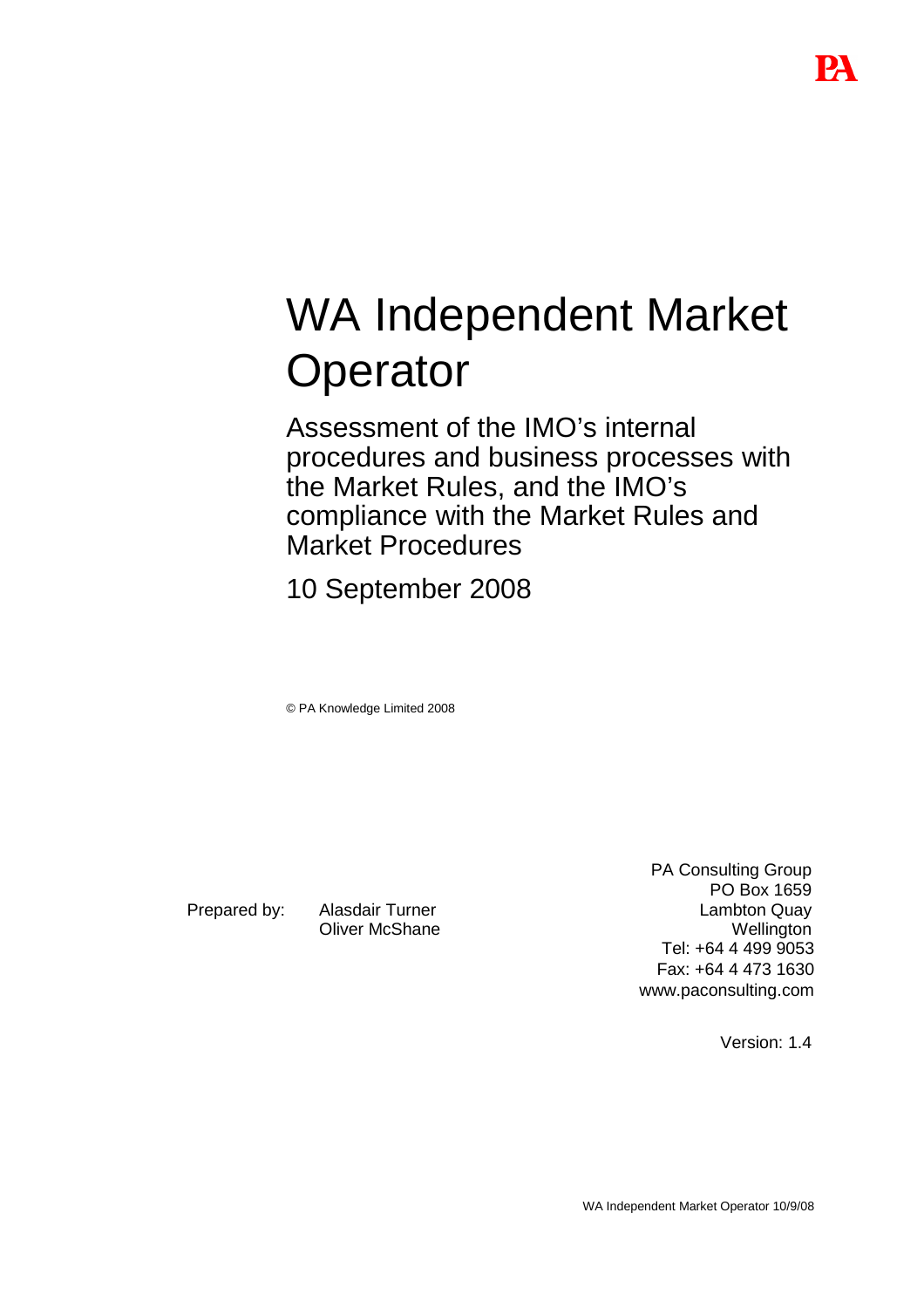# WA Independent Market Operator

## Assessment of the IMO's internal procedures and business processes with the Market Rules, and the IMO's compliance with the Market Rules and Market Procedures

10 September 2008

© PA Knowledge Limited 2008

Prepared by: Alasdair Turner
Oliver McShane

PA Consulting Group
PO Box 1659
Lambton Quay
Wellington
Tel: +64 4 499 9053
Fax: +64 4 473 1630
www.paconsulting.com

Version: 1.4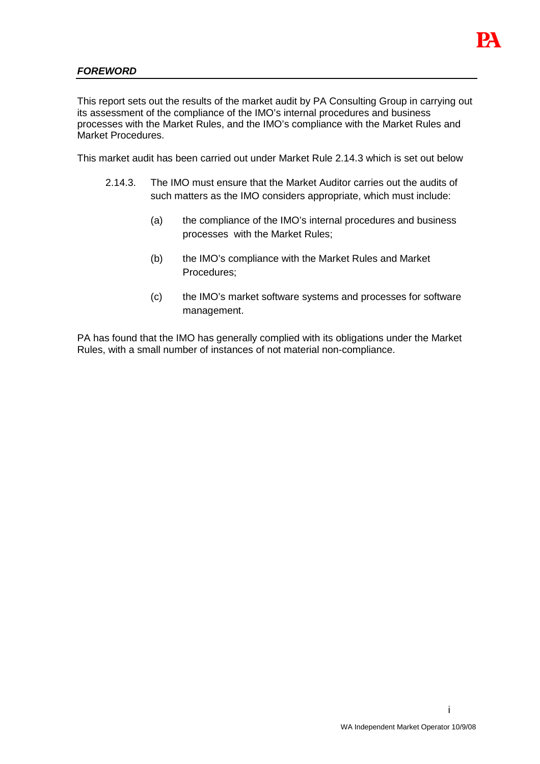## *FOREWORD*

This report sets out the results of the market audit by PA Consulting Group in carrying out its assessment of the compliance of the IMO's internal procedures and business processes with the Market Rules, and the IMO's compliance with the Market Rules and Market Procedures.

This market audit has been carried out under Market Rule 2.14.3 which is set out below

> 2.14.3. The IMO must ensure that the Market Auditor carries out the audits of such matters as the IMO considers appropriate, which must include:
>
> (a) the compliance of the IMO's internal procedures and business processes with the Market Rules;
>
> (b) the IMO's compliance with the Market Rules and Market Procedures;
>
> (c) the IMO's market software systems and processes for software management.

PA has found that the IMO has generally complied with its obligations under the Market Rules, with a small number of instances of not material non-compliance.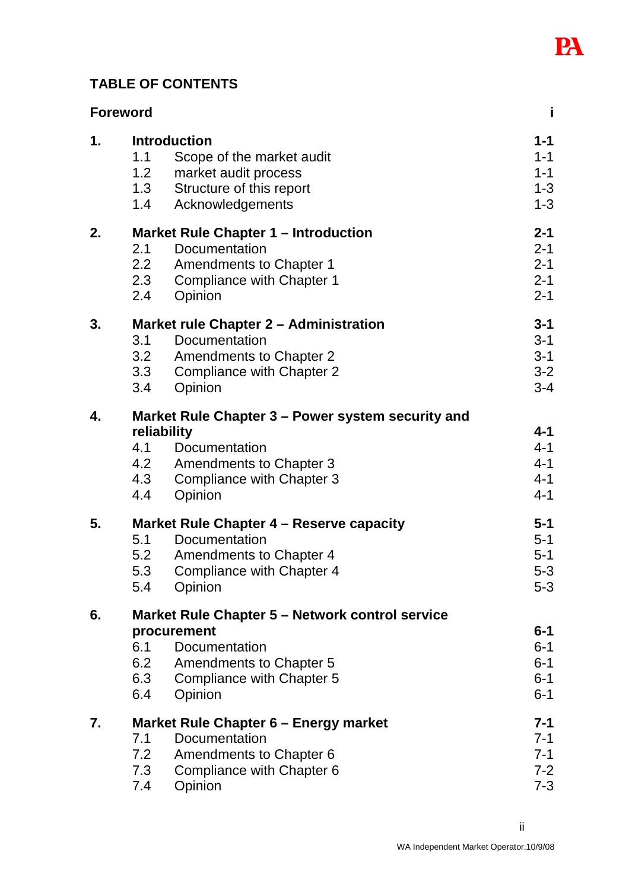## TABLE OF CONTENTS

| | | |
|---|---|---|
| **Foreword** | | **i** |
| **1.** | **Introduction** | **1-1** |
| | 1.1 Scope of the market audit | 1-1 |
| | 1.2 market audit process | 1-1 |
| | 1.3 Structure of this report | 1-3 |
| | 1.4 Acknowledgements | 1-3 |
| **2.** | **Market Rule Chapter 1 – Introduction** | **2-1** |
| | 2.1 Documentation | 2-1 |
| | 2.2 Amendments to Chapter 1 | 2-1 |
| | 2.3 Compliance with Chapter 1 | 2-1 |
| | 2.4 Opinion | 2-1 |
| **3.** | **Market rule Chapter 2 – Administration** | **3-1** |
| | 3.1 Documentation | 3-1 |
| | 3.2 Amendments to Chapter 2 | 3-1 |
| | 3.3 Compliance with Chapter 2 | 3-2 |
| | 3.4 Opinion | 3-4 |
| **4.** | **Market Rule Chapter 3 – Power system security and reliability** | **4-1** |
| | 4.1 Documentation | 4-1 |
| | 4.2 Amendments to Chapter 3 | 4-1 |
| | 4.3 Compliance with Chapter 3 | 4-1 |
| | 4.4 Opinion | 4-1 |
| **5.** | **Market Rule Chapter 4 – Reserve capacity** | **5-1** |
| | 5.1 Documentation | 5-1 |
| | 5.2 Amendments to Chapter 4 | 5-1 |
| | 5.3 Compliance with Chapter 4 | 5-3 |
| | 5.4 Opinion | 5-3 |
| **6.** | **Market Rule Chapter 5 – Network control service procurement** | **6-1** |
| | 6.1 Documentation | 6-1 |
| | 6.2 Amendments to Chapter 5 | 6-1 |
| | 6.3 Compliance with Chapter 5 | 6-1 |
| | 6.4 Opinion | 6-1 |
| **7.** | **Market Rule Chapter 6 – Energy market** | **7-1** |
| | 7.1 Documentation | 7-1 |
| | 7.2 Amendments to Chapter 6 | 7-1 |
| | 7.3 Compliance with Chapter 6 | 7-2 |
| | 7.4 Opinion | 7-3 |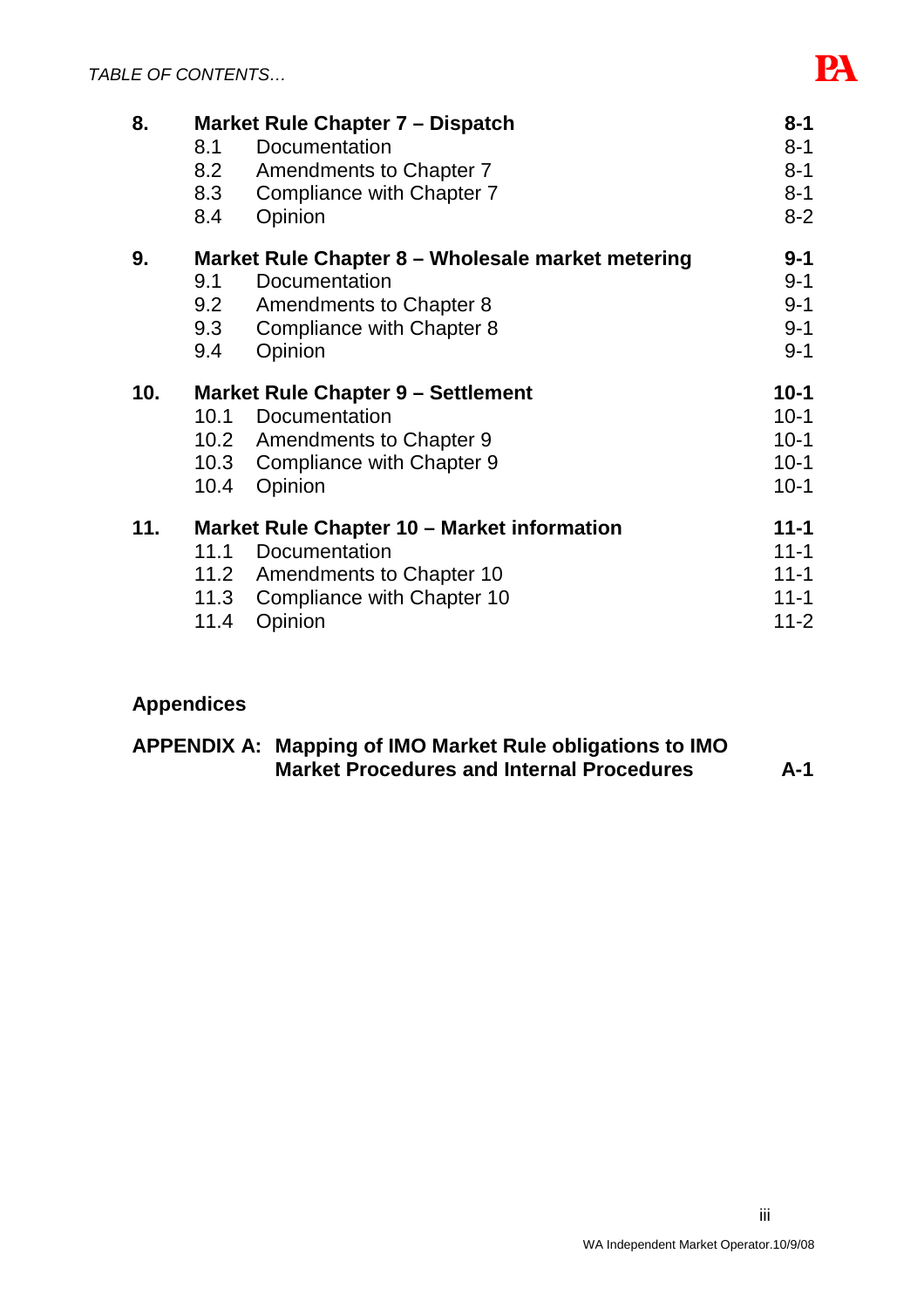| | | |
|---|---|---|
| **8.** | **Market Rule Chapter 7 – Dispatch** | **8-1** |
| | 8.1 Documentation | 8-1 |
| | 8.2 Amendments to Chapter 7 | 8-1 |
| | 8.3 Compliance with Chapter 7 | 8-1 |
| | 8.4 Opinion | 8-2 |
| **9.** | **Market Rule Chapter 8 – Wholesale market metering** | **9-1** |
| | 9.1 Documentation | 9-1 |
| | 9.2 Amendments to Chapter 8 | 9-1 |
| | 9.3 Compliance with Chapter 8 | 9-1 |
| | 9.4 Opinion | 9-1 |
| **10.** | **Market Rule Chapter 9 – Settlement** | **10-1** |
| | 10.1 Documentation | 10-1 |
| | 10.2 Amendments to Chapter 9 | 10-1 |
| | 10.3 Compliance with Chapter 9 | 10-1 |
| | 10.4 Opinion | 10-1 |
| **11.** | **Market Rule Chapter 10 – Market information** | **11-1** |
| | 11.1 Documentation | 11-1 |
| | 11.2 Amendments to Chapter 10 | 11-1 |
| | 11.3 Compliance with Chapter 10 | 11-1 |
| | 11.4 Opinion | 11-2 |

**Appendices**

| | |
|---|---|
| **APPENDIX A: Mapping of IMO Market Rule obligations to IMO Market Procedures and Internal Procedures** | **A-1** |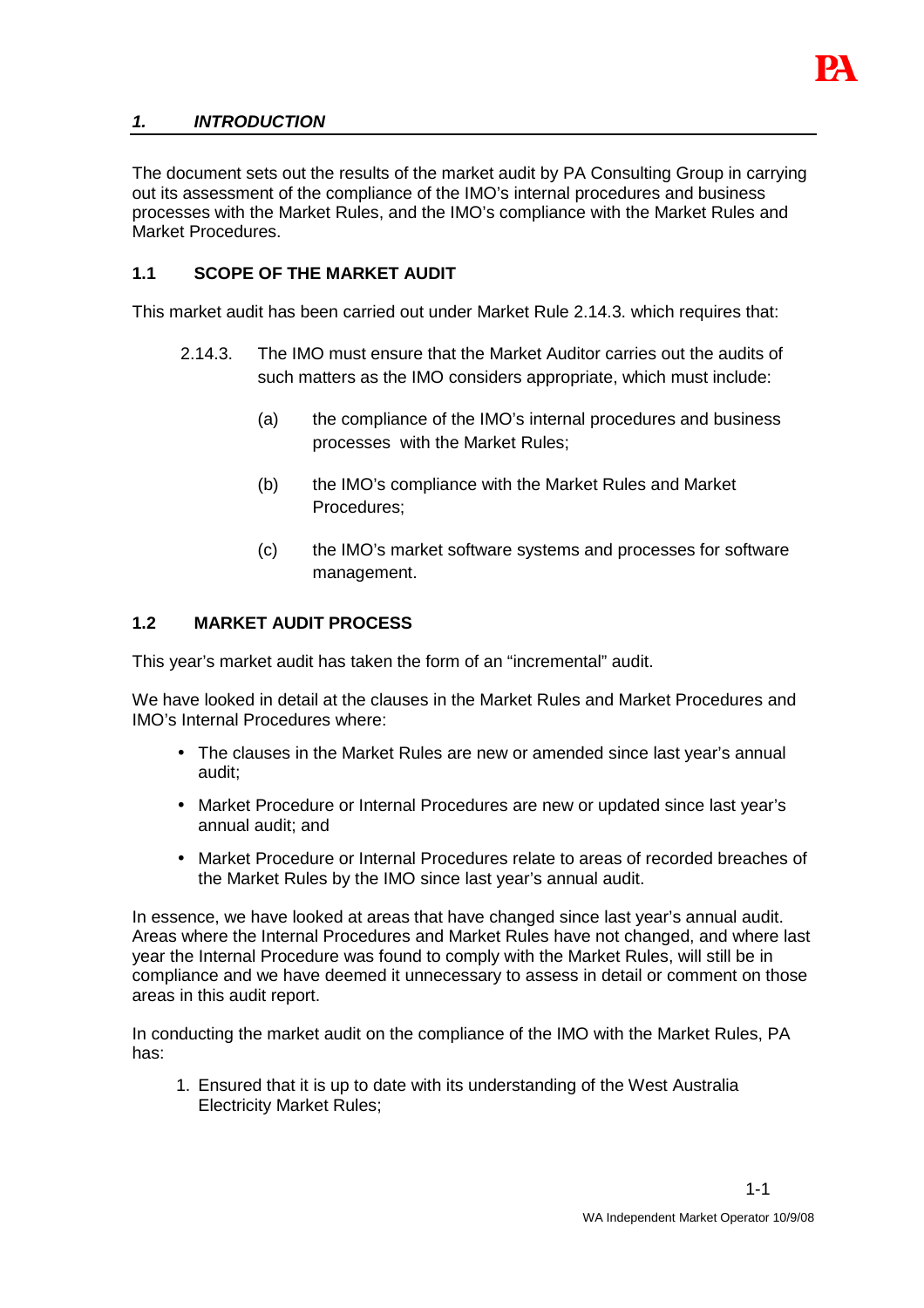## *1. INTRODUCTION*

The document sets out the results of the market audit by PA Consulting Group in carrying out its assessment of the compliance of the IMO's internal procedures and business processes with the Market Rules, and the IMO's compliance with the Market Rules and Market Procedures.

### 1.1 SCOPE OF THE MARKET AUDIT

This market audit has been carried out under Market Rule 2.14.3. which requires that:

> 2.14.3. The IMO must ensure that the Market Auditor carries out the audits of such matters as the IMO considers appropriate, which must include:
>
> (a) the compliance of the IMO's internal procedures and business processes with the Market Rules;
>
> (b) the IMO's compliance with the Market Rules and Market Procedures;
>
> (c) the IMO's market software systems and processes for software management.

### 1.2 MARKET AUDIT PROCESS

This year's market audit has taken the form of an "incremental" audit.

We have looked in detail at the clauses in the Market Rules and Market Procedures and IMO's Internal Procedures where:

- The clauses in the Market Rules are new or amended since last year's annual audit;
- Market Procedure or Internal Procedures are new or updated since last year's annual audit; and
- Market Procedure or Internal Procedures relate to areas of recorded breaches of the Market Rules by the IMO since last year's annual audit.

In essence, we have looked at areas that have changed since last year's annual audit. Areas where the Internal Procedures and Market Rules have not changed, and where last year the Internal Procedure was found to comply with the Market Rules, will still be in compliance and we have deemed it unnecessary to assess in detail or comment on those areas in this audit report.

In conducting the market audit on the compliance of the IMO with the Market Rules, PA has:

1. Ensured that it is up to date with its understanding of the West Australia Electricity Market Rules;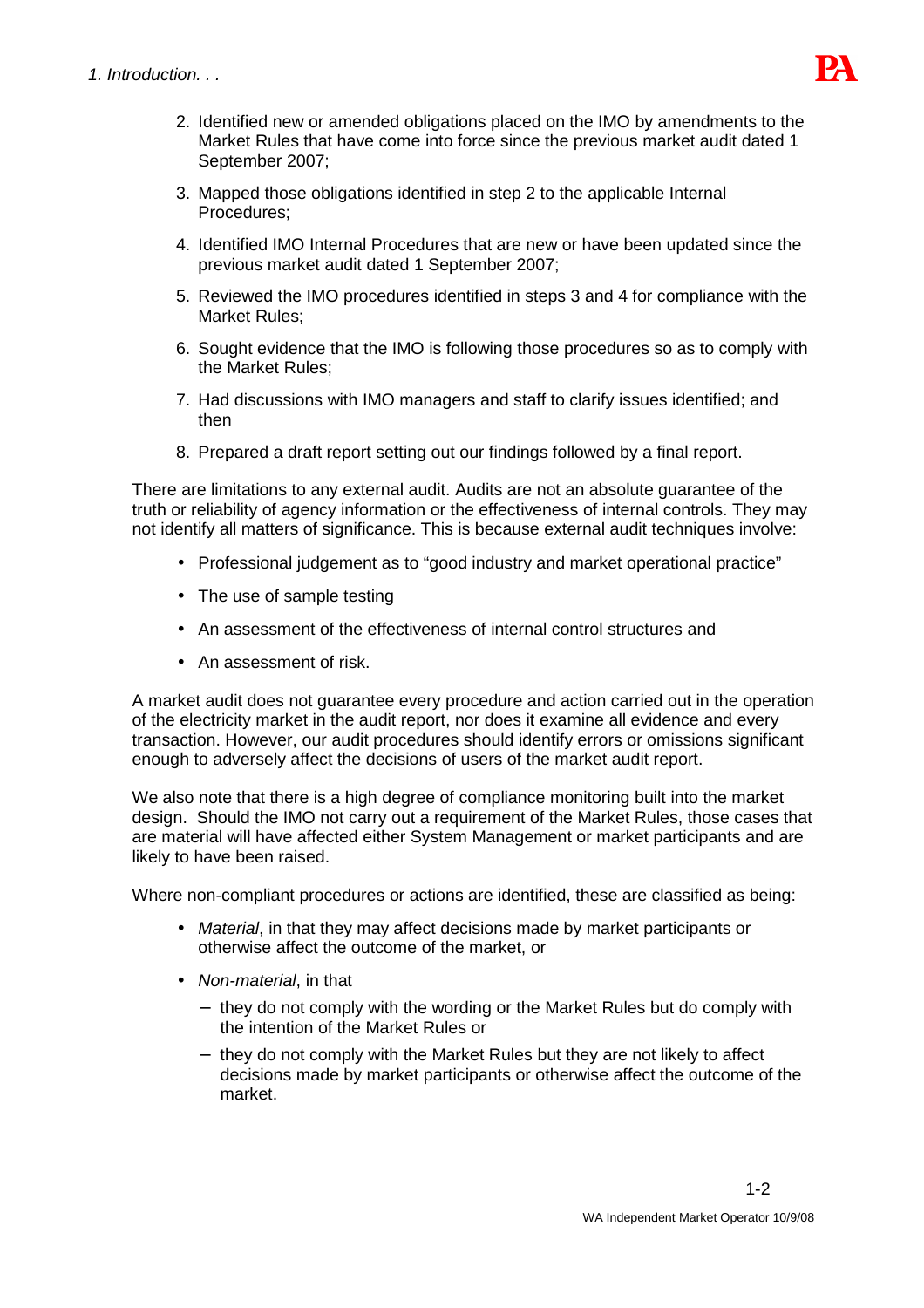2. Identified new or amended obligations placed on the IMO by amendments to the Market Rules that have come into force since the previous market audit dated 1 September 2007;
3. Mapped those obligations identified in step 2 to the applicable Internal Procedures;
4. Identified IMO Internal Procedures that are new or have been updated since the previous market audit dated 1 September 2007;
5. Reviewed the IMO procedures identified in steps 3 and 4 for compliance with the Market Rules;
6. Sought evidence that the IMO is following those procedures so as to comply with the Market Rules;
7. Had discussions with IMO managers and staff to clarify issues identified; and then
8. Prepared a draft report setting out our findings followed by a final report.

There are limitations to any external audit. Audits are not an absolute guarantee of the truth or reliability of agency information or the effectiveness of internal controls. They may not identify all matters of significance. This is because external audit techniques involve:

- Professional judgement as to "good industry and market operational practice"
- The use of sample testing
- An assessment of the effectiveness of internal control structures and
- An assessment of risk.

A market audit does not guarantee every procedure and action carried out in the operation of the electricity market in the audit report, nor does it examine all evidence and every transaction. However, our audit procedures should identify errors or omissions significant enough to adversely affect the decisions of users of the market audit report.

We also note that there is a high degree of compliance monitoring built into the market design. Should the IMO not carry out a requirement of the Market Rules, those cases that are material will have affected either System Management or market participants and are likely to have been raised.

Where non-compliant procedures or actions are identified, these are classified as being:

- *Material*, in that they may affect decisions made by market participants or otherwise affect the outcome of the market, or
- *Non-material*, in that
  - they do not comply with the wording of the Market Rules but do comply with the intention of the Market Rules or
  - they do not comply with the Market Rules but they are not likely to affect decisions made by market participants or otherwise affect the outcome of the market.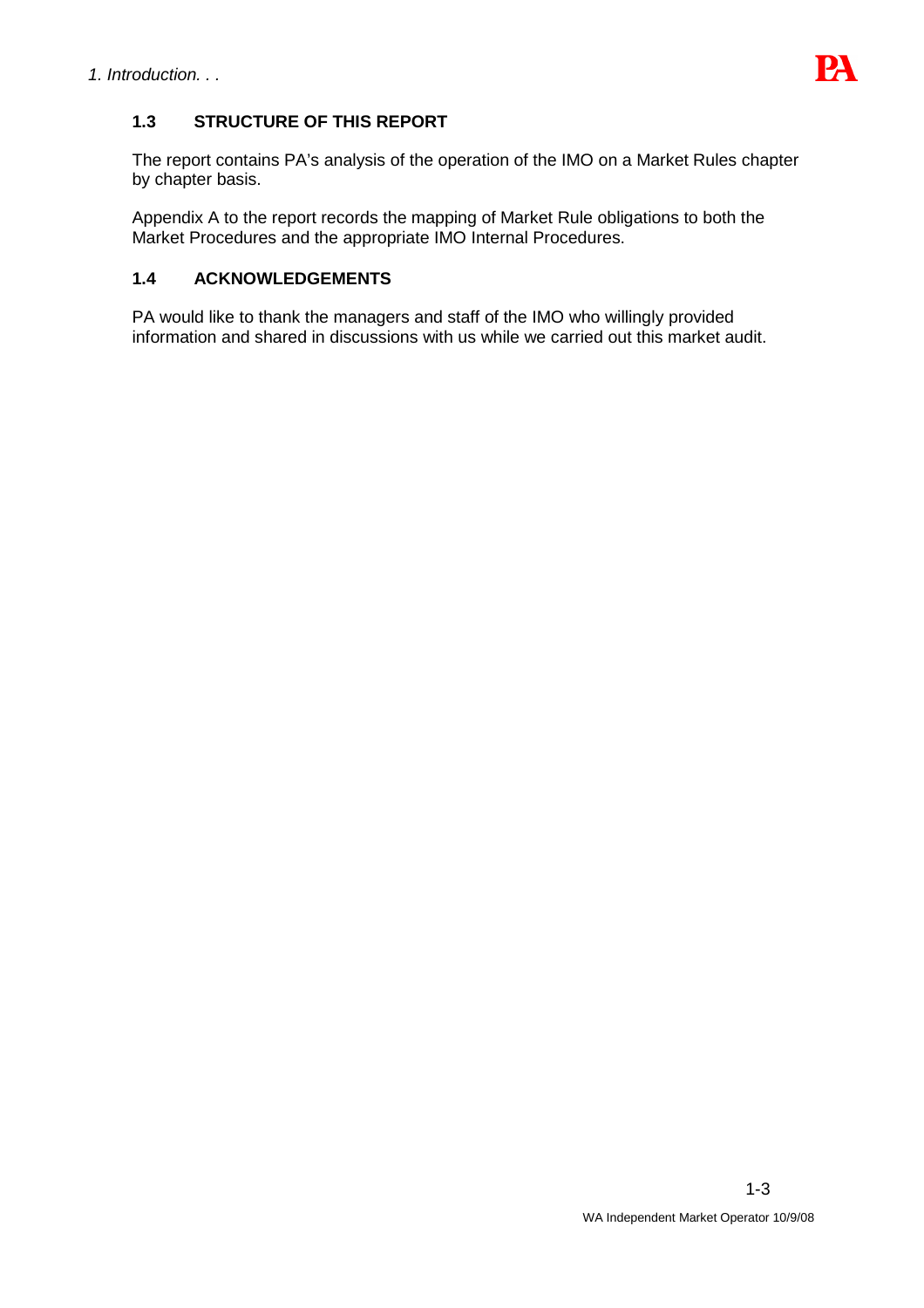### 1.3 STRUCTURE OF THIS REPORT

The report contains PA's analysis of the operation of the IMO on a Market Rules chapter by chapter basis.

Appendix A to the report records the mapping of Market Rule obligations to both the Market Procedures and the appropriate IMO Internal Procedures.

### 1.4 ACKNOWLEDGEMENTS

PA would like to thank the managers and staff of the IMO who willingly provided information and shared in discussions with us while we carried out this market audit.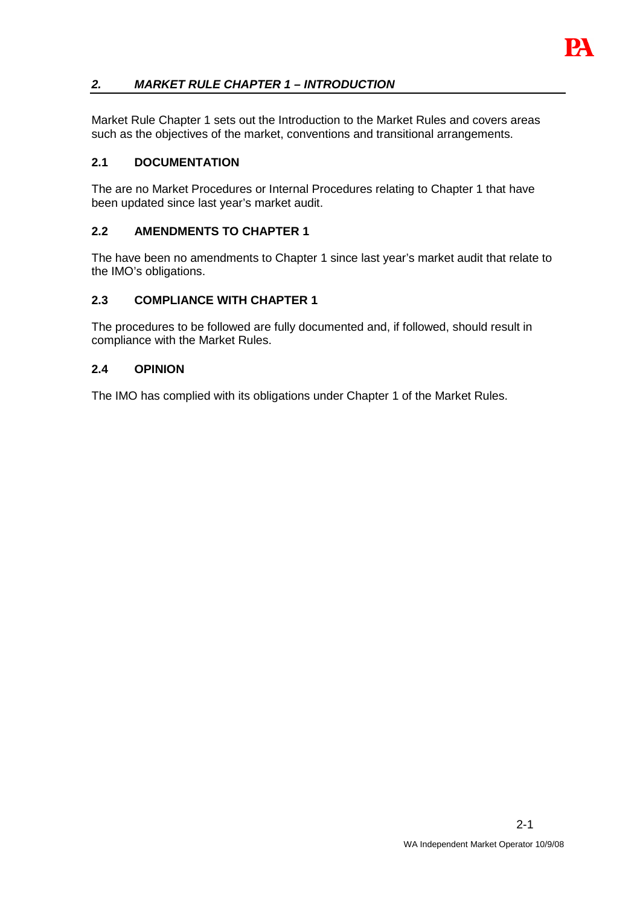## *2. MARKET RULE CHAPTER 1 – INTRODUCTION*

Market Rule Chapter 1 sets out the Introduction to the Market Rules and covers areas such as the objectives of the market, conventions and transitional arrangements.

### 2.1 DOCUMENTATION

The are no Market Procedures or Internal Procedures relating to Chapter 1 that have been updated since last year's market audit.

### 2.2 AMENDMENTS TO CHAPTER 1

The have been no amendments to Chapter 1 since last year's market audit that relate to the IMO's obligations.

### 2.3 COMPLIANCE WITH CHAPTER 1

The procedures to be followed are fully documented and, if followed, should result in compliance with the Market Rules.

### 2.4 OPINION

The IMO has complied with its obligations under Chapter 1 of the Market Rules.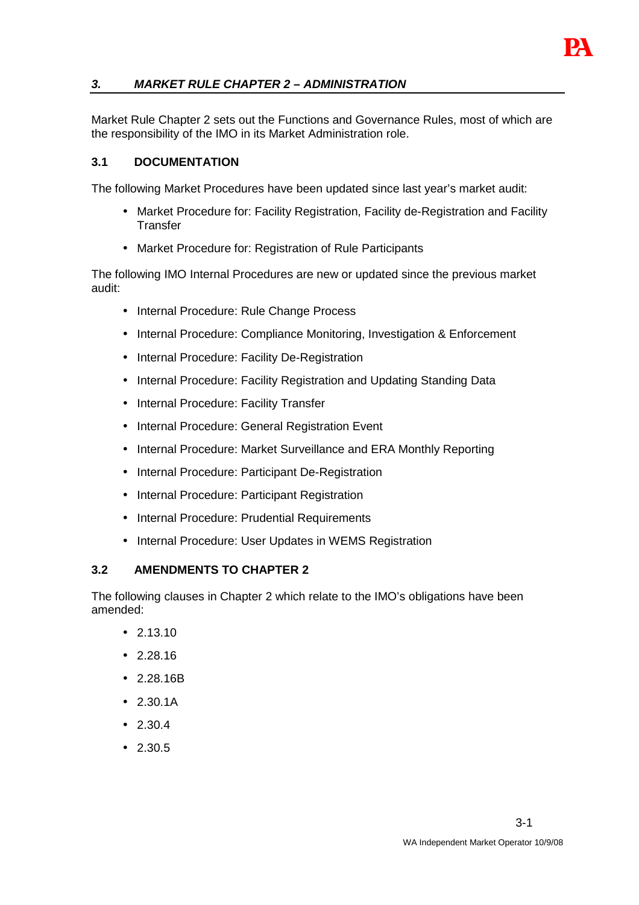## *3. MARKET RULE CHAPTER 2 – ADMINISTRATION*

Market Rule Chapter 2 sets out the Functions and Governance Rules, most of which are the responsibility of the IMO in its Market Administration role.

### 3.1 DOCUMENTATION

The following Market Procedures have been updated since last year's market audit:

- Market Procedure for: Facility Registration, Facility de-Registration and Facility Transfer
- Market Procedure for: Registration of Rule Participants

The following IMO Internal Procedures are new or updated since the previous market audit:

- Internal Procedure: Rule Change Process
- Internal Procedure: Compliance Monitoring, Investigation & Enforcement
- Internal Procedure: Facility De-Registration
- Internal Procedure: Facility Registration and Updating Standing Data
- Internal Procedure: Facility Transfer
- Internal Procedure: General Registration Event
- Internal Procedure: Market Surveillance and ERA Monthly Reporting
- Internal Procedure: Participant De-Registration
- Internal Procedure: Participant Registration
- Internal Procedure: Prudential Requirements
- Internal Procedure: User Updates in WEMS Registration

### 3.2 AMENDMENTS TO CHAPTER 2

The following clauses in Chapter 2 which relate to the IMO's obligations have been amended:

- 2.13.10
- 2.28.16
- 2.28.16B
- 2.30.1A
- 2.30.4
- 2.30.5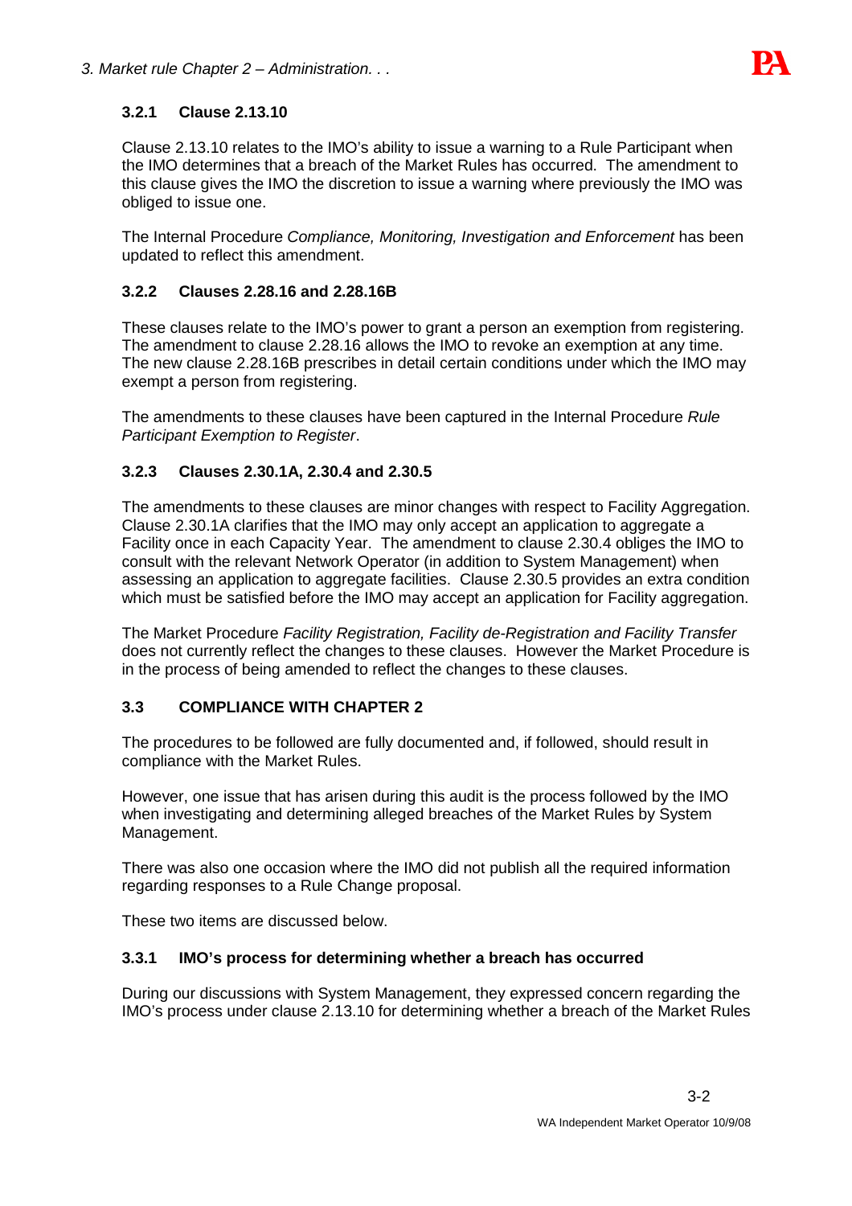### 3.2.1 Clause 2.13.10

Clause 2.13.10 relates to the IMO's ability to issue a warning to a Rule Participant when the IMO determines that a breach of the Market Rules has occurred. The amendment to this clause gives the IMO the discretion to issue a warning where previously the IMO was obliged to issue one.

The Internal Procedure *Compliance, Monitoring, Investigation and Enforcement* has been updated to reflect this amendment.

### 3.2.2 Clauses 2.28.16 and 2.28.16B

These clauses relate to the IMO's power to grant a person an exemption from registering. The amendment to clause 2.28.16 allows the IMO to revoke an exemption at any time. The new clause 2.28.16B prescribes in detail certain conditions under which the IMO may exempt a person from registering.

The amendments to these clauses have been captured in the Internal Procedure *Rule Participant Exemption to Register*.

### 3.2.3 Clauses 2.30.1A, 2.30.4 and 2.30.5

The amendments to these clauses are minor changes with respect to Facility Aggregation. Clause 2.30.1A clarifies that the IMO may only accept an application to aggregate a Facility once in each Capacity Year. The amendment to clause 2.30.4 obliges the IMO to consult with the relevant Network Operator (in addition to System Management) when assessing an application to aggregate facilities. Clause 2.30.5 provides an extra condition which must be satisfied before the IMO may accept an application for Facility aggregation.

The Market Procedure *Facility Registration, Facility de-Registration and Facility Transfer* does not currently reflect the changes to these clauses. However the Market Procedure is in the process of being amended to reflect the changes to these clauses.

## 3.3 COMPLIANCE WITH CHAPTER 2

The procedures to be followed are fully documented and, if followed, should result in compliance with the Market Rules.

However, one issue that has arisen during this audit is the process followed by the IMO when investigating and determining alleged breaches of the Market Rules by System Management.

There was also one occasion where the IMO did not publish all the required information regarding responses to a Rule Change proposal.

These two items are discussed below.

### 3.3.1 IMO's process for determining whether a breach has occurred

During our discussions with System Management, they expressed concern regarding the IMO's process under clause 2.13.10 for determining whether a breach of the Market Rules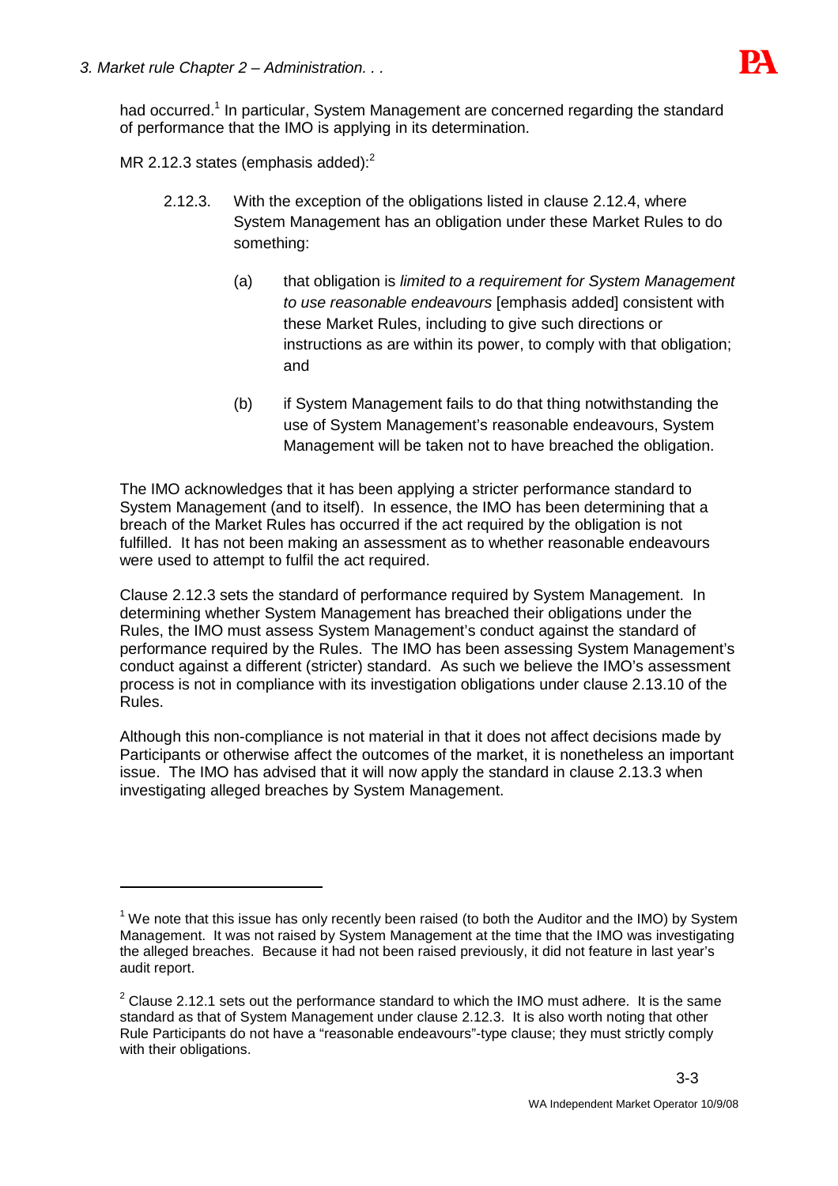had occurred.[1] In particular, System Management are concerned regarding the standard of performance that the IMO is applying in its determination.

MR 2.12.3 states (emphasis added):[2]

> 2.12.3. With the exception of the obligations listed in clause 2.12.4, where System Management has an obligation under these Market Rules to do something:
>
> (a) that obligation is *limited to a requirement for System Management to use reasonable endeavours* [emphasis added] consistent with these Market Rules, including to give such directions or instructions as are within its power, to comply with that obligation; and
>
> (b) if System Management fails to do that thing notwithstanding the use of System Management's reasonable endeavours, System Management will be taken not to have breached the obligation.

The IMO acknowledges that it has been applying a stricter performance standard to System Management (and to itself). In essence, the IMO has been determining that a breach of the Market Rules has occurred if the act required by the obligation is not fulfilled. It has not been making an assessment as to whether reasonable endeavours were used to attempt to fulfil the act required.

Clause 2.12.3 sets the standard of performance required by System Management. In determining whether System Management has breached their obligations under the Rules, the IMO must assess System Management's conduct against the standard of performance required by the Rules. The IMO has been assessing System Management's conduct against a different (stricter) standard. As such we believe the IMO's assessment process is not in compliance with its investigation obligations under clause 2.13.10 of the Rules.

Although this non-compliance is not material in that it does not affect decisions made by Participants or otherwise affect the outcomes of the market, it is nonetheless an important issue. The IMO has advised that it will now apply the standard in clause 2.13.3 when investigating alleged breaches by System Management.

---

[1] We note that this issue has only recently been raised (to both the Auditor and the IMO) by System Management. It was not raised by System Management at the time that the IMO was investigating the alleged breaches. Because it had not been raised previously, it did not feature in last year's audit report.

[2] Clause 2.12.1 sets out the performance standard to which the IMO must adhere. It is the same standard as that of System Management under clause 2.12.3. It is also worth noting that other Rule Participants do not have a "reasonable endeavours"-type clause; they must strictly comply with their obligations.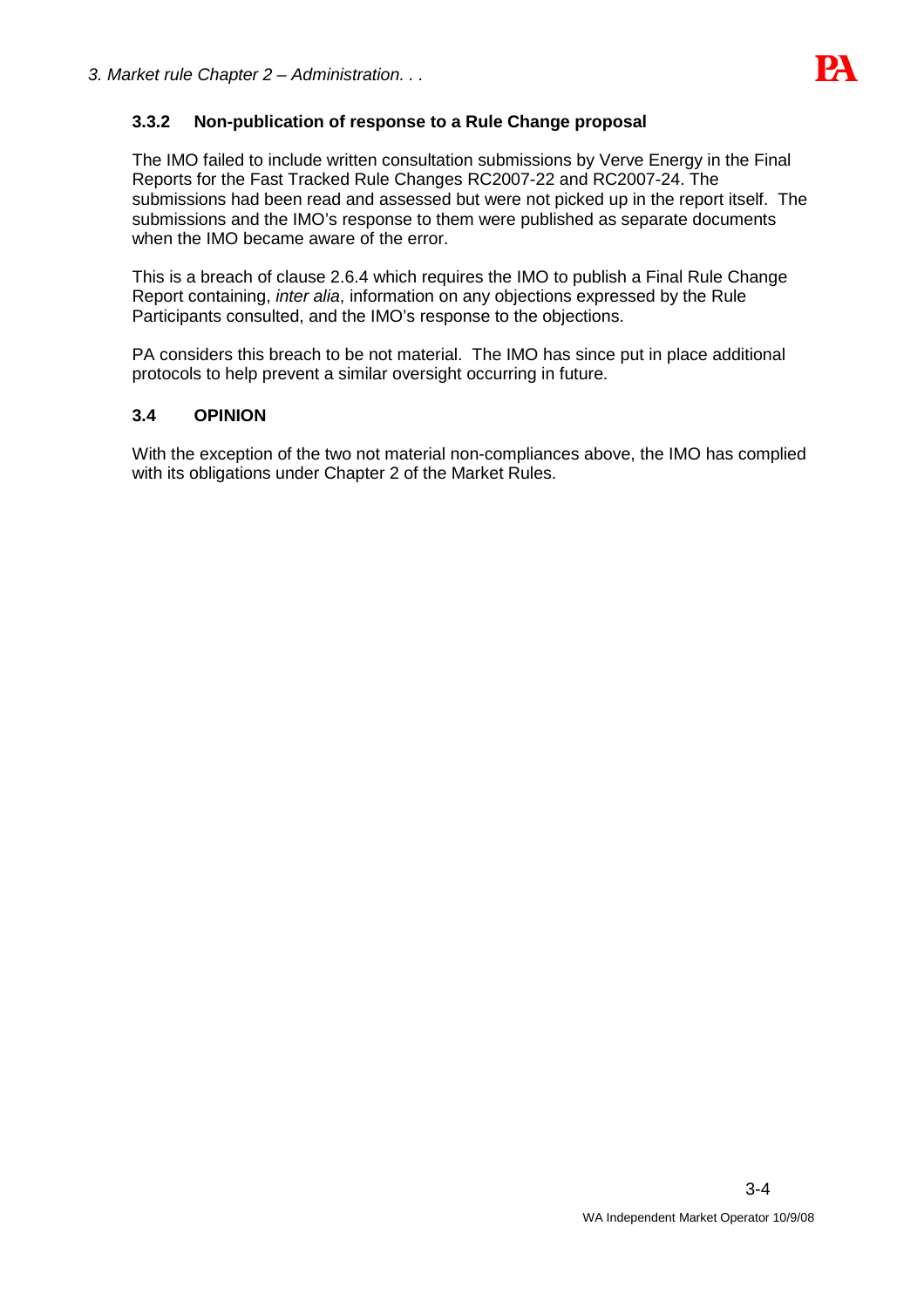### 3.3.2 Non-publication of response to a Rule Change proposal

The IMO failed to include written consultation submissions by Verve Energy in the Final Reports for the Fast Tracked Rule Changes RC2007-22 and RC2007-24. The submissions had been read and assessed but were not picked up in the report itself. The submissions and the IMO's response to them were published as separate documents when the IMO became aware of the error.

This is a breach of clause 2.6.4 which requires the IMO to publish a Final Rule Change Report containing, *inter alia*, information on any objections expressed by the Rule Participants consulted, and the IMO's response to the objections.

PA considers this breach to be not material. The IMO has since put in place additional protocols to help prevent a similar oversight occurring in future.

## 3.4 OPINION

With the exception of the two not material non-compliances above, the IMO has complied with its obligations under Chapter 2 of the Market Rules.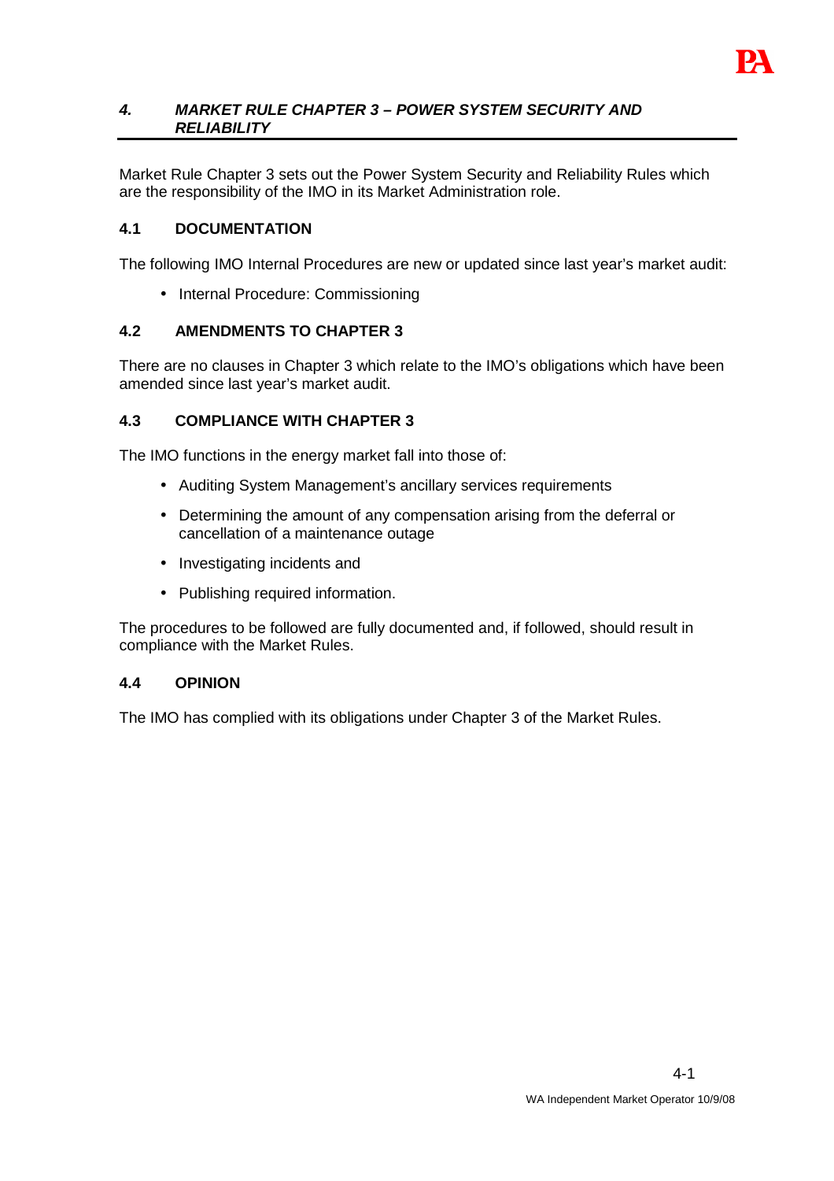## *4. MARKET RULE CHAPTER 3 – POWER SYSTEM SECURITY AND RELIABILITY*

Market Rule Chapter 3 sets out the Power System Security and Reliability Rules which are the responsibility of the IMO in its Market Administration role.

### 4.1 DOCUMENTATION

The following IMO Internal Procedures are new or updated since last year's market audit:

- Internal Procedure: Commissioning

### 4.2 AMENDMENTS TO CHAPTER 3

There are no clauses in Chapter 3 which relate to the IMO's obligations which have been amended since last year's market audit.

### 4.3 COMPLIANCE WITH CHAPTER 3

The IMO functions in the energy market fall into those of:

- Auditing System Management's ancillary services requirements
- Determining the amount of any compensation arising from the deferral or cancellation of a maintenance outage
- Investigating incidents and
- Publishing required information.

The procedures to be followed are fully documented and, if followed, should result in compliance with the Market Rules.

### 4.4 OPINION

The IMO has complied with its obligations under Chapter 3 of the Market Rules.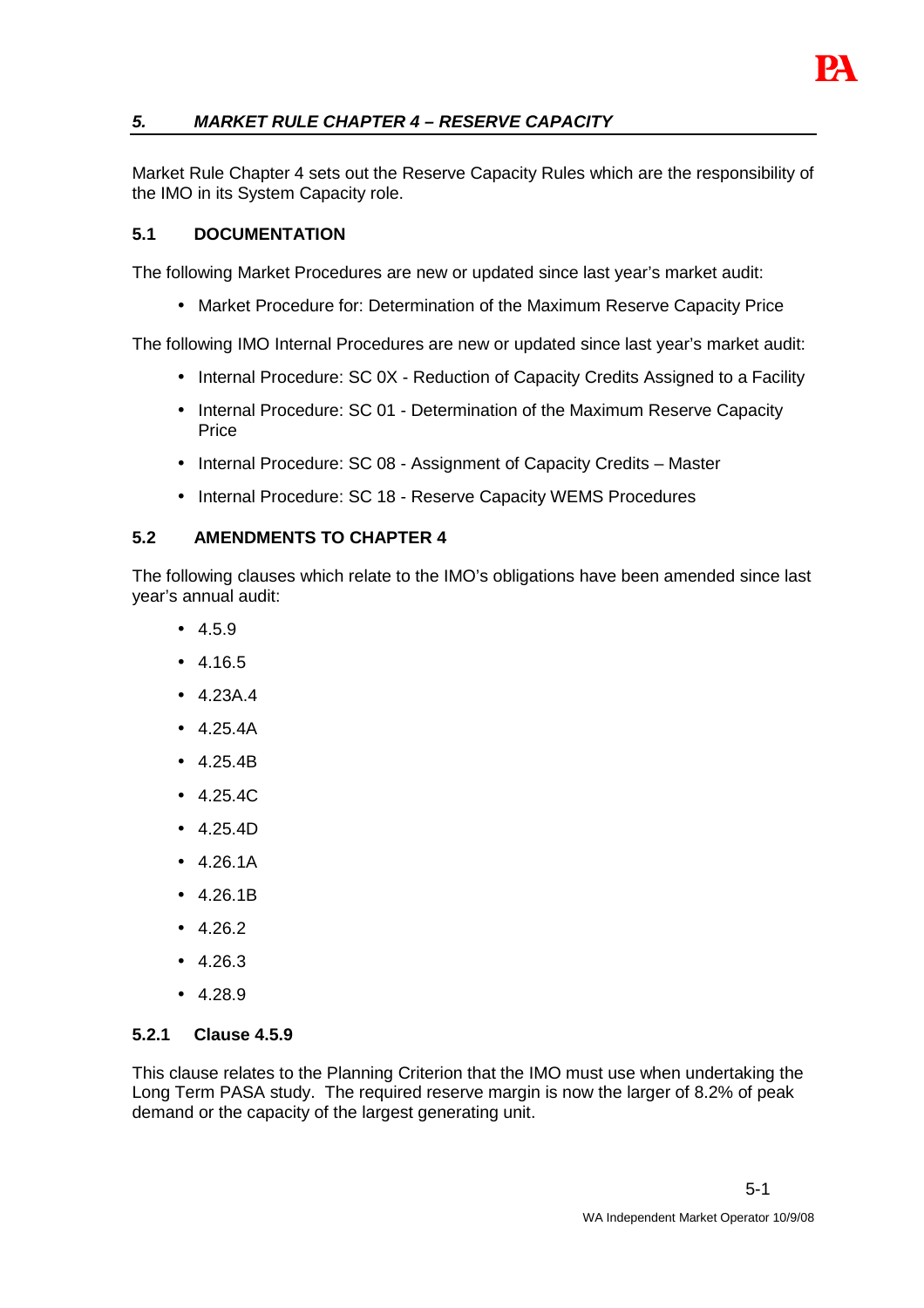## *5. MARKET RULE CHAPTER 4 – RESERVE CAPACITY*

Market Rule Chapter 4 sets out the Reserve Capacity Rules which are the responsibility of the IMO in its System Capacity role.

### 5.1 DOCUMENTATION

The following Market Procedures are new or updated since last year's market audit:

- Market Procedure for: Determination of the Maximum Reserve Capacity Price

The following IMO Internal Procedures are new or updated since last year's market audit:

- Internal Procedure: SC 0X - Reduction of Capacity Credits Assigned to a Facility
- Internal Procedure: SC 01 - Determination of the Maximum Reserve Capacity Price
- Internal Procedure: SC 08 - Assignment of Capacity Credits – Master
- Internal Procedure: SC 18 - Reserve Capacity WEMS Procedures

### 5.2 AMENDMENTS TO CHAPTER 4

The following clauses which relate to the IMO's obligations have been amended since last year's annual audit:

- 4.5.9
- 4.16.5
- 4.23A.4
- 4.25.4A
- 4.25.4B
- 4.25.4C
- 4.25.4D
- 4.26.1A
- 4.26.1B
- 4.26.2
- 4.26.3
- 4.28.9

#### 5.2.1 Clause 4.5.9

This clause relates to the Planning Criterion that the IMO must use when undertaking the Long Term PASA study. The required reserve margin is now the larger of 8.2% of peak demand or the capacity of the largest generating unit.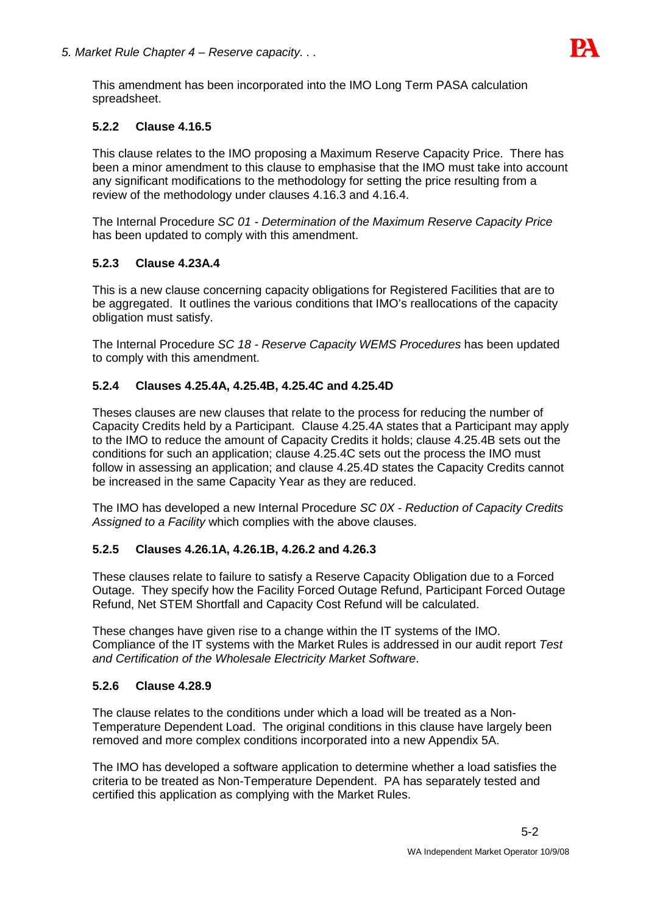This amendment has been incorporated into the IMO Long Term PASA calculation spreadsheet.

### 5.2.2 Clause 4.16.5

This clause relates to the IMO proposing a Maximum Reserve Capacity Price. There has been a minor amendment to this clause to emphasise that the IMO must take into account any significant modifications to the methodology for setting the price resulting from a review of the methodology under clauses 4.16.3 and 4.16.4.

The Internal Procedure *SC 01 - Determination of the Maximum Reserve Capacity Price* has been updated to comply with this amendment.

### 5.2.3 Clause 4.23A.4

This is a new clause concerning capacity obligations for Registered Facilities that are to be aggregated. It outlines the various conditions that IMO's reallocations of the capacity obligation must satisfy.

The Internal Procedure *SC 18 - Reserve Capacity WEMS Procedures* has been updated to comply with this amendment.

### 5.2.4 Clauses 4.25.4A, 4.25.4B, 4.25.4C and 4.25.4D

Theses clauses are new clauses that relate to the process for reducing the number of Capacity Credits held by a Participant. Clause 4.25.4A states that a Participant may apply to the IMO to reduce the amount of Capacity Credits it holds; clause 4.25.4B sets out the conditions for such an application; clause 4.25.4C sets out the process the IMO must follow in assessing an application; and clause 4.25.4D states the Capacity Credits cannot be increased in the same Capacity Year as they are reduced.

The IMO has developed a new Internal Procedure *SC 0X - Reduction of Capacity Credits Assigned to a Facility* which complies with the above clauses.

### 5.2.5 Clauses 4.26.1A, 4.26.1B, 4.26.2 and 4.26.3

These clauses relate to failure to satisfy a Reserve Capacity Obligation due to a Forced Outage. They specify how the Facility Forced Outage Refund, Participant Forced Outage Refund, Net STEM Shortfall and Capacity Cost Refund will be calculated.

These changes have given rise to a change within the IT systems of the IMO. Compliance of the IT systems with the Market Rules is addressed in our audit report *Test and Certification of the Wholesale Electricity Market Software*.

### 5.2.6 Clause 4.28.9

The clause relates to the conditions under which a load will be treated as a Non-Temperature Dependent Load. The original conditions in this clause have largely been removed and more complex conditions incorporated into a new Appendix 5A.

The IMO has developed a software application to determine whether a load satisfies the criteria to be treated as Non-Temperature Dependent. PA has separately tested and certified this application as complying with the Market Rules.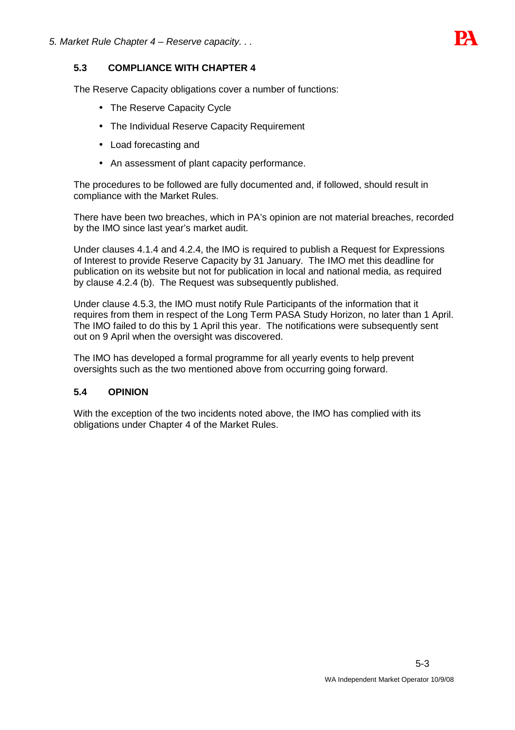### 5.3 COMPLIANCE WITH CHAPTER 4

The Reserve Capacity obligations cover a number of functions:

- The Reserve Capacity Cycle
- The Individual Reserve Capacity Requirement
- Load forecasting and
- An assessment of plant capacity performance.

The procedures to be followed are fully documented and, if followed, should result in compliance with the Market Rules.

There have been two breaches, which in PA's opinion are not material breaches, recorded by the IMO since last year's market audit.

Under clauses 4.1.4 and 4.2.4, the IMO is required to publish a Request for Expressions of Interest to provide Reserve Capacity by 31 January. The IMO met this deadline for publication on its website but not for publication in local and national media, as required by clause 4.2.4 (b). The Request was subsequently published.

Under clause 4.5.3, the IMO must notify Rule Participants of the information that it requires from them in respect of the Long Term PASA Study Horizon, no later than 1 April. The IMO failed to do this by 1 April this year. The notifications were subsequently sent out on 9 April when the oversight was discovered.

The IMO has developed a formal programme for all yearly events to help prevent oversights such as the two mentioned above from occurring going forward.

### 5.4 OPINION

With the exception of the two incidents noted above, the IMO has complied with its obligations under Chapter 4 of the Market Rules.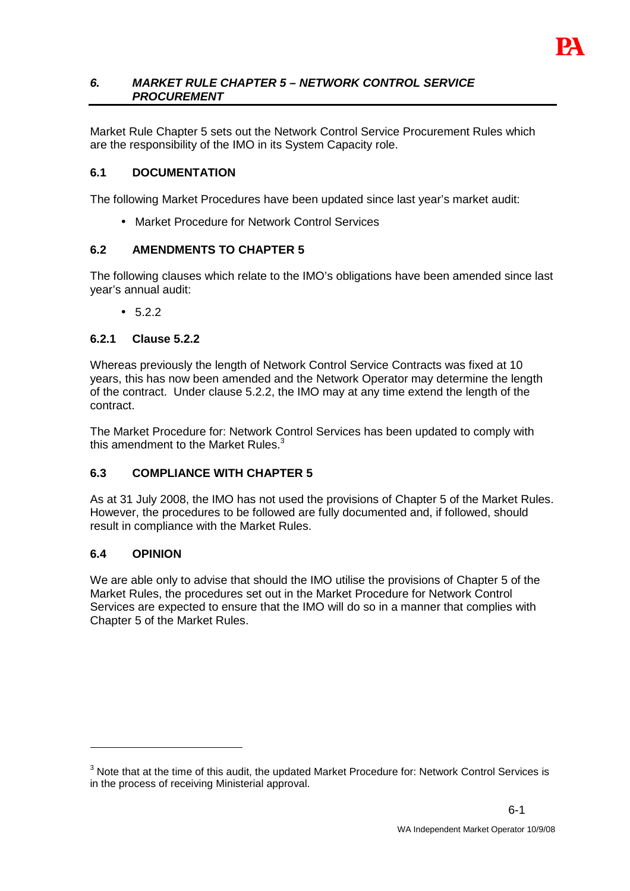## *6. MARKET RULE CHAPTER 5 – NETWORK CONTROL SERVICE PROCUREMENT*

Market Rule Chapter 5 sets out the Network Control Service Procurement Rules which are the responsibility of the IMO in its System Capacity role.

### 6.1 DOCUMENTATION

The following Market Procedures have been updated since last year's market audit:

- Market Procedure for Network Control Services

### 6.2 AMENDMENTS TO CHAPTER 5

The following clauses which relate to the IMO's obligations have been amended since last year's annual audit:

- 5.2.2

#### 6.2.1 Clause 5.2.2

Whereas previously the length of Network Control Service Contracts was fixed at 10 years, this has now been amended and the Network Operator may determine the length of the contract. Under clause 5.2.2, the IMO may at any time extend the length of the contract.

The Market Procedure for: Network Control Services has been updated to comply with this amendment to the Market Rules.[3]

### 6.3 COMPLIANCE WITH CHAPTER 5

As at 31 July 2008, the IMO has not used the provisions of Chapter 5 of the Market Rules. However, the procedures to be followed are fully documented and, if followed, should result in compliance with the Market Rules.

### 6.4 OPINION

We are able only to advise that should the IMO utilise the provisions of Chapter 5 of the Market Rules, the procedures set out in the Market Procedure for Network Control Services are expected to ensure that the IMO will do so in a manner that complies with Chapter 5 of the Market Rules.

---

[3] Note that at the time of this audit, the updated Market Procedure for: Network Control Services is in the process of receiving Ministerial approval.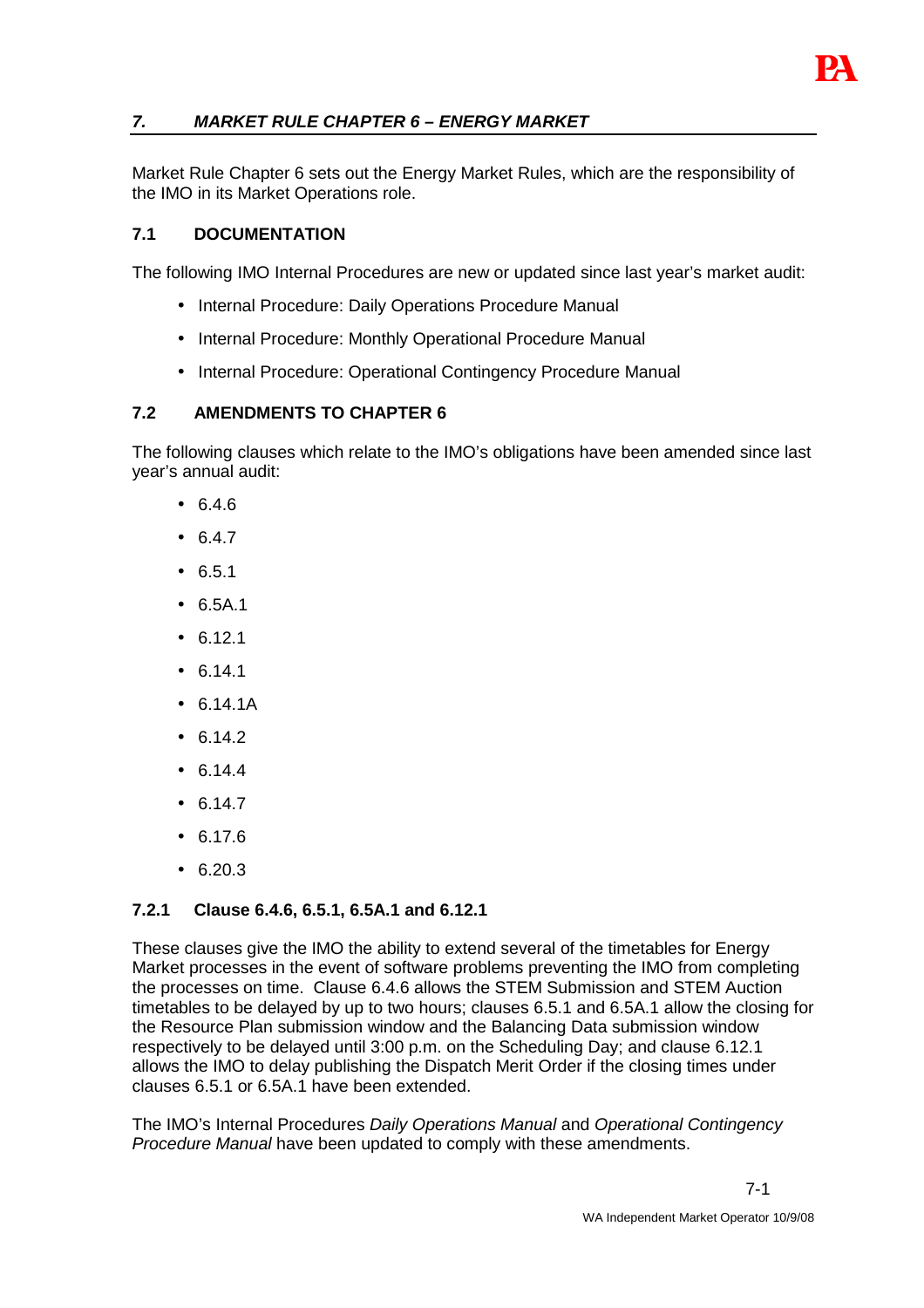## *7. MARKET RULE CHAPTER 6 – ENERGY MARKET*

Market Rule Chapter 6 sets out the Energy Market Rules, which are the responsibility of the IMO in its Market Operations role.

### 7.1 DOCUMENTATION

The following IMO Internal Procedures are new or updated since last year's market audit:

- Internal Procedure: Daily Operations Procedure Manual
- Internal Procedure: Monthly Operational Procedure Manual
- Internal Procedure: Operational Contingency Procedure Manual

### 7.2 AMENDMENTS TO CHAPTER 6

The following clauses which relate to the IMO's obligations have been amended since last year's annual audit:

- 6.4.6
- 6.4.7
- 6.5.1
- 6.5A.1
- 6.12.1
- 6.14.1
- 6.14.1A
- 6.14.2
- 6.14.4
- 6.14.7
- 6.17.6
- 6.20.3

#### 7.2.1 Clause 6.4.6, 6.5.1, 6.5A.1 and 6.12.1

These clauses give the IMO the ability to extend several of the timetables for Energy Market processes in the event of software problems preventing the IMO from completing the processes on time. Clause 6.4.6 allows the STEM Submission and STEM Auction timetables to be delayed by up to two hours; clauses 6.5.1 and 6.5A.1 allow the closing for the Resource Plan submission window and the Balancing Data submission window respectively to be delayed until 3:00 p.m. on the Scheduling Day; and clause 6.12.1 allows the IMO to delay publishing the Dispatch Merit Order if the closing times under clauses 6.5.1 or 6.5A.1 have been extended.

The IMO's Internal Procedures *Daily Operations Manual* and *Operational Contingency Procedure Manual* have been updated to comply with these amendments.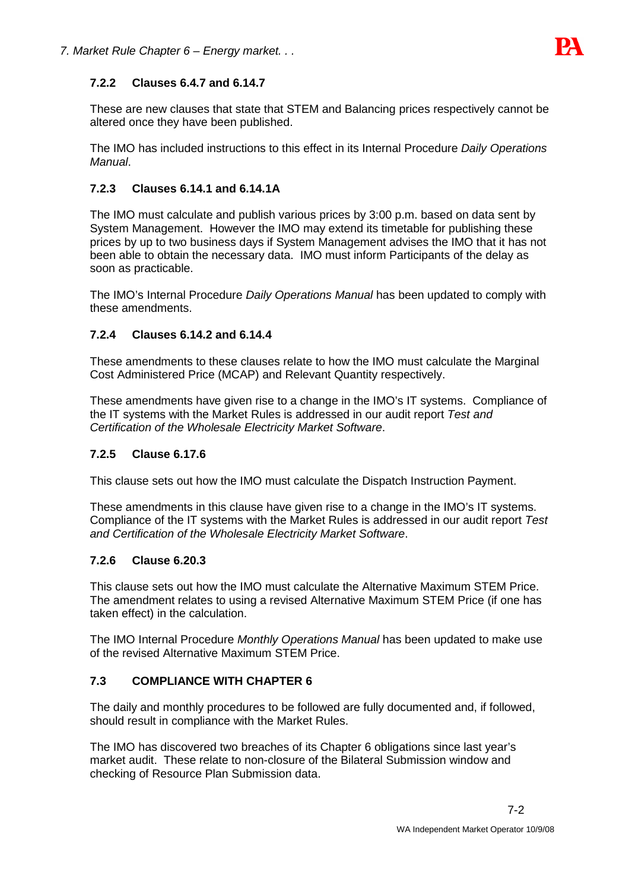### 7.2.2 Clauses 6.4.7 and 6.14.7

These are new clauses that state that STEM and Balancing prices respectively cannot be altered once they have been published.

The IMO has included instructions to this effect in its Internal Procedure *Daily Operations Manual*.

### 7.2.3 Clauses 6.14.1 and 6.14.1A

The IMO must calculate and publish various prices by 3:00 p.m. based on data sent by System Management. However the IMO may extend its timetable for publishing these prices by up to two business days if System Management advises the IMO that it has not been able to obtain the necessary data. IMO must inform Participants of the delay as soon as practicable.

The IMO's Internal Procedure *Daily Operations Manual* has been updated to comply with these amendments.

### 7.2.4 Clauses 6.14.2 and 6.14.4

These amendments to these clauses relate to how the IMO must calculate the Marginal Cost Administered Price (MCAP) and Relevant Quantity respectively.

These amendments have given rise to a change in the IMO's IT systems. Compliance of the IT systems with the Market Rules is addressed in our audit report *Test and Certification of the Wholesale Electricity Market Software*.

### 7.2.5 Clause 6.17.6

This clause sets out how the IMO must calculate the Dispatch Instruction Payment.

These amendments in this clause have given rise to a change in the IMO's IT systems. Compliance of the IT systems with the Market Rules is addressed in our audit report *Test and Certification of the Wholesale Electricity Market Software*.

### 7.2.6 Clause 6.20.3

This clause sets out how the IMO must calculate the Alternative Maximum STEM Price. The amendment relates to using a revised Alternative Maximum STEM Price (if one has taken effect) in the calculation.

The IMO Internal Procedure *Monthly Operations Manual* has been updated to make use of the revised Alternative Maximum STEM Price.

## 7.3 COMPLIANCE WITH CHAPTER 6

The daily and monthly procedures to be followed are fully documented and, if followed, should result in compliance with the Market Rules.

The IMO has discovered two breaches of its Chapter 6 obligations since last year's market audit. These relate to non-closure of the Bilateral Submission window and checking of Resource Plan Submission data.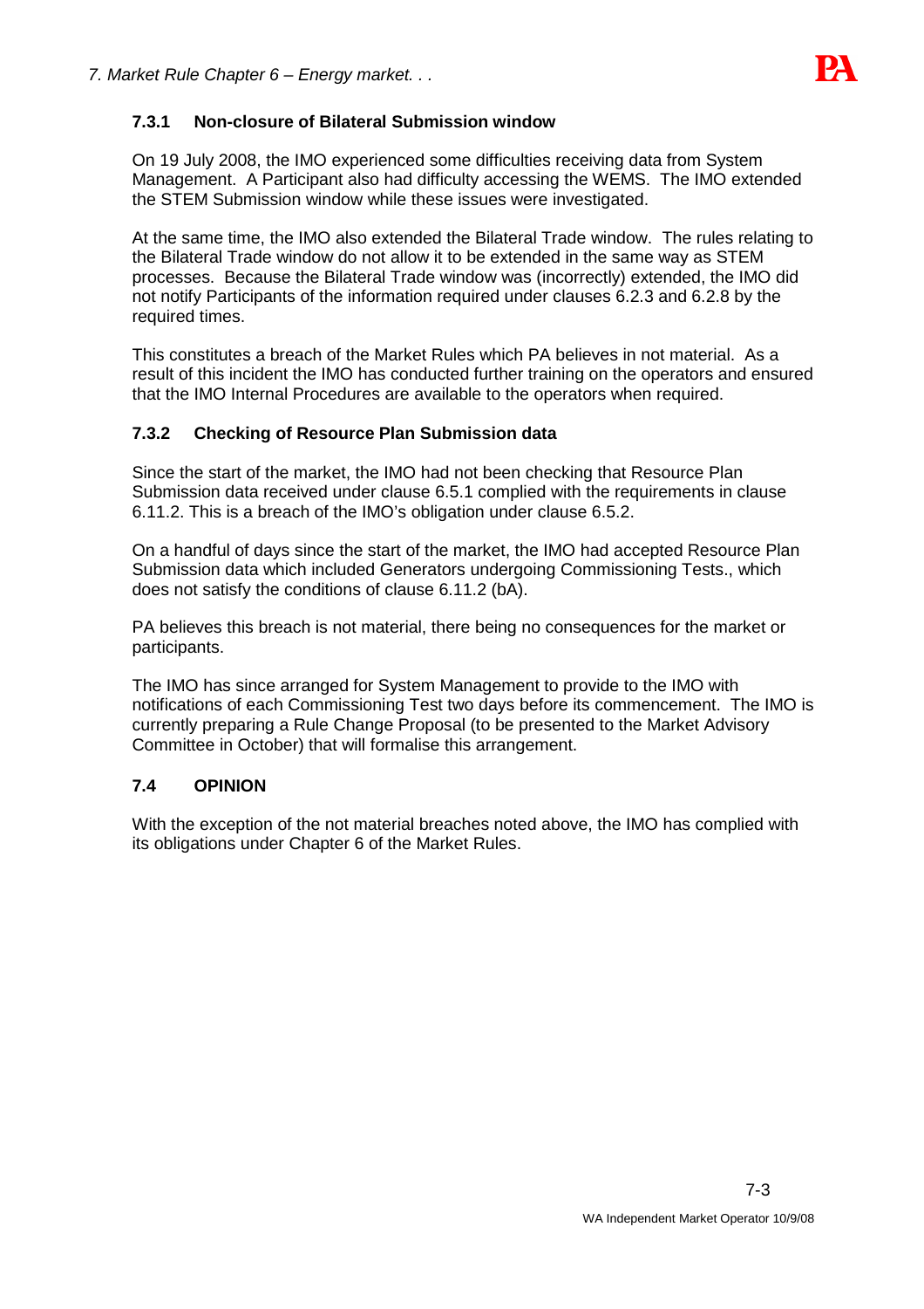### 7.3.1 Non-closure of Bilateral Submission window

On 19 July 2008, the IMO experienced some difficulties receiving data from System Management. A Participant also had difficulty accessing the WEMS. The IMO extended the STEM Submission window while these issues were investigated.

At the same time, the IMO also extended the Bilateral Trade window. The rules relating to the Bilateral Trade window do not allow it to be extended in the same way as STEM processes. Because the Bilateral Trade window was (incorrectly) extended, the IMO did not notify Participants of the information required under clauses 6.2.3 and 6.2.8 by the required times.

This constitutes a breach of the Market Rules which PA believes in not material. As a result of this incident the IMO has conducted further training on the operators and ensured that the IMO Internal Procedures are available to the operators when required.

### 7.3.2 Checking of Resource Plan Submission data

Since the start of the market, the IMO had not been checking that Resource Plan Submission data received under clause 6.5.1 complied with the requirements in clause 6.11.2. This is a breach of the IMO's obligation under clause 6.5.2.

On a handful of days since the start of the market, the IMO had accepted Resource Plan Submission data which included Generators undergoing Commissioning Tests., which does not satisfy the conditions of clause 6.11.2 (bA).

PA believes this breach is not material, there being no consequences for the market or participants.

The IMO has since arranged for System Management to provide to the IMO with notifications of each Commissioning Test two days before its commencement. The IMO is currently preparing a Rule Change Proposal (to be presented to the Market Advisory Committee in October) that will formalise this arrangement.

## 7.4 OPINION

With the exception of the not material breaches noted above, the IMO has complied with its obligations under Chapter 6 of the Market Rules.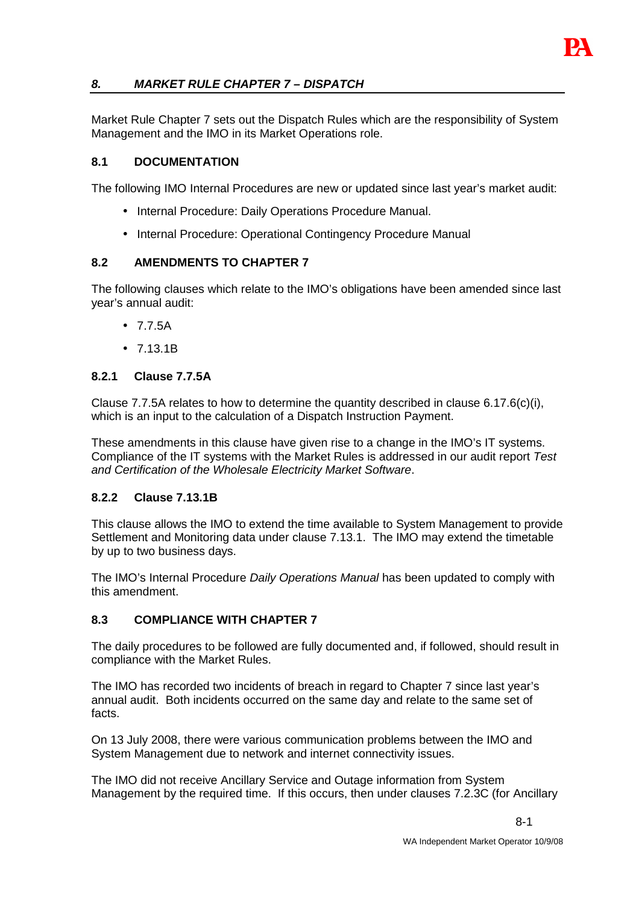## *8. MARKET RULE CHAPTER 7 – DISPATCH*

Market Rule Chapter 7 sets out the Dispatch Rules which are the responsibility of System Management and the IMO in its Market Operations role.

### 8.1 DOCUMENTATION

The following IMO Internal Procedures are new or updated since last year's market audit:

- Internal Procedure: Daily Operations Procedure Manual.
- Internal Procedure: Operational Contingency Procedure Manual

### 8.2 AMENDMENTS TO CHAPTER 7

The following clauses which relate to the IMO's obligations have been amended since last year's annual audit:

- 7.7.5A
- 7.13.1B

#### 8.2.1 Clause 7.7.5A

Clause 7.7.5A relates to how to determine the quantity described in clause 6.17.6(c)(i), which is an input to the calculation of a Dispatch Instruction Payment.

These amendments in this clause have given rise to a change in the IMO's IT systems. Compliance of the IT systems with the Market Rules is addressed in our audit report *Test and Certification of the Wholesale Electricity Market Software*.

#### 8.2.2 Clause 7.13.1B

This clause allows the IMO to extend the time available to System Management to provide Settlement and Monitoring data under clause 7.13.1. The IMO may extend the timetable by up to two business days.

The IMO's Internal Procedure *Daily Operations Manual* has been updated to comply with this amendment.

### 8.3 COMPLIANCE WITH CHAPTER 7

The daily procedures to be followed are fully documented and, if followed, should result in compliance with the Market Rules.

The IMO has recorded two incidents of breach in regard to Chapter 7 since last year's annual audit. Both incidents occurred on the same day and relate to the same set of facts.

On 13 July 2008, there were various communication problems between the IMO and System Management due to network and internet connectivity issues.

The IMO did not receive Ancillary Service and Outage information from System Management by the required time. If this occurs, then under clauses 7.2.3C (for Ancillary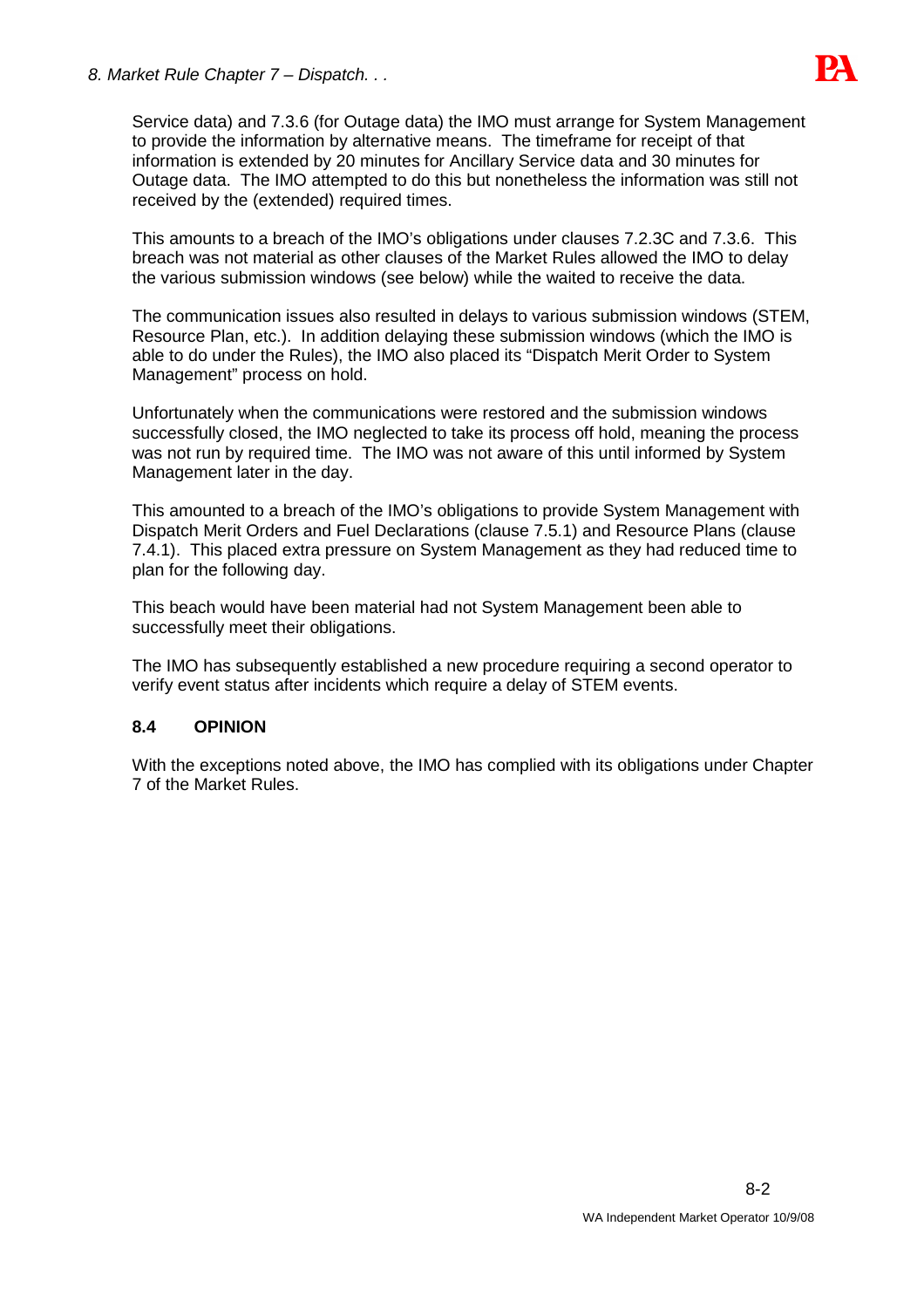Service data) and 7.3.6 (for Outage data) the IMO must arrange for System Management to provide the information by alternative means. The timeframe for receipt of that information is extended by 20 minutes for Ancillary Service data and 30 minutes for Outage data. The IMO attempted to do this but nonetheless the information was still not received by the (extended) required times.

This amounts to a breach of the IMO's obligations under clauses 7.2.3C and 7.3.6. This breach was not material as other clauses of the Market Rules allowed the IMO to delay the various submission windows (see below) while the waited to receive the data.

The communication issues also resulted in delays to various submission windows (STEM, Resource Plan, etc.). In addition delaying these submission windows (which the IMO is able to do under the Rules), the IMO also placed its "Dispatch Merit Order to System Management" process on hold.

Unfortunately when the communications were restored and the submission windows successfully closed, the IMO neglected to take its process off hold, meaning the process was not run by required time. The IMO was not aware of this until informed by System Management later in the day.

This amounted to a breach of the IMO's obligations to provide System Management with Dispatch Merit Orders and Fuel Declarations (clause 7.5.1) and Resource Plans (clause 7.4.1). This placed extra pressure on System Management as they had reduced time to plan for the following day.

This beach would have been material had not System Management been able to successfully meet their obligations.

The IMO has subsequently established a new procedure requiring a second operator to verify event status after incidents which require a delay of STEM events.

## 8.4 OPINION

With the exceptions noted above, the IMO has complied with its obligations under Chapter 7 of the Market Rules.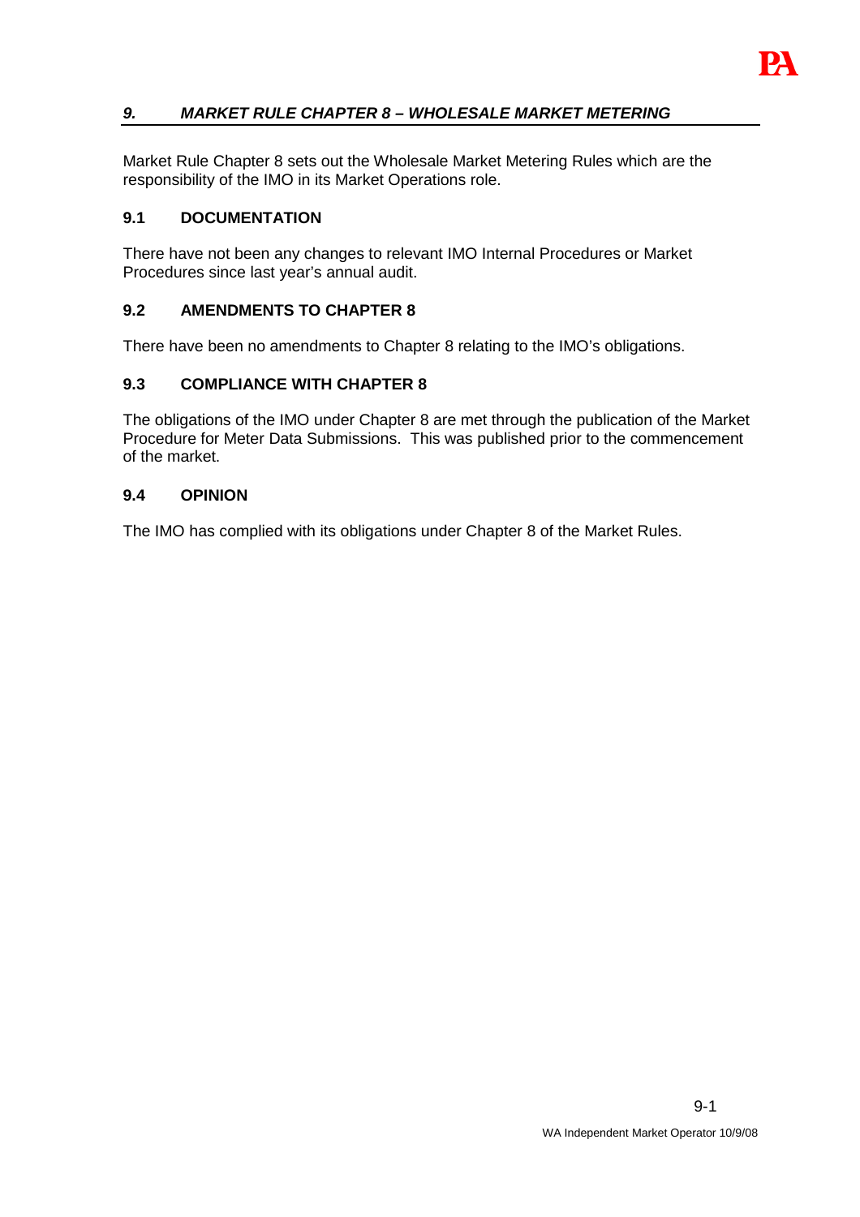## *9. MARKET RULE CHAPTER 8 – WHOLESALE MARKET METERING*

Market Rule Chapter 8 sets out the Wholesale Market Metering Rules which are the responsibility of the IMO in its Market Operations role.

### 9.1 DOCUMENTATION

There have not been any changes to relevant IMO Internal Procedures or Market Procedures since last year's annual audit.

### 9.2 AMENDMENTS TO CHAPTER 8

There have been no amendments to Chapter 8 relating to the IMO's obligations.

### 9.3 COMPLIANCE WITH CHAPTER 8

The obligations of the IMO under Chapter 8 are met through the publication of the Market Procedure for Meter Data Submissions. This was published prior to the commencement of the market.

### 9.4 OPINION

The IMO has complied with its obligations under Chapter 8 of the Market Rules.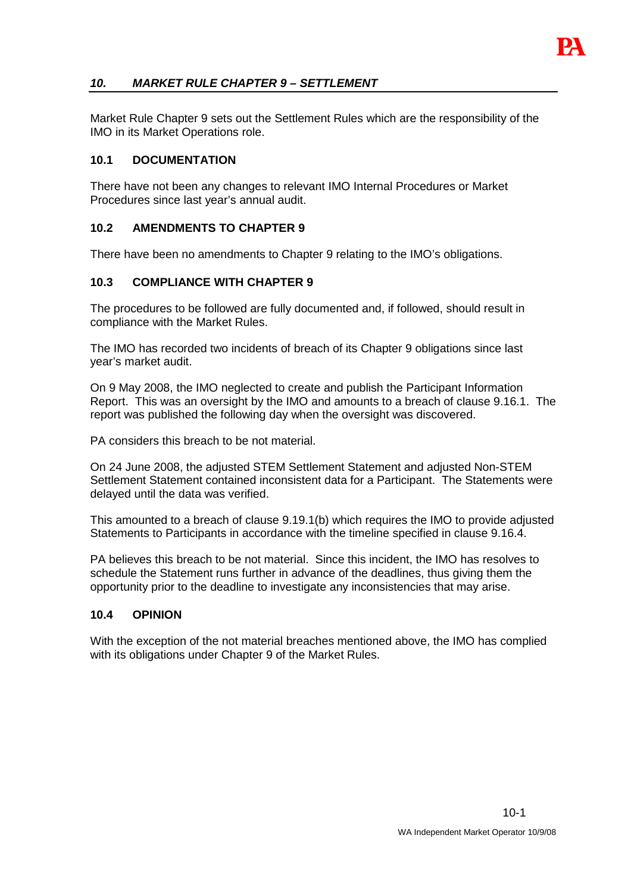## *10. MARKET RULE CHAPTER 9 – SETTLEMENT*

Market Rule Chapter 9 sets out the Settlement Rules which are the responsibility of the IMO in its Market Operations role.

### 10.1 DOCUMENTATION

There have not been any changes to relevant IMO Internal Procedures or Market Procedures since last year's annual audit.

### 10.2 AMENDMENTS TO CHAPTER 9

There have been no amendments to Chapter 9 relating to the IMO's obligations.

### 10.3 COMPLIANCE WITH CHAPTER 9

The procedures to be followed are fully documented and, if followed, should result in compliance with the Market Rules.

The IMO has recorded two incidents of breach of its Chapter 9 obligations since last year's market audit.

On 9 May 2008, the IMO neglected to create and publish the Participant Information Report. This was an oversight by the IMO and amounts to a breach of clause 9.16.1. The report was published the following day when the oversight was discovered.

PA considers this breach to be not material.

On 24 June 2008, the adjusted STEM Settlement Statement and adjusted Non-STEM Settlement Statement contained inconsistent data for a Participant. The Statements were delayed until the data was verified.

This amounted to a breach of clause 9.19.1(b) which requires the IMO to provide adjusted Statements to Participants in accordance with the timeline specified in clause 9.16.4.

PA believes this breach to be not material. Since this incident, the IMO has resolves to schedule the Statement runs further in advance of the deadlines, thus giving them the opportunity prior to the deadline to investigate any inconsistencies that may arise.

### 10.4 OPINION

With the exception of the not material breaches mentioned above, the IMO has complied with its obligations under Chapter 9 of the Market Rules.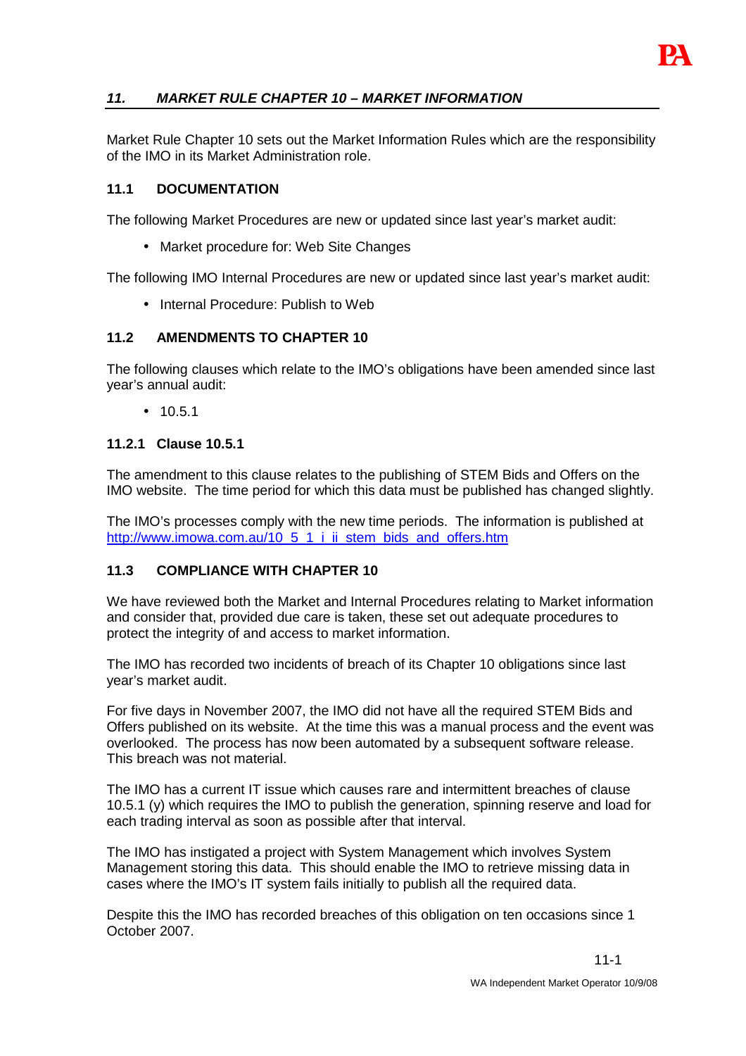## *11. MARKET RULE CHAPTER 10 – MARKET INFORMATION*

Market Rule Chapter 10 sets out the Market Information Rules which are the responsibility of the IMO in its Market Administration role.

### 11.1 DOCUMENTATION

The following Market Procedures are new or updated since last year's market audit:

- Market procedure for: Web Site Changes

The following IMO Internal Procedures are new or updated since last year's market audit:

- Internal Procedure: Publish to Web

### 11.2 AMENDMENTS TO CHAPTER 10

The following clauses which relate to the IMO's obligations have been amended since last year's annual audit:

- 10.5.1

#### 11.2.1 Clause 10.5.1

The amendment to this clause relates to the publishing of STEM Bids and Offers on the IMO website. The time period for which this data must be published has changed slightly.

The IMO's processes comply with the new time periods. The information is published at http://www.imowa.com.au/10_5_1_i_ii_stem_bids_and_offers.htm

### 11.3 COMPLIANCE WITH CHAPTER 10

We have reviewed both the Market and Internal Procedures relating to Market information and consider that, provided due care is taken, these set out adequate procedures to protect the integrity of and access to market information.

The IMO has recorded two incidents of breach of its Chapter 10 obligations since last year's market audit.

For five days in November 2007, the IMO did not have all the required STEM Bids and Offers published on its website. At the time this was a manual process and the event was overlooked. The process has now been automated by a subsequent software release. This breach was not material.

The IMO has a current IT issue which causes rare and intermittent breaches of clause 10.5.1 (y) which requires the IMO to publish the generation, spinning reserve and load for each trading interval as soon as possible after that interval.

The IMO has instigated a project with System Management which involves System Management storing this data. This should enable the IMO to retrieve missing data in cases where the IMO's IT system fails initially to publish all the required data.

Despite this the IMO has recorded breaches of this obligation on ten occasions since 1 October 2007.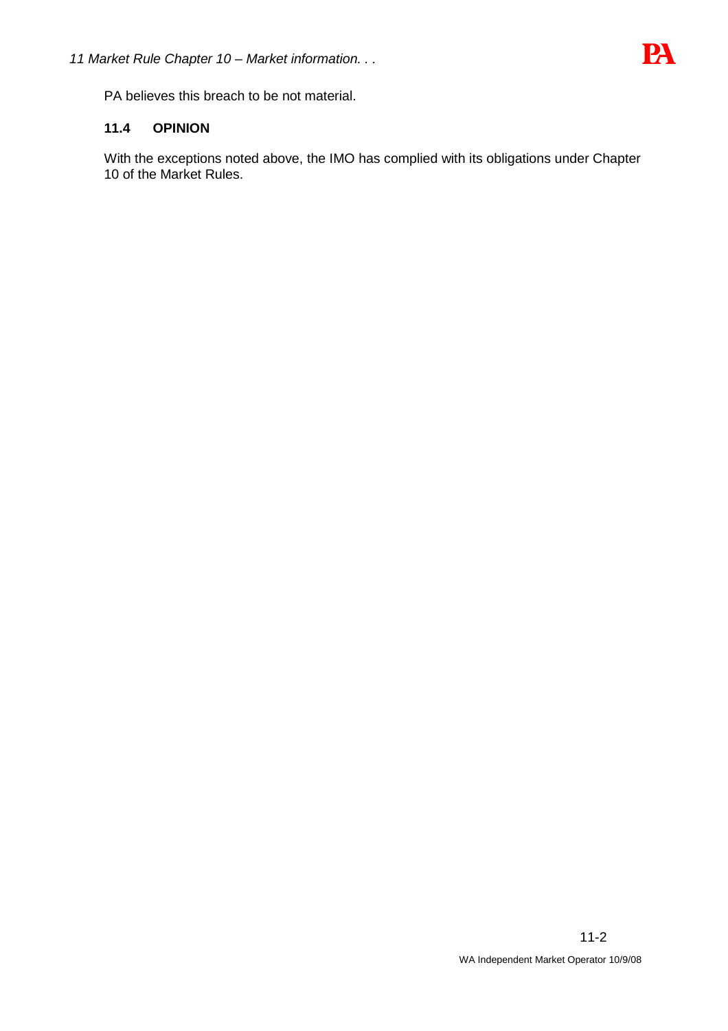PA believes this breach to be not material.

### 11.4 OPINION

With the exceptions noted above, the IMO has complied with its obligations under Chapter 10 of the Market Rules.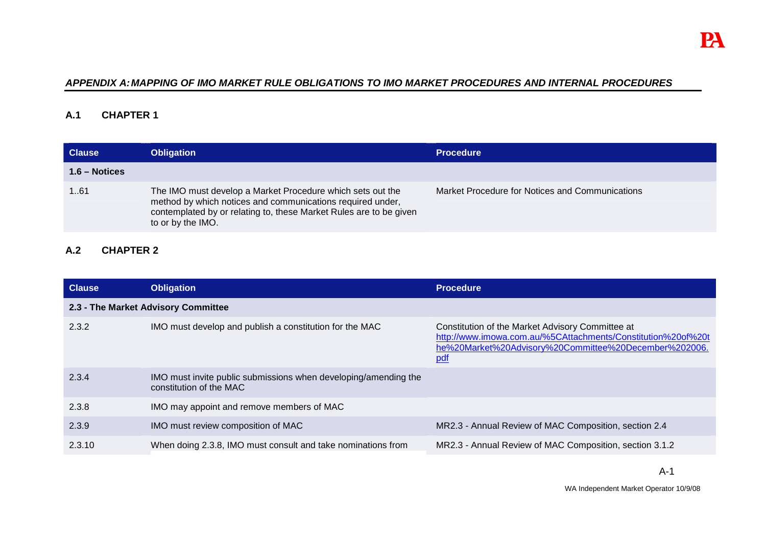## *APPENDIX A: MAPPING OF IMO MARKET RULE OBLIGATIONS TO IMO MARKET PROCEDURES AND INTERNAL PROCEDURES*

### A.1 CHAPTER 1

| Clause | Obligation | Procedure |
|---|---|---|
| **1.6 – Notices** | | |
| 1..61 | The IMO must develop a Market Procedure which sets out the method by which notices and communications required under, contemplated by or relating to, these Market Rules are to be given to or by the IMO. | Market Procedure for Notices and Communications |

### A.2 CHAPTER 2

| Clause | Obligation | Procedure |
|---|---|---|
| **2.3 - The Market Advisory Committee** | | |
| 2.3.2 | IMO must develop and publish a constitution for the MAC | Constitution of the Market Advisory Committee at http://www.imowa.com.au/%5CAttachments/Constitution%20of%20the%20Market%20Advisory%20Committee%20December%202006.pdf |
| 2.3.4 | IMO must invite public submissions when developing/amending the constitution of the MAC | |
| 2.3.8 | IMO may appoint and remove members of MAC | |
| 2.3.9 | IMO must review composition of MAC | MR2.3 - Annual Review of MAC Composition, section 2.4 |
| 2.3.10 | When doing 2.3.8, IMO must consult and take nominations from | MR2.3 - Annual Review of MAC Composition, section 3.1.2 |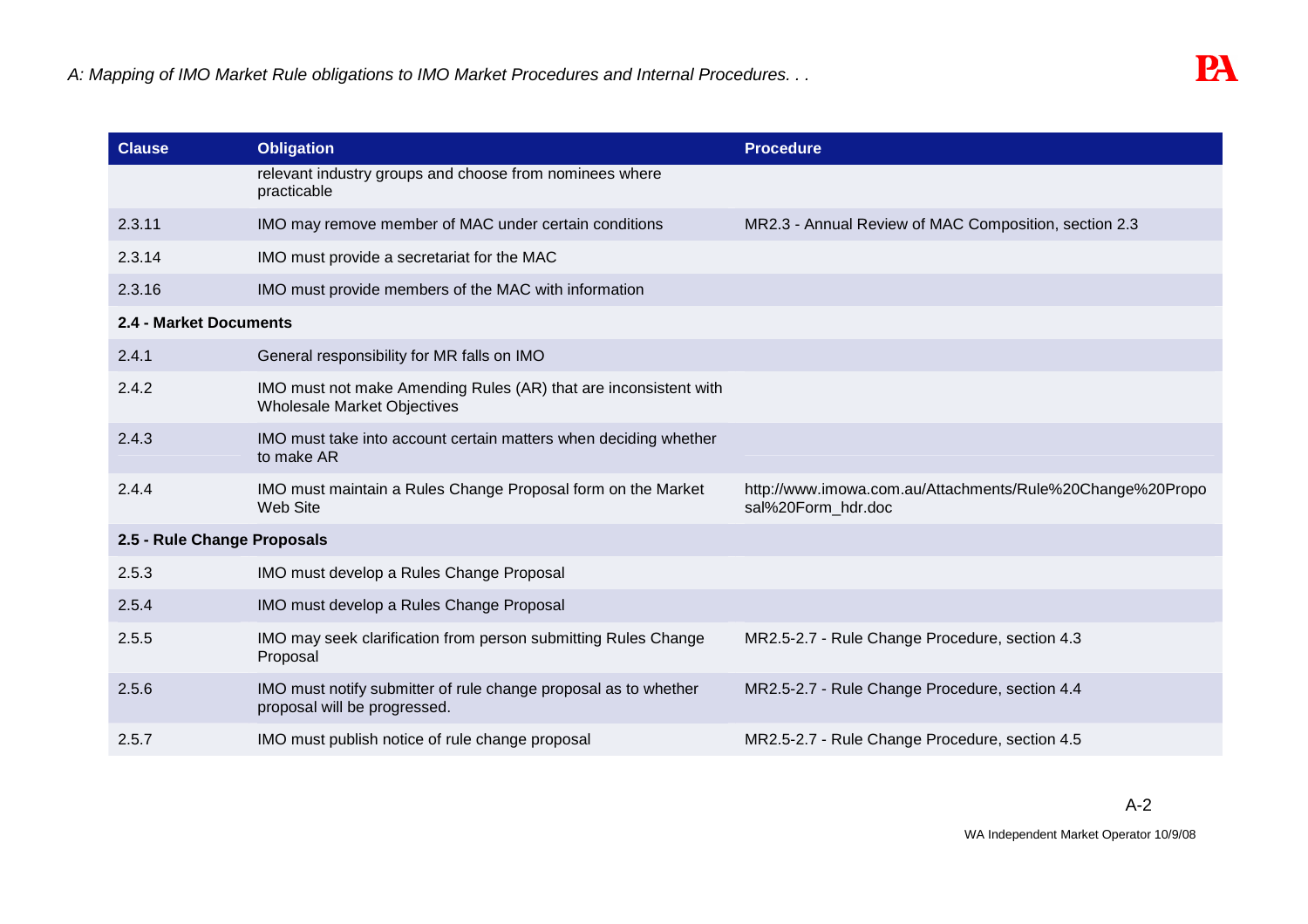| Clause | Obligation | Procedure |
|---|---|---|
| | relevant industry groups and choose from nominees where practicable | |
| 2.3.11 | IMO may remove member of MAC under certain conditions | MR2.3 - Annual Review of MAC Composition, section 2.3 |
| 2.3.14 | IMO must provide a secretariat for the MAC | |
| 2.3.16 | IMO must provide members of the MAC with information | |
| **2.4 - Market Documents** | | |
| 2.4.1 | General responsibility for MR falls on IMO | |
| 2.4.2 | IMO must not make Amending Rules (AR) that are inconsistent with Wholesale Market Objectives | |
| 2.4.3 | IMO must take into account certain matters when deciding whether to make AR | |
| 2.4.4 | IMO must maintain a Rules Change Proposal form on the Market Web Site | http://www.imowa.com.au/Attachments/Rule%20Change%20Proposal%20Form_hdr.doc |
| **2.5 - Rule Change Proposals** | | |
| 2.5.3 | IMO must develop a Rules Change Proposal | |
| 2.5.4 | IMO must develop a Rules Change Proposal | |
| 2.5.5 | IMO may seek clarification from person submitting Rules Change Proposal | MR2.5-2.7 - Rule Change Procedure, section 4.3 |
| 2.5.6 | IMO must notify submitter of rule change proposal as to whether proposal will be progressed. | MR2.5-2.7 - Rule Change Procedure, section 4.4 |
| 2.5.7 | IMO must publish notice of rule change proposal | MR2.5-2.7 - Rule Change Procedure, section 4.5 |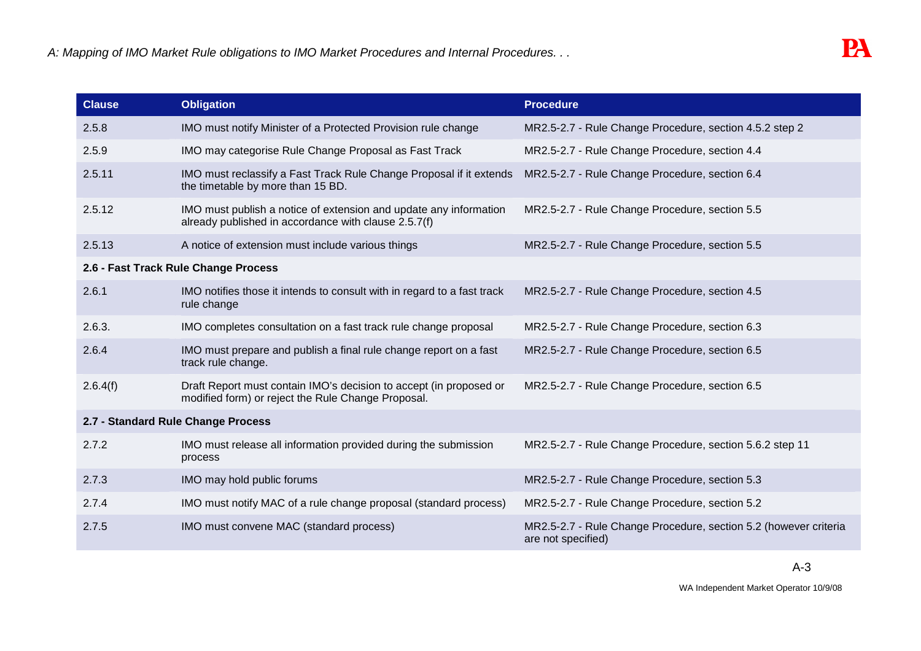| Clause | Obligation | Procedure |
|---|---|---|
| 2.5.8 | IMO must notify Minister of a Protected Provision rule change | MR2.5-2.7 - Rule Change Procedure, section 4.5.2 step 2 |
| 2.5.9 | IMO may categorise Rule Change Proposal as Fast Track | MR2.5-2.7 - Rule Change Procedure, section 4.4 |
| 2.5.11 | IMO must reclassify a Fast Track Rule Change Proposal if it extends the timetable by more than 15 BD. | MR2.5-2.7 - Rule Change Procedure, section 6.4 |
| 2.5.12 | IMO must publish a notice of extension and update any information already published in accordance with clause 2.5.7(f) | MR2.5-2.7 - Rule Change Procedure, section 5.5 |
| 2.5.13 | A notice of extension must include various things | MR2.5-2.7 - Rule Change Procedure, section 5.5 |
| **2.6 - Fast Track Rule Change Process** | | |
| 2.6.1 | IMO notifies those it intends to consult with in regard to a fast track rule change | MR2.5-2.7 - Rule Change Procedure, section 4.5 |
| 2.6.3. | IMO completes consultation on a fast track rule change proposal | MR2.5-2.7 - Rule Change Procedure, section 6.3 |
| 2.6.4 | IMO must prepare and publish a final rule change report on a fast track rule change. | MR2.5-2.7 - Rule Change Procedure, section 6.5 |
| 2.6.4(f) | Draft Report must contain IMO's decision to accept (in proposed or modified form) or reject the Rule Change Proposal. | MR2.5-2.7 - Rule Change Procedure, section 6.5 |
| **2.7 - Standard Rule Change Process** | | |
| 2.7.2 | IMO must release all information provided during the submission process | MR2.5-2.7 - Rule Change Procedure, section 5.6.2 step 11 |
| 2.7.3 | IMO may hold public forums | MR2.5-2.7 - Rule Change Procedure, section 5.3 |
| 2.7.4 | IMO must notify MAC of a rule change proposal (standard process) | MR2.5-2.7 - Rule Change Procedure, section 5.2 |
| 2.7.5 | IMO must convene MAC (standard process) | MR2.5-2.7 - Rule Change Procedure, section 5.2 (however criteria are not specified) |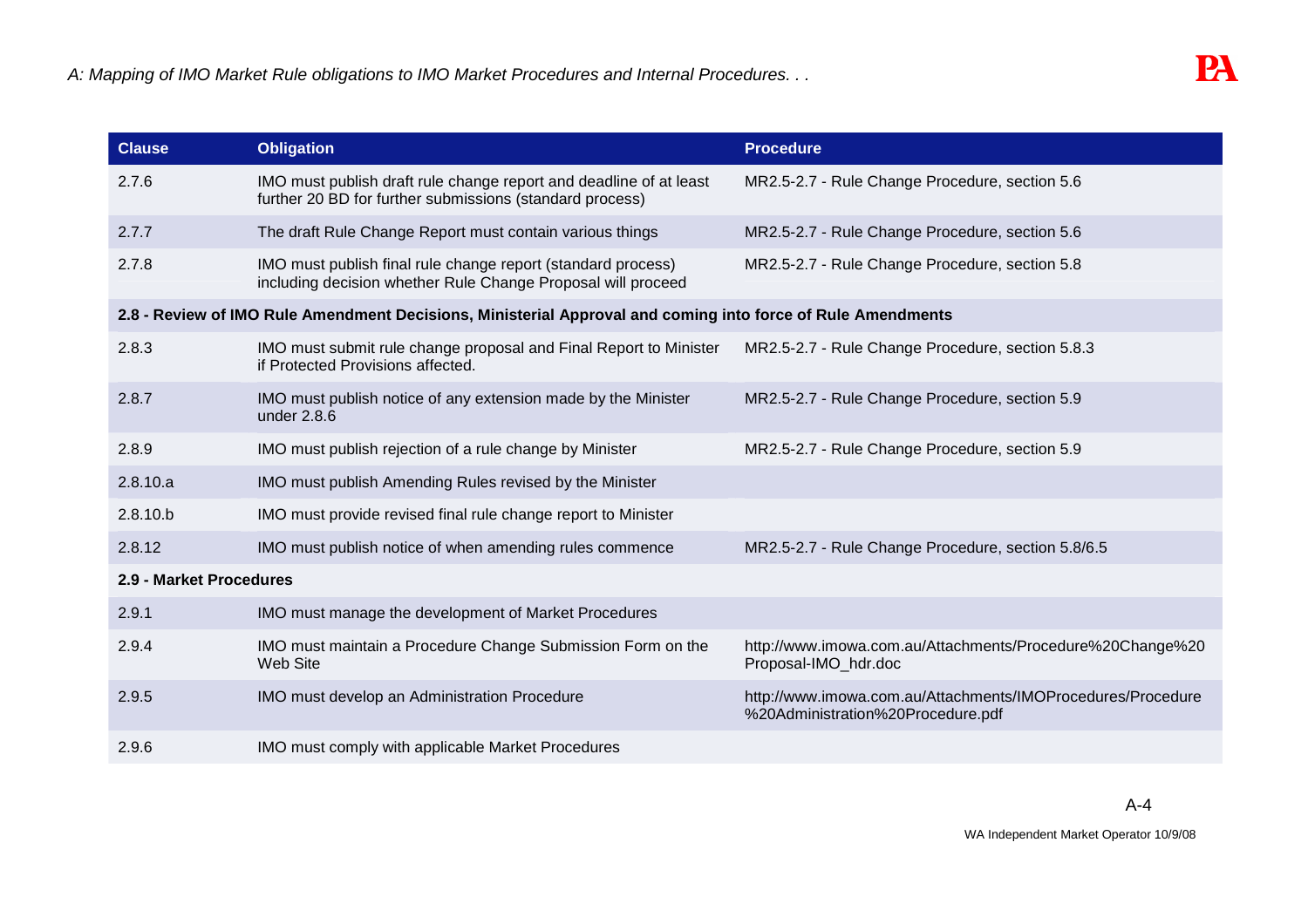| Clause | Obligation | Procedure |
|---|---|---|
| 2.7.6 | IMO must publish draft rule change report and deadline of at least further 20 BD for further submissions (standard process) | MR2.5-2.7 - Rule Change Procedure, section 5.6 |
| 2.7.7 | The draft Rule Change Report must contain various things | MR2.5-2.7 - Rule Change Procedure, section 5.6 |
| 2.7.8 | IMO must publish final rule change report (standard process) including decision whether Rule Change Proposal will proceed | MR2.5-2.7 - Rule Change Procedure, section 5.8 |
| **2.8 - Review of IMO Rule Amendment Decisions, Ministerial Approval and coming into force of Rule Amendments** | | |
| 2.8.3 | IMO must submit rule change proposal and Final Report to Minister if Protected Provisions affected. | MR2.5-2.7 - Rule Change Procedure, section 5.8.3 |
| 2.8.7 | IMO must publish notice of any extension made by the Minister under 2.8.6 | MR2.5-2.7 - Rule Change Procedure, section 5.9 |
| 2.8.9 | IMO must publish rejection of a rule change by Minister | MR2.5-2.7 - Rule Change Procedure, section 5.9 |
| 2.8.10.a | IMO must publish Amending Rules revised by the Minister | |
| 2.8.10.b | IMO must provide revised final rule change report to Minister | |
| 2.8.12 | IMO must publish notice of when amending rules commence | MR2.5-2.7 - Rule Change Procedure, section 5.8/6.5 |
| **2.9 - Market Procedures** | | |
| 2.9.1 | IMO must manage the development of Market Procedures | |
| 2.9.4 | IMO must maintain a Procedure Change Submission Form on the Web Site | http://www.imowa.com.au/Attachments/Procedure%20Change%20Proposal-IMO_hdr.doc |
| 2.9.5 | IMO must develop an Administration Procedure | http://www.imowa.com.au/Attachments/IMOProcedures/Procedure%20Administration%20Procedure.pdf |
| 2.9.6 | IMO must comply with applicable Market Procedures | |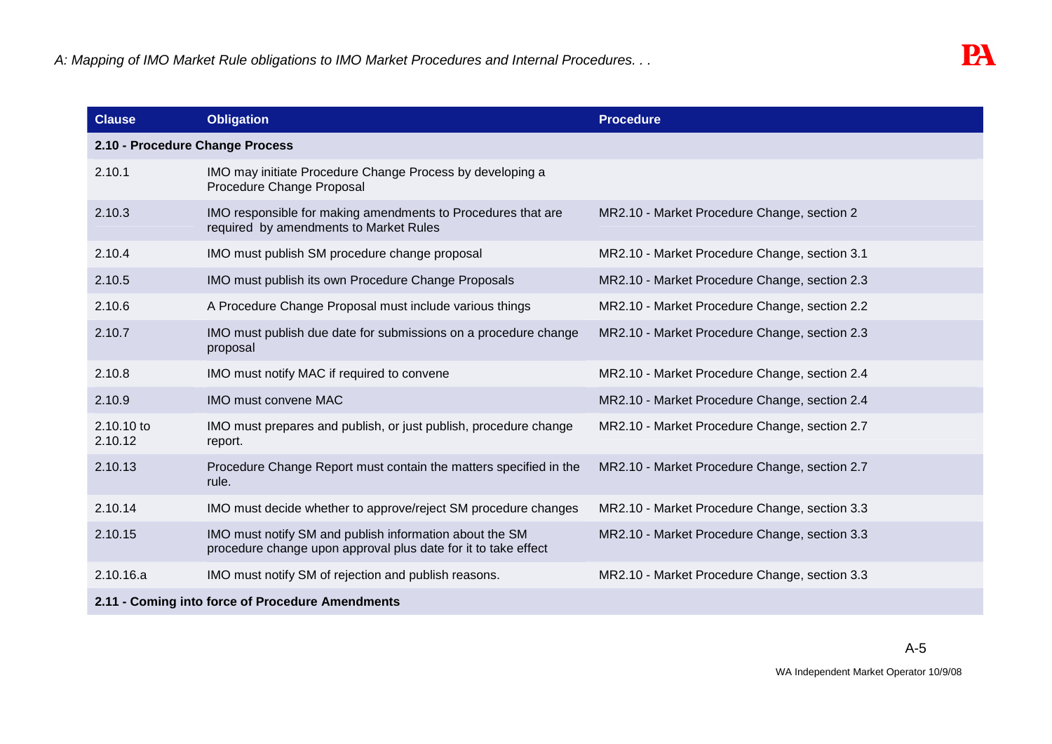| Clause | Obligation | Procedure |
|---|---|---|
| **2.10 - Procedure Change Process** | | |
| 2.10.1 | IMO may initiate Procedure Change Process by developing a Procedure Change Proposal | |
| 2.10.3 | IMO responsible for making amendments to Procedures that are required by amendments to Market Rules | MR2.10 - Market Procedure Change, section 2 |
| 2.10.4 | IMO must publish SM procedure change proposal | MR2.10 - Market Procedure Change, section 3.1 |
| 2.10.5 | IMO must publish its own Procedure Change Proposals | MR2.10 - Market Procedure Change, section 2.3 |
| 2.10.6 | A Procedure Change Proposal must include various things | MR2.10 - Market Procedure Change, section 2.2 |
| 2.10.7 | IMO must publish due date for submissions on a procedure change proposal | MR2.10 - Market Procedure Change, section 2.3 |
| 2.10.8 | IMO must notify MAC if required to convene | MR2.10 - Market Procedure Change, section 2.4 |
| 2.10.9 | IMO must convene MAC | MR2.10 - Market Procedure Change, section 2.4 |
| 2.10.10 to 2.10.12 | IMO must prepares and publish, or just publish, procedure change report. | MR2.10 - Market Procedure Change, section 2.7 |
| 2.10.13 | Procedure Change Report must contain the matters specified in the rule. | MR2.10 - Market Procedure Change, section 2.7 |
| 2.10.14 | IMO must decide whether to approve/reject SM procedure changes | MR2.10 - Market Procedure Change, section 3.3 |
| 2.10.15 | IMO must notify SM and publish information about the SM procedure change upon approval plus date for it to take effect | MR2.10 - Market Procedure Change, section 3.3 |
| 2.10.16.a | IMO must notify SM of rejection and publish reasons. | MR2.10 - Market Procedure Change, section 3.3 |
| **2.11 - Coming into force of Procedure Amendments** | | |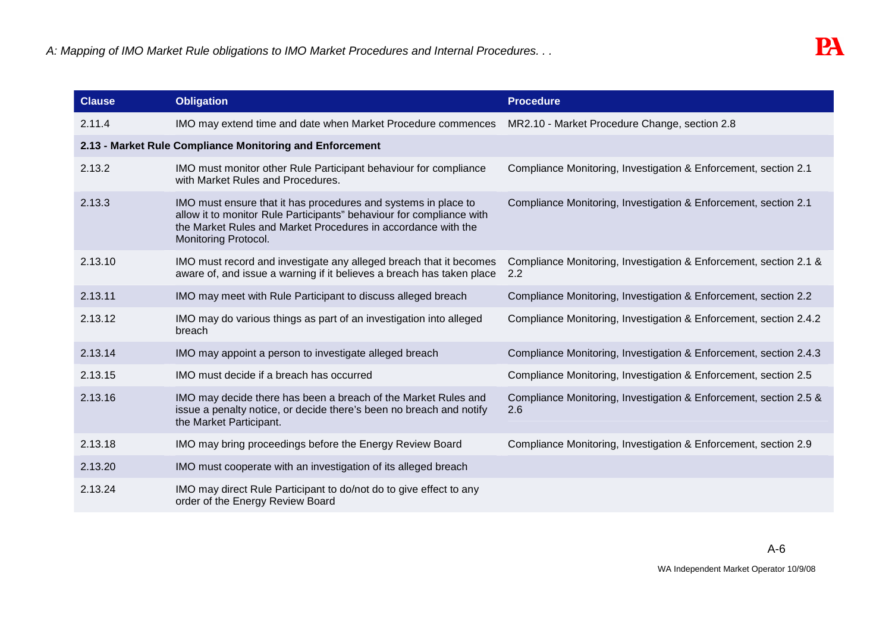| Clause | Obligation | Procedure |
|---|---|---|
| 2.11.4 | IMO may extend time and date when Market Procedure commences | MR2.10 - Market Procedure Change, section 2.8 |
| **2.13 - Market Rule Compliance Monitoring and Enforcement** | | |
| 2.13.2 | IMO must monitor other Rule Participant behaviour for compliance with Market Rules and Procedures. | Compliance Monitoring, Investigation & Enforcement, section 2.1 |
| 2.13.3 | IMO must ensure that it has procedures and systems in place to allow it to monitor Rule Participants" behaviour for compliance with the Market Rules and Market Procedures in accordance with the Monitoring Protocol. | Compliance Monitoring, Investigation & Enforcement, section 2.1 |
| 2.13.10 | IMO must record and investigate any alleged breach that it becomes aware of, and issue a warning if it believes a breach has taken place | Compliance Monitoring, Investigation & Enforcement, section 2.1 & 2.2 |
| 2.13.11 | IMO may meet with Rule Participant to discuss alleged breach | Compliance Monitoring, Investigation & Enforcement, section 2.2 |
| 2.13.12 | IMO may do various things as part of an investigation into alleged breach | Compliance Monitoring, Investigation & Enforcement, section 2.4.2 |
| 2.13.14 | IMO may appoint a person to investigate alleged breach | Compliance Monitoring, Investigation & Enforcement, section 2.4.3 |
| 2.13.15 | IMO must decide if a breach has occurred | Compliance Monitoring, Investigation & Enforcement, section 2.5 |
| 2.13.16 | IMO may decide there has been a breach of the Market Rules and issue a penalty notice, or decide there's been no breach and notify the Market Participant. | Compliance Monitoring, Investigation & Enforcement, section 2.5 & 2.6 |
| 2.13.18 | IMO may bring proceedings before the Energy Review Board | Compliance Monitoring, Investigation & Enforcement, section 2.9 |
| 2.13.20 | IMO must cooperate with an investigation of its alleged breach | |
| 2.13.24 | IMO may direct Rule Participant to do/not do to give effect to any order of the Energy Review Board | |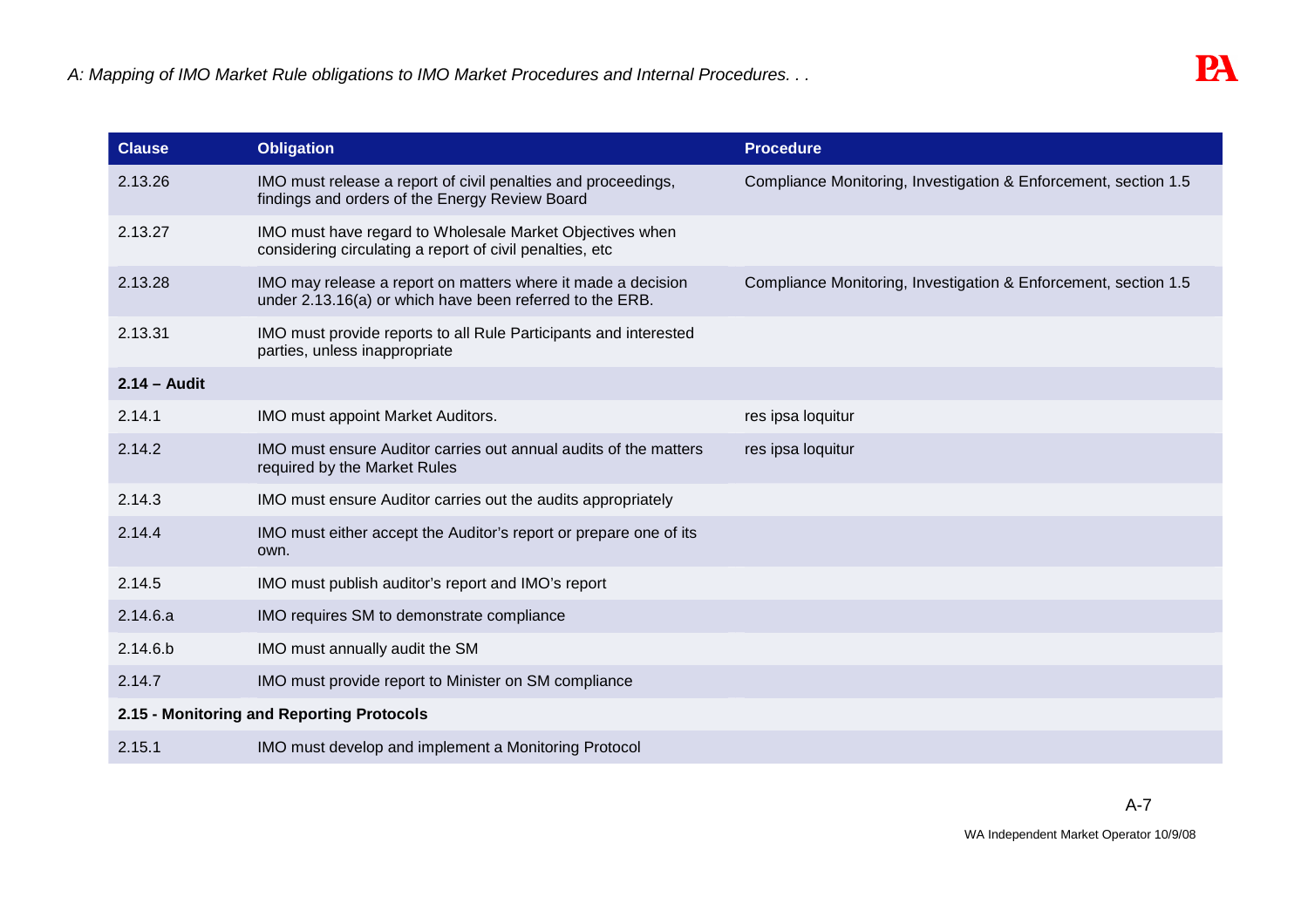| Clause | Obligation | Procedure |
|---|---|---|
| 2.13.26 | IMO must release a report of civil penalties and proceedings, findings and orders of the Energy Review Board | Compliance Monitoring, Investigation & Enforcement, section 1.5 |
| 2.13.27 | IMO must have regard to Wholesale Market Objectives when considering circulating a report of civil penalties, etc | |
| 2.13.28 | IMO may release a report on matters where it made a decision under 2.13.16(a) or which have been referred to the ERB. | Compliance Monitoring, Investigation & Enforcement, section 1.5 |
| 2.13.31 | IMO must provide reports to all Rule Participants and interested parties, unless inappropriate | |
| **2.14 – Audit** | | |
| 2.14.1 | IMO must appoint Market Auditors. | res ipsa loquitur |
| 2.14.2 | IMO must ensure Auditor carries out annual audits of the matters required by the Market Rules | res ipsa loquitur |
| 2.14.3 | IMO must ensure Auditor carries out the audits appropriately | |
| 2.14.4 | IMO must either accept the Auditor's report or prepare one of its own. | |
| 2.14.5 | IMO must publish auditor's report and IMO's report | |
| 2.14.6.a | IMO requires SM to demonstrate compliance | |
| 2.14.6.b | IMO must annually audit the SM | |
| 2.14.7 | IMO must provide report to Minister on SM compliance | |
| **2.15 - Monitoring and Reporting Protocols** | | |
| 2.15.1 | IMO must develop and implement a Monitoring Protocol | |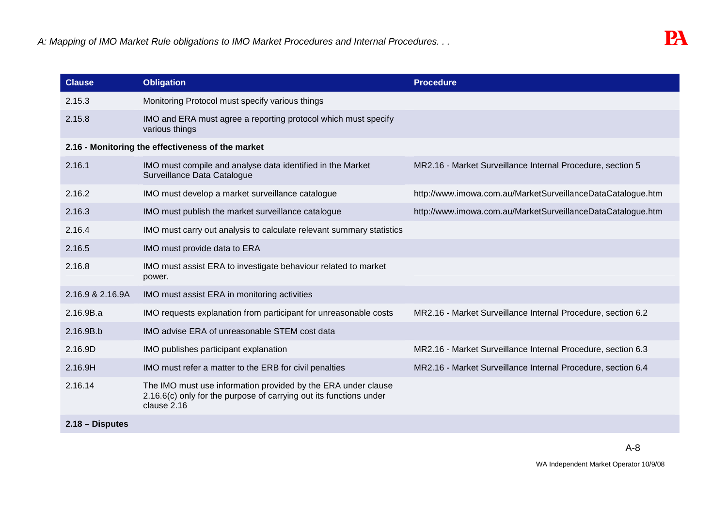| Clause | Obligation | Procedure |
|---|---|---|
| 2.15.3 | Monitoring Protocol must specify various things | |
| 2.15.8 | IMO and ERA must agree a reporting protocol which must specify various things | |
| **2.16 - Monitoring the effectiveness of the market** | | |
| 2.16.1 | IMO must compile and analyse data identified in the Market Surveillance Data Catalogue | MR2.16 - Market Surveillance Internal Procedure, section 5 |
| 2.16.2 | IMO must develop a market surveillance catalogue | http://www.imowa.com.au/MarketSurveillanceDataCatalogue.htm |
| 2.16.3 | IMO must publish the market surveillance catalogue | http://www.imowa.com.au/MarketSurveillanceDataCatalogue.htm |
| 2.16.4 | IMO must carry out analysis to calculate relevant summary statistics | |
| 2.16.5 | IMO must provide data to ERA | |
| 2.16.8 | IMO must assist ERA to investigate behaviour related to market power. | |
| 2.16.9 & 2.16.9A | IMO must assist ERA in monitoring activities | |
| 2.16.9B.a | IMO requests explanation from participant for unreasonable costs | MR2.16 - Market Surveillance Internal Procedure, section 6.2 |
| 2.16.9B.b | IMO advise ERA of unreasonable STEM cost data | |
| 2.16.9D | IMO publishes participant explanation | MR2.16 - Market Surveillance Internal Procedure, section 6.3 |
| 2.16.9H | IMO must refer a matter to the ERB for civil penalties | MR2.16 - Market Surveillance Internal Procedure, section 6.4 |
| 2.16.14 | The IMO must use information provided by the ERA under clause 2.16.6(c) only for the purpose of carrying out its functions under clause 2.16 | |
| **2.18 – Disputes** | | |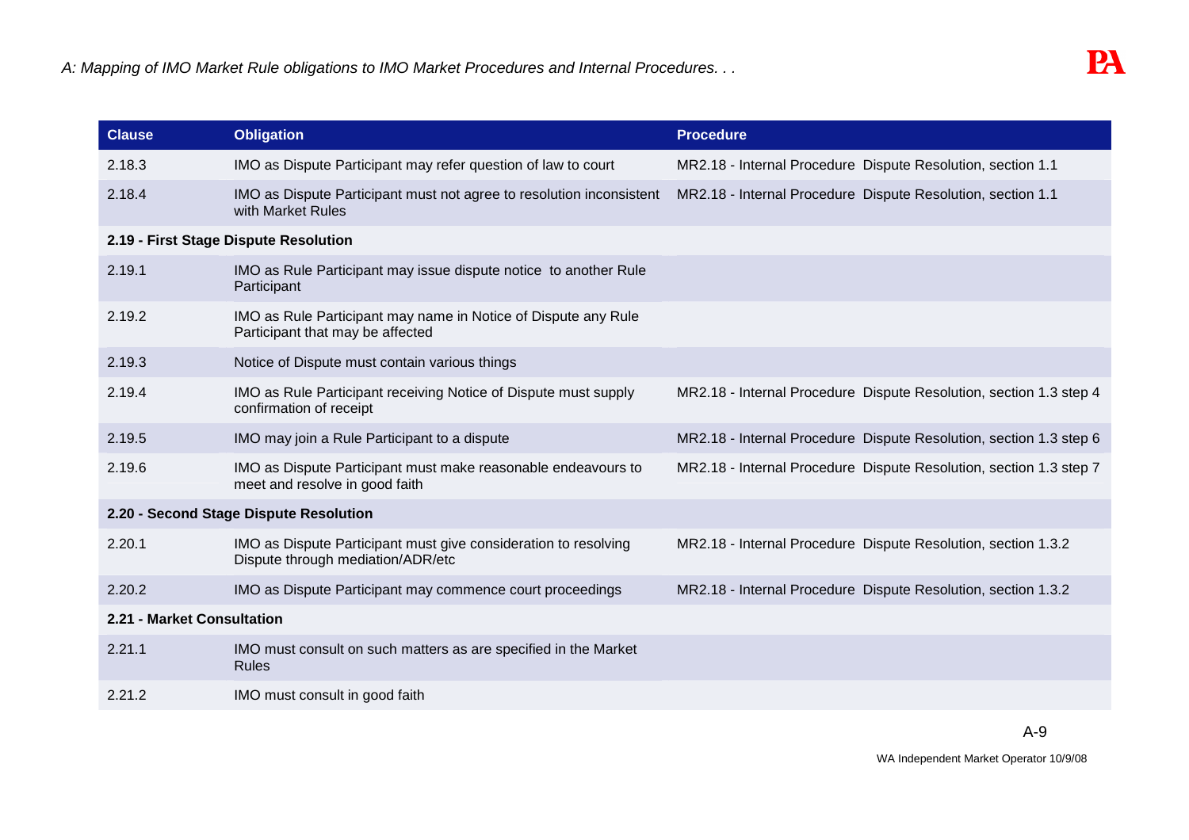| Clause | Obligation | Procedure |
| --- | --- | --- |
| 2.18.3 | IMO as Dispute Participant may refer question of law to court | MR2.18 - Internal Procedure Dispute Resolution, section 1.1 |
| 2.18.4 | IMO as Dispute Participant must not agree to resolution inconsistent with Market Rules | MR2.18 - Internal Procedure Dispute Resolution, section 1.1 |
| **2.19 - First Stage Dispute Resolution** | | |
| 2.19.1 | IMO as Rule Participant may issue dispute notice to another Rule Participant | |
| 2.19.2 | IMO as Rule Participant may name in Notice of Dispute any Rule Participant that may be affected | |
| 2.19.3 | Notice of Dispute must contain various things | |
| 2.19.4 | IMO as Rule Participant receiving Notice of Dispute must supply confirmation of receipt | MR2.18 - Internal Procedure Dispute Resolution, section 1.3 step 4 |
| 2.19.5 | IMO may join a Rule Participant to a dispute | MR2.18 - Internal Procedure Dispute Resolution, section 1.3 step 6 |
| 2.19.6 | IMO as Dispute Participant must make reasonable endeavours to meet and resolve in good faith | MR2.18 - Internal Procedure Dispute Resolution, section 1.3 step 7 |
| **2.20 - Second Stage Dispute Resolution** | | |
| 2.20.1 | IMO as Dispute Participant must give consideration to resolving Dispute through mediation/ADR/etc | MR2.18 - Internal Procedure Dispute Resolution, section 1.3.2 |
| 2.20.2 | IMO as Dispute Participant may commence court proceedings | MR2.18 - Internal Procedure Dispute Resolution, section 1.3.2 |
| **2.21 - Market Consultation** | | |
| 2.21.1 | IMO must consult on such matters as are specified in the Market Rules | |
| 2.21.2 | IMO must consult in good faith | |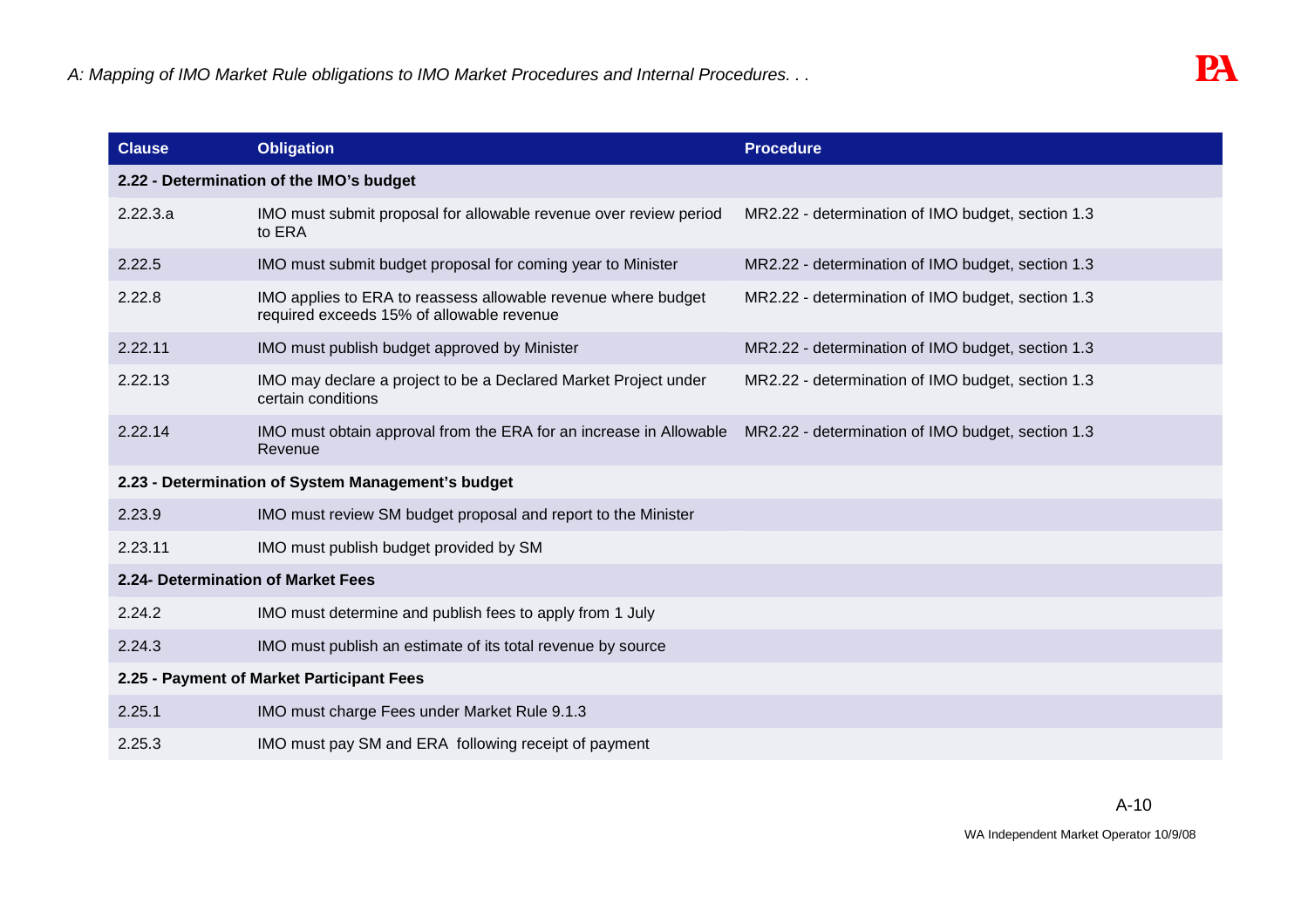| Clause | Obligation | Procedure |
|---|---|---|
| **2.22 - Determination of the IMO's budget** | | |
| 2.22.3.a | IMO must submit proposal for allowable revenue over review period to ERA | MR2.22 - determination of IMO budget, section 1.3 |
| 2.22.5 | IMO must submit budget proposal for coming year to Minister | MR2.22 - determination of IMO budget, section 1.3 |
| 2.22.8 | IMO applies to ERA to reassess allowable revenue where budget required exceeds 15% of allowable revenue | MR2.22 - determination of IMO budget, section 1.3 |
| 2.22.11 | IMO must publish budget approved by Minister | MR2.22 - determination of IMO budget, section 1.3 |
| 2.22.13 | IMO may declare a project to be a Declared Market Project under certain conditions | MR2.22 - determination of IMO budget, section 1.3 |
| 2.22.14 | IMO must obtain approval from the ERA for an increase in Allowable Revenue | MR2.22 - determination of IMO budget, section 1.3 |
| **2.23 - Determination of System Management's budget** | | |
| 2.23.9 | IMO must review SM budget proposal and report to the Minister | |
| 2.23.11 | IMO must publish budget provided by SM | |
| **2.24- Determination of Market Fees** | | |
| 2.24.2 | IMO must determine and publish fees to apply from 1 July | |
| 2.24.3 | IMO must publish an estimate of its total revenue by source | |
| **2.25 - Payment of Market Participant Fees** | | |
| 2.25.1 | IMO must charge Fees under Market Rule 9.1.3 | |
| 2.25.3 | IMO must pay SM and ERA following receipt of payment | |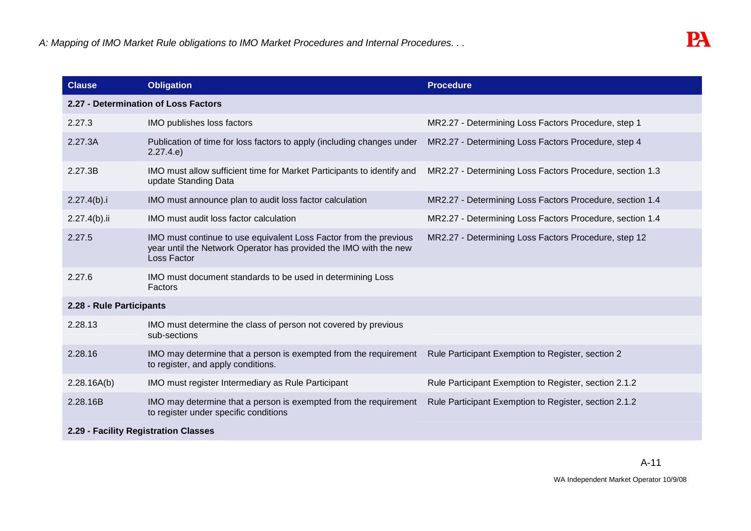| Clause | Obligation | Procedure |
|---|---|---|
| **2.27 - Determination of Loss Factors** | | |
| 2.27.3 | IMO publishes loss factors | MR2.27 - Determining Loss Factors Procedure, step 1 |
| 2.27.3A | Publication of time for loss factors to apply (including changes under 2.27.4.e) | MR2.27 - Determining Loss Factors Procedure, step 4 |
| 2.27.3B | IMO must allow sufficient time for Market Participants to identify and update Standing Data | MR2.27 - Determining Loss Factors Procedure, section 1.3 |
| 2.27.4(b).i | IMO must announce plan to audit loss factor calculation | MR2.27 - Determining Loss Factors Procedure, section 1.4 |
| 2.27.4(b).ii | IMO must audit loss factor calculation | MR2.27 - Determining Loss Factors Procedure, section 1.4 |
| 2.27.5 | IMO must continue to use equivalent Loss Factor from the previous year until the Network Operator has provided the IMO with the new Loss Factor | MR2.27 - Determining Loss Factors Procedure, step 12 |
| 2.27.6 | IMO must document standards to be used in determining Loss Factors | |
| **2.28 - Rule Participants** | | |
| 2.28.13 | IMO must determine the class of person not covered by previous sub-sections | |
| 2.28.16 | IMO may determine that a person is exempted from the requirement to register, and apply conditions. | Rule Participant Exemption to Register, section 2 |
| 2.28.16A(b) | IMO must register Intermediary as Rule Participant | Rule Participant Exemption to Register, section 2.1.2 |
| 2.28.16B | IMO may determine that a person is exempted from the requirement to register under specific conditions | Rule Participant Exemption to Register, section 2.1.2 |
| **2.29 - Facility Registration Classes** | | |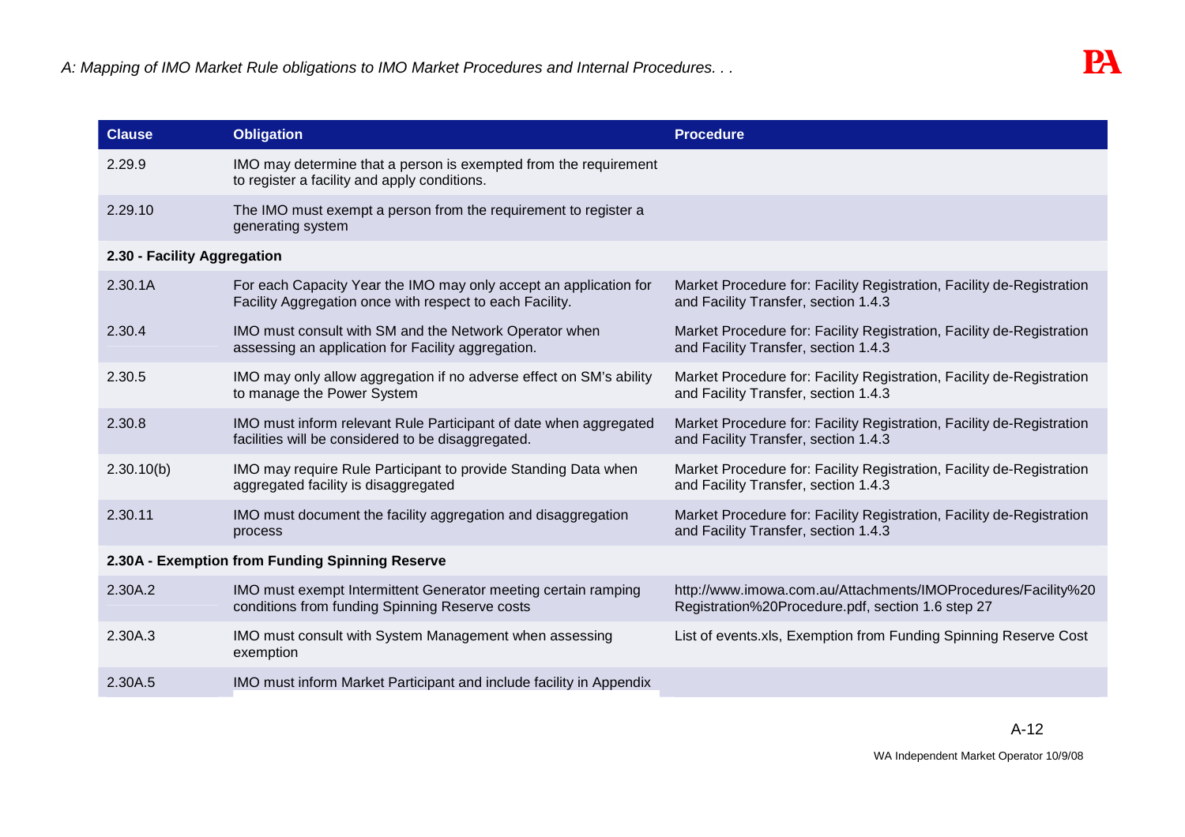| Clause | Obligation | Procedure |
| --- | --- | --- |
| 2.29.9 | IMO may determine that a person is exempted from the requirement to register a facility and apply conditions. | |
| 2.29.10 | The IMO must exempt a person from the requirement to register a generating system | |
| **2.30 - Facility Aggregation** | | |
| 2.30.1A | For each Capacity Year the IMO may only accept an application for Facility Aggregation once with respect to each Facility. | Market Procedure for: Facility Registration, Facility de-Registration and Facility Transfer, section 1.4.3 |
| 2.30.4 | IMO must consult with SM and the Network Operator when assessing an application for Facility aggregation. | Market Procedure for: Facility Registration, Facility de-Registration and Facility Transfer, section 1.4.3 |
| 2.30.5 | IMO may only allow aggregation if no adverse effect on SM's ability to manage the Power System | Market Procedure for: Facility Registration, Facility de-Registration and Facility Transfer, section 1.4.3 |
| 2.30.8 | IMO must inform relevant Rule Participant of date when aggregated facilities will be considered to be disaggregated. | Market Procedure for: Facility Registration, Facility de-Registration and Facility Transfer, section 1.4.3 |
| 2.30.10(b) | IMO may require Rule Participant to provide Standing Data when aggregated facility is disaggregated | Market Procedure for: Facility Registration, Facility de-Registration and Facility Transfer, section 1.4.3 |
| 2.30.11 | IMO must document the facility aggregation and disaggregation process | Market Procedure for: Facility Registration, Facility de-Registration and Facility Transfer, section 1.4.3 |
| **2.30A - Exemption from Funding Spinning Reserve** | | |
| 2.30A.2 | IMO must exempt Intermittent Generator meeting certain ramping conditions from funding Spinning Reserve costs | http://www.imowa.com.au/Attachments/IMOProcedures/Facility%20Registration%20Procedure.pdf, section 1.6 step 27 |
| 2.30A.3 | IMO must consult with System Management when assessing exemption | List of events.xls, Exemption from Funding Spinning Reserve Cost |
| 2.30A.5 | IMO must inform Market Participant and include facility in Appendix | |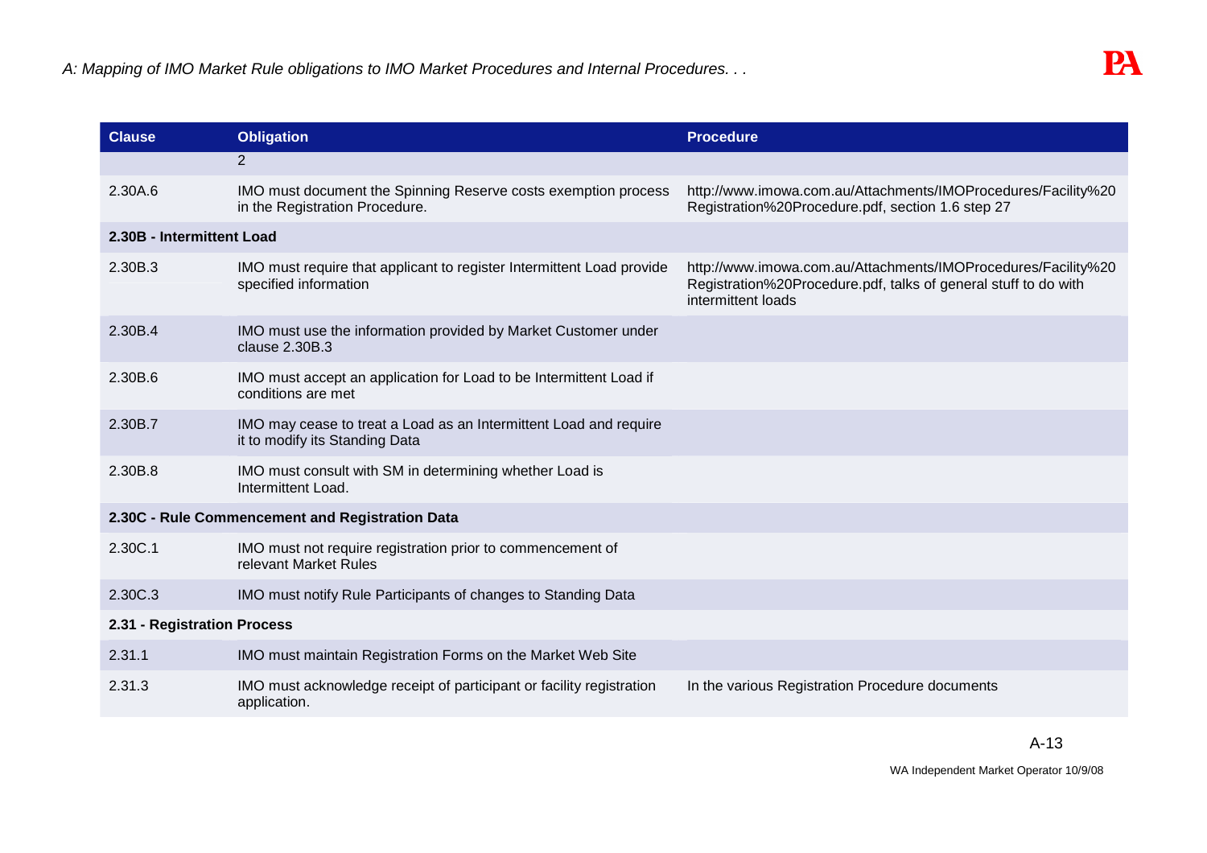| Clause | Obligation | Procedure |
|---|---|---|
| | 2 | |
| 2.30A.6 | IMO must document the Spinning Reserve costs exemption process in the Registration Procedure. | http://www.imowa.com.au/Attachments/IMOProcedures/Facility%20 Registration%20Procedure.pdf, section 1.6 step 27 |
| **2.30B - Intermittent Load** | | |
| 2.30B.3 | IMO must require that applicant to register Intermittent Load provide specified information | http://www.imowa.com.au/Attachments/IMOProcedures/Facility%20 Registration%20Procedure.pdf, talks of general stuff to do with intermittent loads |
| 2.30B.4 | IMO must use the information provided by Market Customer under clause 2.30B.3 | |
| 2.30B.6 | IMO must accept an application for Load to be Intermittent Load if conditions are met | |
| 2.30B.7 | IMO may cease to treat a Load as an Intermittent Load and require it to modify its Standing Data | |
| 2.30B.8 | IMO must consult with SM in determining whether Load is Intermittent Load. | |
| **2.30C - Rule Commencement and Registration Data** | | |
| 2.30C.1 | IMO must not require registration prior to commencement of relevant Market Rules | |
| 2.30C.3 | IMO must notify Rule Participants of changes to Standing Data | |
| **2.31 - Registration Process** | | |
| 2.31.1 | IMO must maintain Registration Forms on the Market Web Site | |
| 2.31.3 | IMO must acknowledge receipt of participant or facility registration application. | In the various Registration Procedure documents |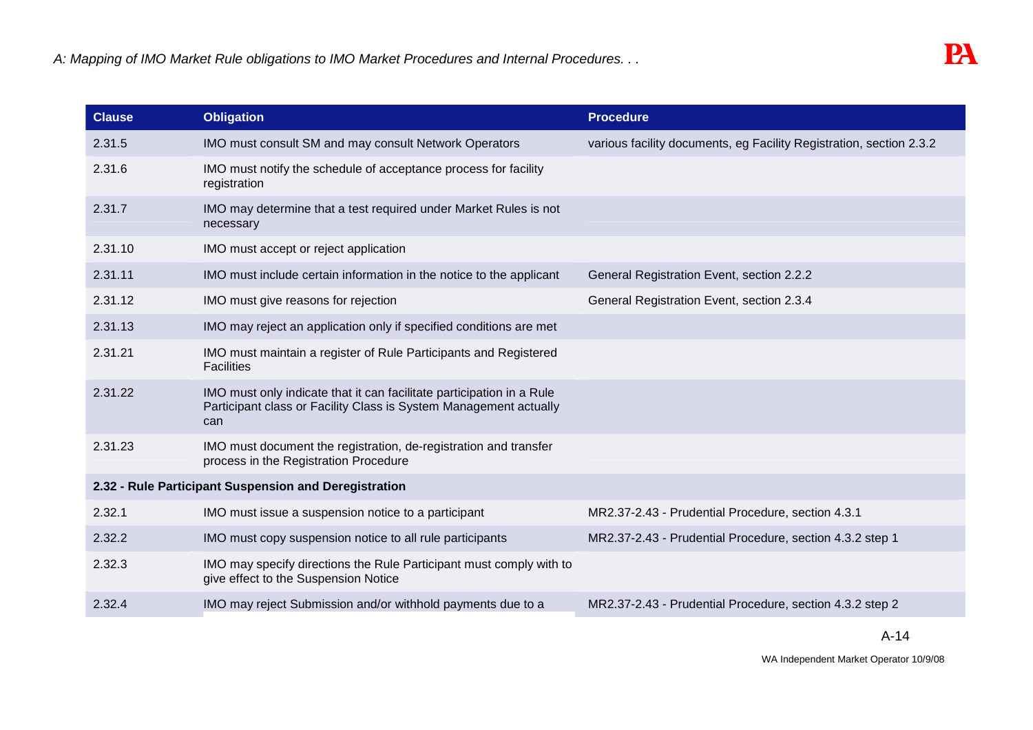| Clause | Obligation | Procedure |
|---|---|---|
| 2.31.5 | IMO must consult SM and may consult Network Operators | various facility documents, eg Facility Registration, section 2.3.2 |
| 2.31.6 | IMO must notify the schedule of acceptance process for facility registration | |
| 2.31.7 | IMO may determine that a test required under Market Rules is not necessary | |
| 2.31.10 | IMO must accept or reject application | |
| 2.31.11 | IMO must include certain information in the notice to the applicant | General Registration Event, section 2.2.2 |
| 2.31.12 | IMO must give reasons for rejection | General Registration Event, section 2.3.4 |
| 2.31.13 | IMO may reject an application only if specified conditions are met | |
| 2.31.21 | IMO must maintain a register of Rule Participants and Registered Facilities | |
| 2.31.22 | IMO must only indicate that it can facilitate participation in a Rule Participant class or Facility Class is System Management actually can | |
| 2.31.23 | IMO must document the registration, de-registration and transfer process in the Registration Procedure | |
| **2.32 - Rule Participant Suspension and Deregistration** | | |
| 2.32.1 | IMO must issue a suspension notice to a participant | MR2.37-2.43 - Prudential Procedure, section 4.3.1 |
| 2.32.2 | IMO must copy suspension notice to all rule participants | MR2.37-2.43 - Prudential Procedure, section 4.3.2 step 1 |
| 2.32.3 | IMO may specify directions the Rule Participant must comply with to give effect to the Suspension Notice | |
| 2.32.4 | IMO may reject Submission and/or withhold payments due to a | MR2.37-2.43 - Prudential Procedure, section 4.3.2 step 2 |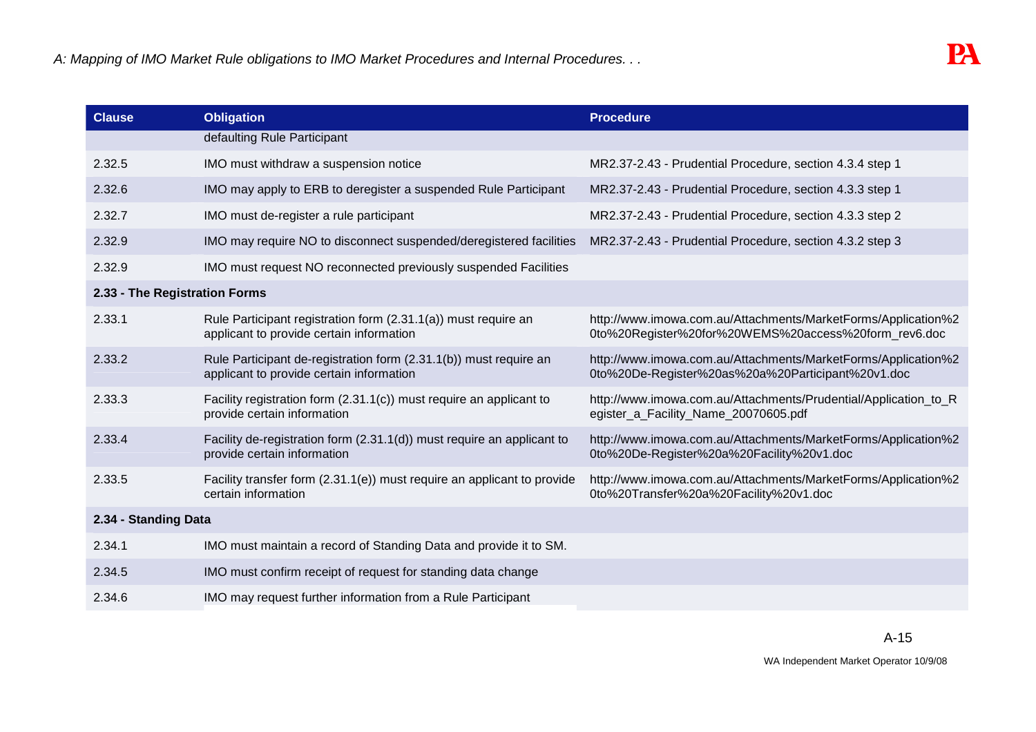| Clause | Obligation | Procedure |
|---|---|---|
| | defaulting Rule Participant | |
| 2.32.5 | IMO must withdraw a suspension notice | MR2.37-2.43 - Prudential Procedure, section 4.3.4 step 1 |
| 2.32.6 | IMO may apply to ERB to deregister a suspended Rule Participant | MR2.37-2.43 - Prudential Procedure, section 4.3.3 step 1 |
| 2.32.7 | IMO must de-register a rule participant | MR2.37-2.43 - Prudential Procedure, section 4.3.3 step 2 |
| 2.32.9 | IMO may require NO to disconnect suspended/deregistered facilities | MR2.37-2.43 - Prudential Procedure, section 4.3.2 step 3 |
| 2.32.9 | IMO must request NO reconnected previously suspended Facilities | |
| **2.33 - The Registration Forms** | | |
| 2.33.1 | Rule Participant registration form (2.31.1(a)) must require an applicant to provide certain information | http://www.imowa.com.au/Attachments/MarketForms/Application%20to%20Register%20for%20WEMS%20access%20form_rev6.doc |
| 2.33.2 | Rule Participant de-registration form (2.31.1(b)) must require an applicant to provide certain information | http://www.imowa.com.au/Attachments/MarketForms/Application%20to%20De-Register%20as%20a%20Participant%20v1.doc |
| 2.33.3 | Facility registration form (2.31.1(c)) must require an applicant to provide certain information | http://www.imowa.com.au/Attachments/Prudential/Application_to_Register_a_Facility_Name_20070605.pdf |
| 2.33.4 | Facility de-registration form (2.31.1(d)) must require an applicant to provide certain information | http://www.imowa.com.au/Attachments/MarketForms/Application%20to%20De-Register%20a%20Facility%20v1.doc |
| 2.33.5 | Facility transfer form (2.31.1(e)) must require an applicant to provide certain information | http://www.imowa.com.au/Attachments/MarketForms/Application%20to%20Transfer%20a%20Facility%20v1.doc |
| **2.34 - Standing Data** | | |
| 2.34.1 | IMO must maintain a record of Standing Data and provide it to SM. | |
| 2.34.5 | IMO must confirm receipt of request for standing data change | |
| 2.34.6 | IMO may request further information from a Rule Participant | |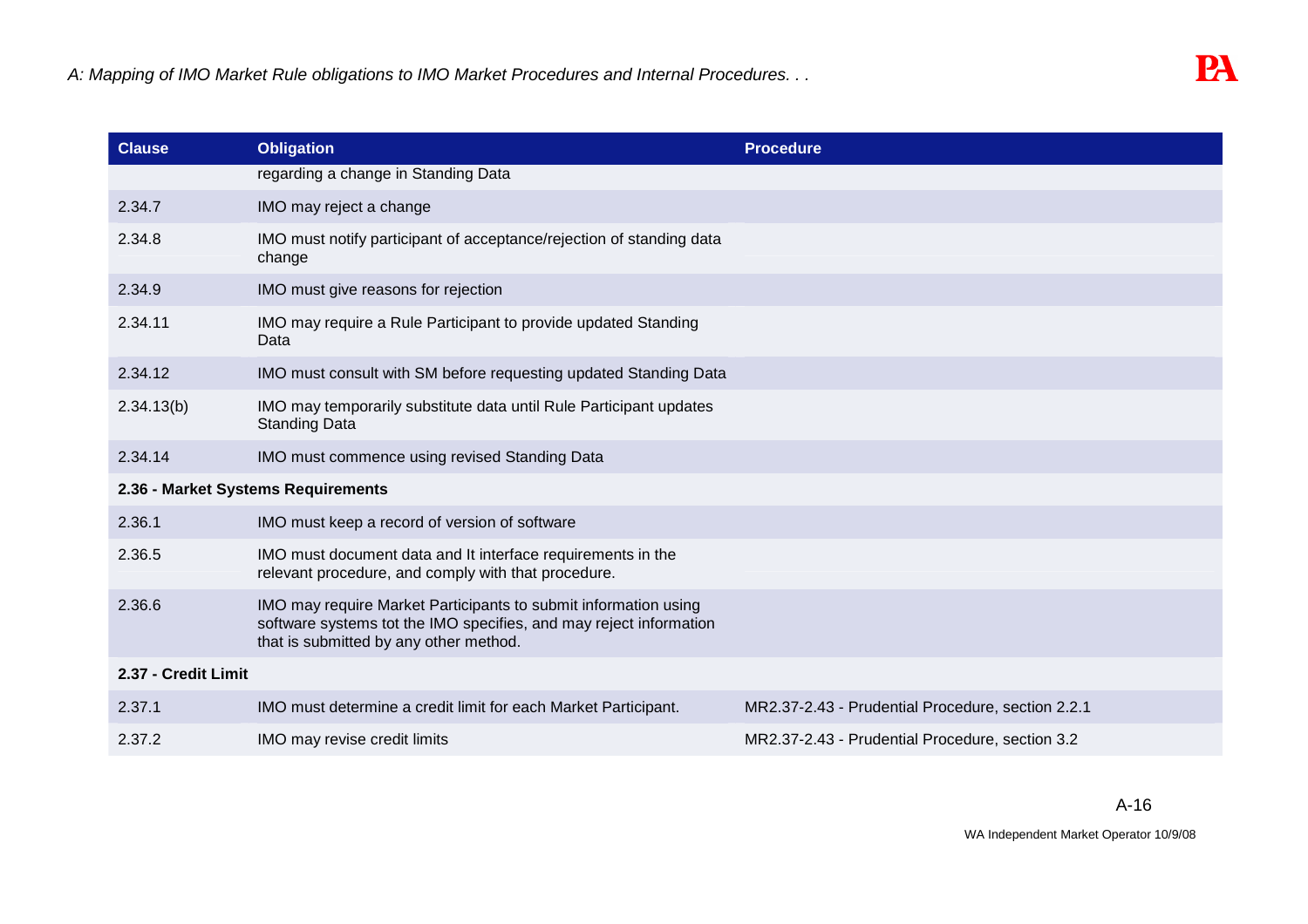| Clause | Obligation | Procedure |
|---|---|---|
| | regarding a change in Standing Data | |
| 2.34.7 | IMO may reject a change | |
| 2.34.8 | IMO must notify participant of acceptance/rejection of standing data change | |
| 2.34.9 | IMO must give reasons for rejection | |
| 2.34.11 | IMO may require a Rule Participant to provide updated Standing Data | |
| 2.34.12 | IMO must consult with SM before requesting updated Standing Data | |
| 2.34.13(b) | IMO may temporarily substitute data until Rule Participant updates Standing Data | |
| 2.34.14 | IMO must commence using revised Standing Data | |
| **2.36 - Market Systems Requirements** | | |
| 2.36.1 | IMO must keep a record of version of software | |
| 2.36.5 | IMO must document data and It interface requirements in the relevant procedure, and comply with that procedure. | |
| 2.36.6 | IMO may require Market Participants to submit information using software systems tot the IMO specifies, and may reject information that is submitted by any other method. | |
| **2.37 - Credit Limit** | | |
| 2.37.1 | IMO must determine a credit limit for each Market Participant. | MR2.37-2.43 - Prudential Procedure, section 2.2.1 |
| 2.37.2 | IMO may revise credit limits | MR2.37-2.43 - Prudential Procedure, section 3.2 |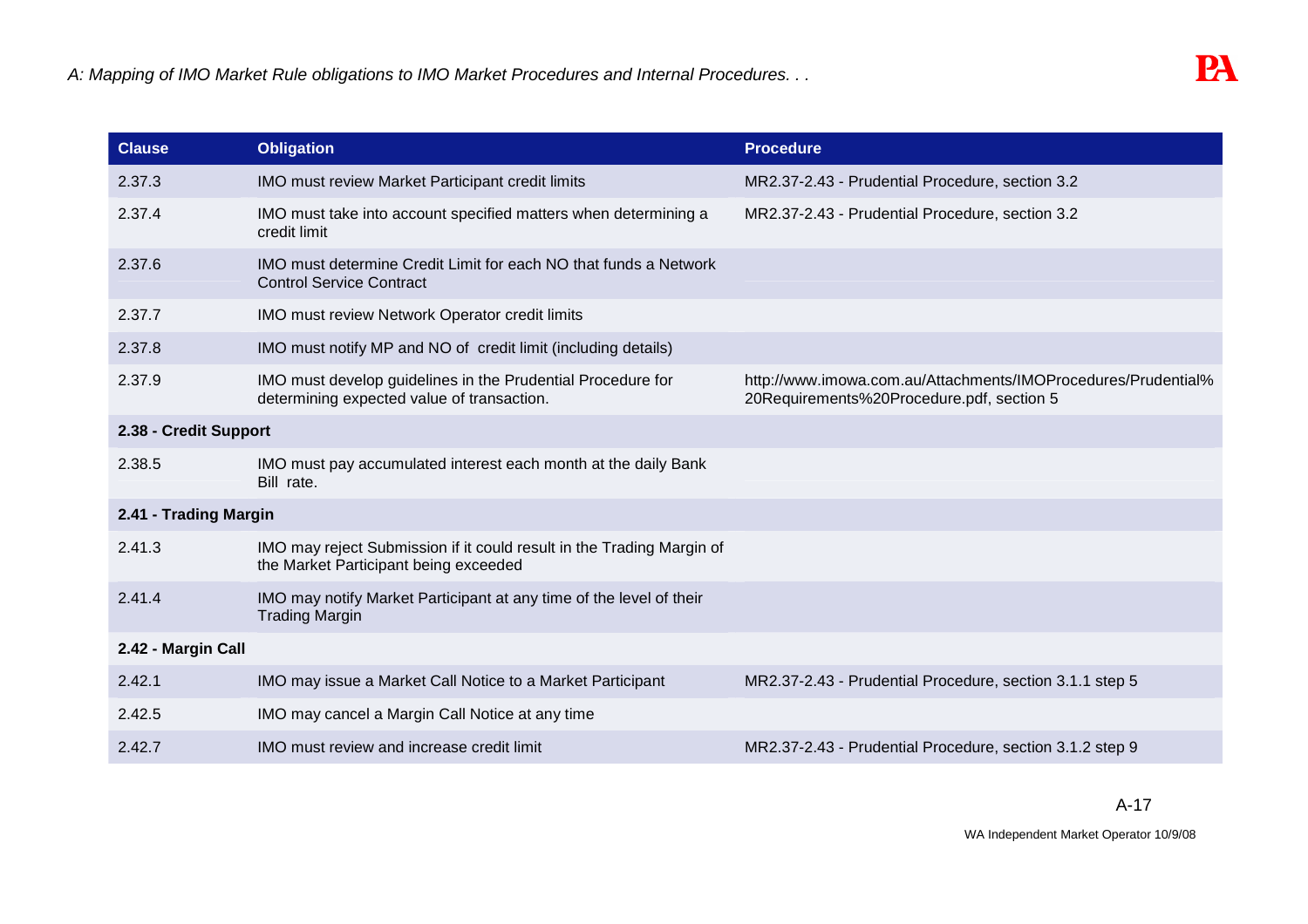| Clause | Obligation | Procedure |
|---|---|---|
| 2.37.3 | IMO must review Market Participant credit limits | MR2.37-2.43 - Prudential Procedure, section 3.2 |
| 2.37.4 | IMO must take into account specified matters when determining a credit limit | MR2.37-2.43 - Prudential Procedure, section 3.2 |
| 2.37.6 | IMO must determine Credit Limit for each NO that funds a Network Control Service Contract | |
| 2.37.7 | IMO must review Network Operator credit limits | |
| 2.37.8 | IMO must notify MP and NO of credit limit (including details) | |
| 2.37.9 | IMO must develop guidelines in the Prudential Procedure for determining expected value of transaction. | http://www.imowa.com.au/Attachments/IMOProcedures/Prudential%20Requirements%20Procedure.pdf, section 5 |
| **2.38 - Credit Support** | | |
| 2.38.5 | IMO must pay accumulated interest each month at the daily Bank Bill rate. | |
| **2.41 - Trading Margin** | | |
| 2.41.3 | IMO may reject Submission if it could result in the Trading Margin of the Market Participant being exceeded | |
| 2.41.4 | IMO may notify Market Participant at any time of the level of their Trading Margin | |
| **2.42 - Margin Call** | | |
| 2.42.1 | IMO may issue a Market Call Notice to a Market Participant | MR2.37-2.43 - Prudential Procedure, section 3.1.1 step 5 |
| 2.42.5 | IMO may cancel a Margin Call Notice at any time | |
| 2.42.7 | IMO must review and increase credit limit | MR2.37-2.43 - Prudential Procedure, section 3.1.2 step 9 |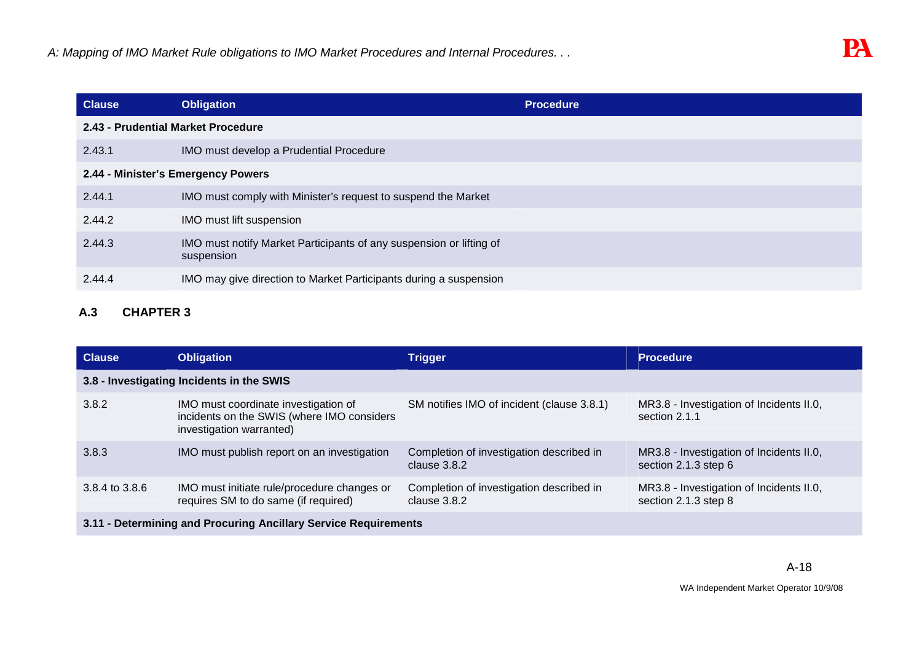| Clause | Obligation | Procedure |
|---|---|---|
| **2.43 - Prudential Market Procedure** | | |
| 2.43.1 | IMO must develop a Prudential Procedure | |
| **2.44 - Minister's Emergency Powers** | | |
| 2.44.1 | IMO must comply with Minister's request to suspend the Market | |
| 2.44.2 | IMO must lift suspension | |
| 2.44.3 | IMO must notify Market Participants of any suspension or lifting of suspension | |
| 2.44.4 | IMO may give direction to Market Participants during a suspension | |

### A.3 CHAPTER 3

| Clause | Obligation | Trigger | Procedure |
|---|---|---|---|
| **3.8 - Investigating Incidents in the SWIS** | | | |
| 3.8.2 | IMO must coordinate investigation of incidents on the SWIS (where IMO considers investigation warranted) | SM notifies IMO of incident (clause 3.8.1) | MR3.8 - Investigation of Incidents II.0, section 2.1.1 |
| 3.8.3 | IMO must publish report on an investigation | Completion of investigation described in clause 3.8.2 | MR3.8 - Investigation of Incidents II.0, section 2.1.3 step 6 |
| 3.8.4 to 3.8.6 | IMO must initiate rule/procedure changes or requires SM to do same (if required) | Completion of investigation described in clause 3.8.2 | MR3.8 - Investigation of Incidents II.0, section 2.1.3 step 8 |
| **3.11 - Determining and Procuring Ancillary Service Requirements** | | | |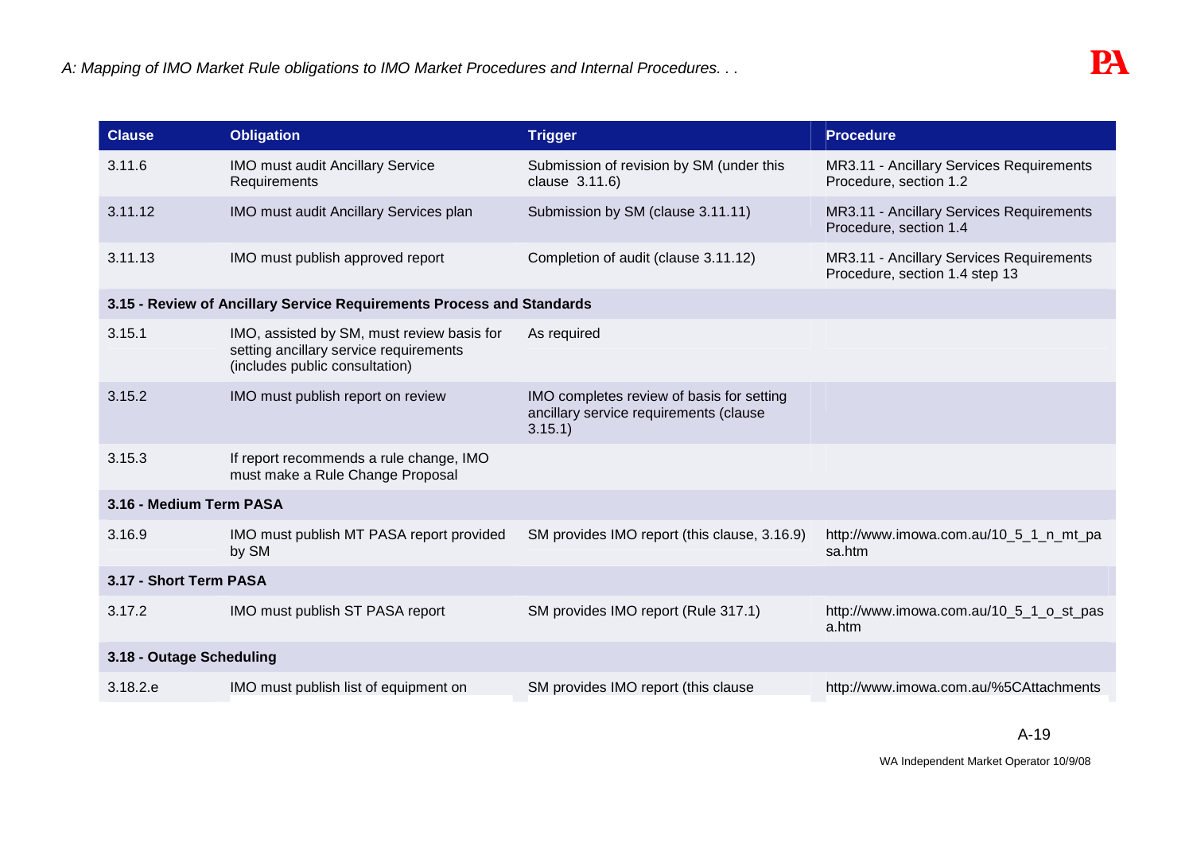| Clause | Obligation | Trigger | Procedure |
|---|---|---|---|
| 3.11.6 | IMO must audit Ancillary Service Requirements | Submission of revision by SM (under this clause 3.11.6) | MR3.11 - Ancillary Services Requirements Procedure, section 1.2 |
| 3.11.12 | IMO must audit Ancillary Services plan | Submission by SM (clause 3.11.11) | MR3.11 - Ancillary Services Requirements Procedure, section 1.4 |
| 3.11.13 | IMO must publish approved report | Completion of audit (clause 3.11.12) | MR3.11 - Ancillary Services Requirements Procedure, section 1.4 step 13 |
| **3.15 - Review of Ancillary Service Requirements Process and Standards** | | | |
| 3.15.1 | IMO, assisted by SM, must review basis for setting ancillary service requirements (includes public consultation) | As required | |
| 3.15.2 | IMO must publish report on review | IMO completes review of basis for setting ancillary service requirements (clause 3.15.1) | |
| 3.15.3 | If report recommends a rule change, IMO must make a Rule Change Proposal | | |
| **3.16 - Medium Term PASA** | | | |
| 3.16.9 | IMO must publish MT PASA report provided by SM | SM provides IMO report (this clause, 3.16.9) | http://www.imowa.com.au/10_5_1_n_mt_pasa.htm |
| **3.17 - Short Term PASA** | | | |
| 3.17.2 | IMO must publish ST PASA report | SM provides IMO report (Rule 317.1) | http://www.imowa.com.au/10_5_1_o_st_pasa.htm |
| **3.18 - Outage Scheduling** | | | |
| 3.18.2.e | IMO must publish list of equipment on | SM provides IMO report (this clause | http://www.imowa.com.au/%5CAttachments |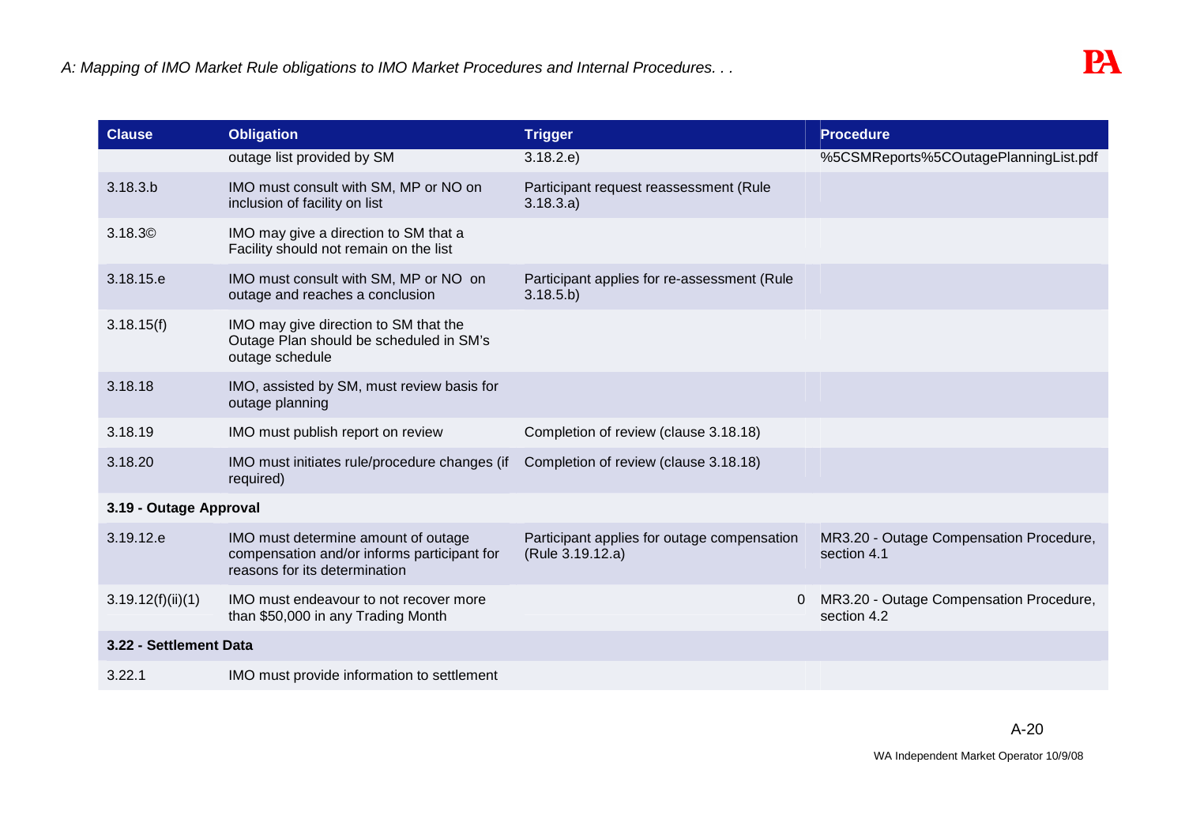| Clause | Obligation | Trigger | Procedure |
|---|---|---|---|
| | outage list provided by SM | 3.18.2.e) | %5CSMReports%5COutagePlanningList.pdf |
| 3.18.3.b | IMO must consult with SM, MP or NO on inclusion of facility on list | Participant request reassessment (Rule 3.18.3.a) | |
| 3.18.3© | IMO may give a direction to SM that a Facility should not remain on the list | | |
| 3.18.15.e | IMO must consult with SM, MP or NO on outage and reaches a conclusion | Participant applies for re-assessment (Rule 3.18.5.b) | |
| 3.18.15(f) | IMO may give direction to SM that the Outage Plan should be scheduled in SM's outage schedule | | |
| 3.18.18 | IMO, assisted by SM, must review basis for outage planning | | |
| 3.18.19 | IMO must publish report on review | Completion of review (clause 3.18.18) | |
| 3.18.20 | IMO must initiates rule/procedure changes (if required) | Completion of review (clause 3.18.18) | |
| **3.19 - Outage Approval** | | | |
| 3.19.12.e | IMO must determine amount of outage compensation and/or informs participant for reasons for its determination | Participant applies for outage compensation (Rule 3.19.12.a) | MR3.20 - Outage Compensation Procedure, section 4.1 |
| 3.19.12(f)(ii)(1) | IMO must endeavour to not recover more than $50,000 in any Trading Month | 0 | MR3.20 - Outage Compensation Procedure, section 4.2 |
| **3.22 - Settlement Data** | | | |
| 3.22.1 | IMO must provide information to settlement | | |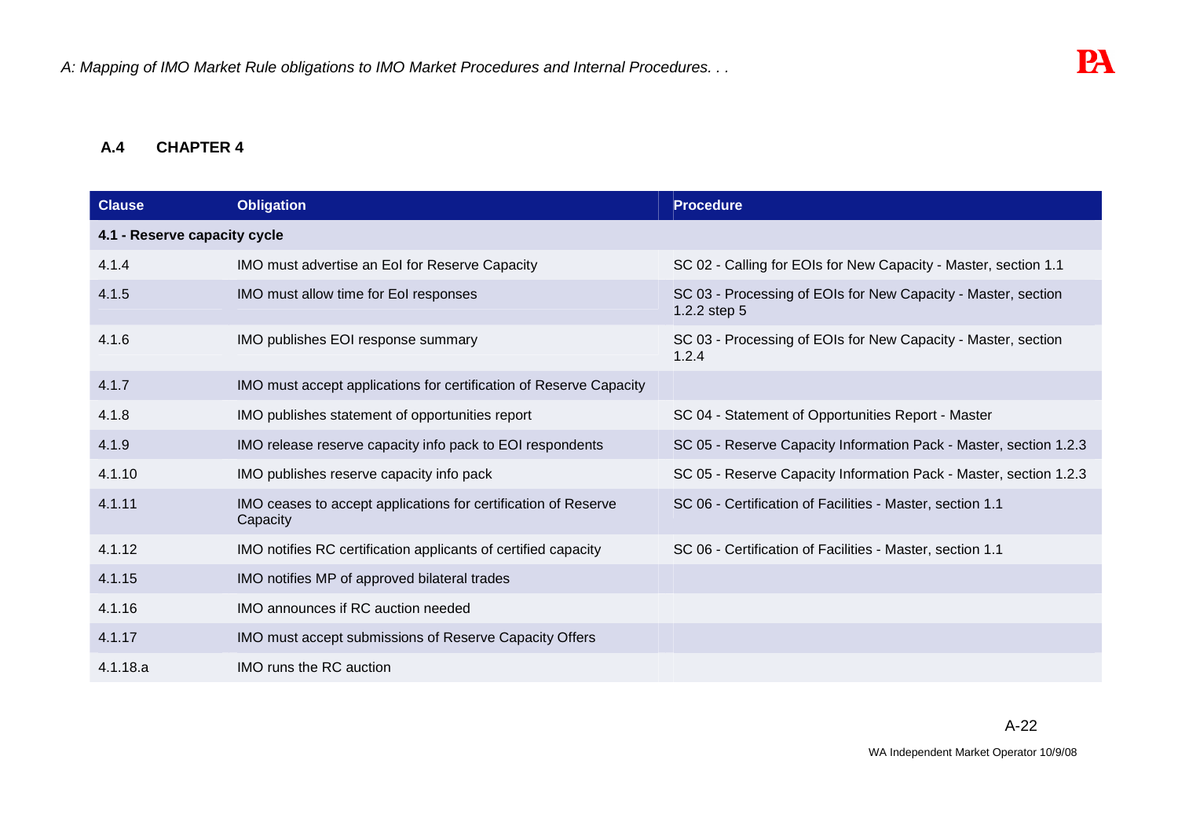### A.4 CHAPTER 4

| Clause | Obligation | Procedure |
|---|---|---|
| **4.1 - Reserve capacity cycle** | | |
| 4.1.4 | IMO must advertise an EoI for Reserve Capacity | SC 02 - Calling for EOIs for New Capacity - Master, section 1.1 |
| 4.1.5 | IMO must allow time for EoI responses | SC 03 - Processing of EOIs for New Capacity - Master, section 1.2.2 step 5 |
| 4.1.6 | IMO publishes EOI response summary | SC 03 - Processing of EOIs for New Capacity - Master, section 1.2.4 |
| 4.1.7 | IMO must accept applications for certification of Reserve Capacity | |
| 4.1.8 | IMO publishes statement of opportunities report | SC 04 - Statement of Opportunities Report - Master |
| 4.1.9 | IMO release reserve capacity info pack to EOI respondents | SC 05 - Reserve Capacity Information Pack - Master, section 1.2.3 |
| 4.1.10 | IMO publishes reserve capacity info pack | SC 05 - Reserve Capacity Information Pack - Master, section 1.2.3 |
| 4.1.11 | IMO ceases to accept applications for certification of Reserve Capacity | SC 06 - Certification of Facilities - Master, section 1.1 |
| 4.1.12 | IMO notifies RC certification applicants of certified capacity | SC 06 - Certification of Facilities - Master, section 1.1 |
| 4.1.15 | IMO notifies MP of approved bilateral trades | |
| 4.1.16 | IMO announces if RC auction needed | |
| 4.1.17 | IMO must accept submissions of Reserve Capacity Offers | |
| 4.1.18.a | IMO runs the RC auction | |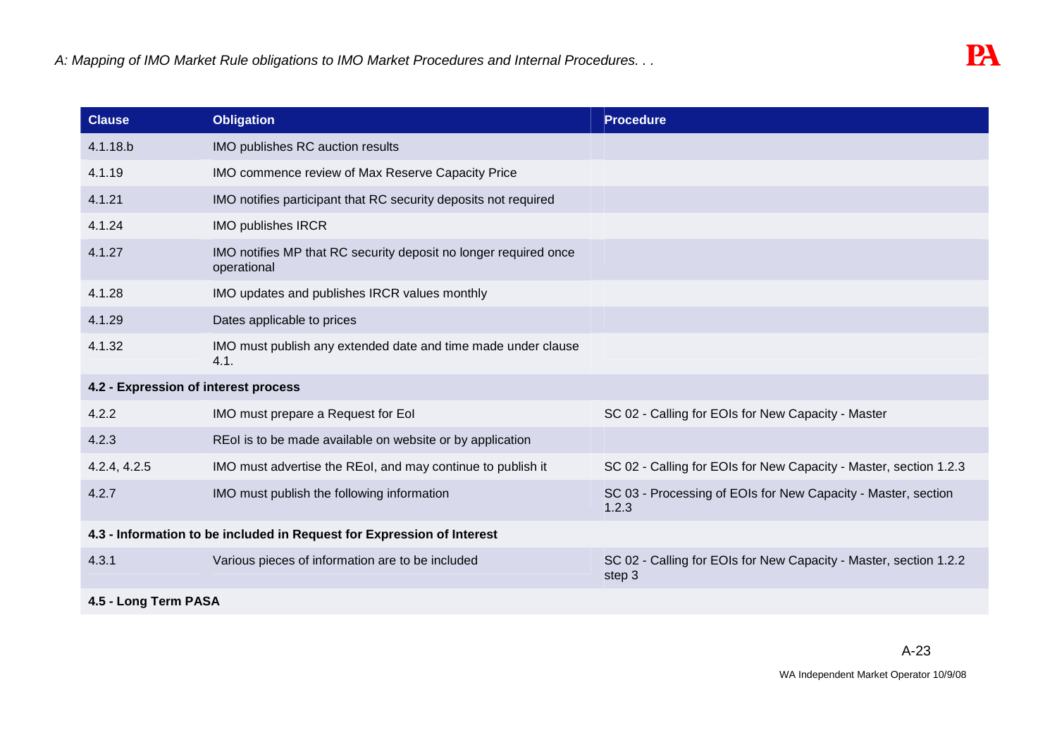| Clause | Obligation | Procedure |
| --- | --- | --- |
| 4.1.18.b | IMO publishes RC auction results | |
| 4.1.19 | IMO commence review of Max Reserve Capacity Price | |
| 4.1.21 | IMO notifies participant that RC security deposits not required | |
| 4.1.24 | IMO publishes IRCR | |
| 4.1.27 | IMO notifies MP that RC security deposit no longer required once operational | |
| 4.1.28 | IMO updates and publishes IRCR values monthly | |
| 4.1.29 | Dates applicable to prices | |
| 4.1.32 | IMO must publish any extended date and time made under clause 4.1. | |
| **4.2 - Expression of interest process** | | |
| 4.2.2 | IMO must prepare a Request for EoI | SC 02 - Calling for EOIs for New Capacity - Master |
| 4.2.3 | REoI is to be made available on website or by application | |
| 4.2.4, 4.2.5 | IMO must advertise the REoI, and may continue to publish it | SC 02 - Calling for EOIs for New Capacity - Master, section 1.2.3 |
| 4.2.7 | IMO must publish the following information | SC 03 - Processing of EOIs for New Capacity - Master, section 1.2.3 |
| **4.3 - Information to be included in Request for Expression of Interest** | | |
| 4.3.1 | Various pieces of information are to be included | SC 02 - Calling for EOIs for New Capacity - Master, section 1.2.2 step 3 |
| **4.5 - Long Term PASA** | | |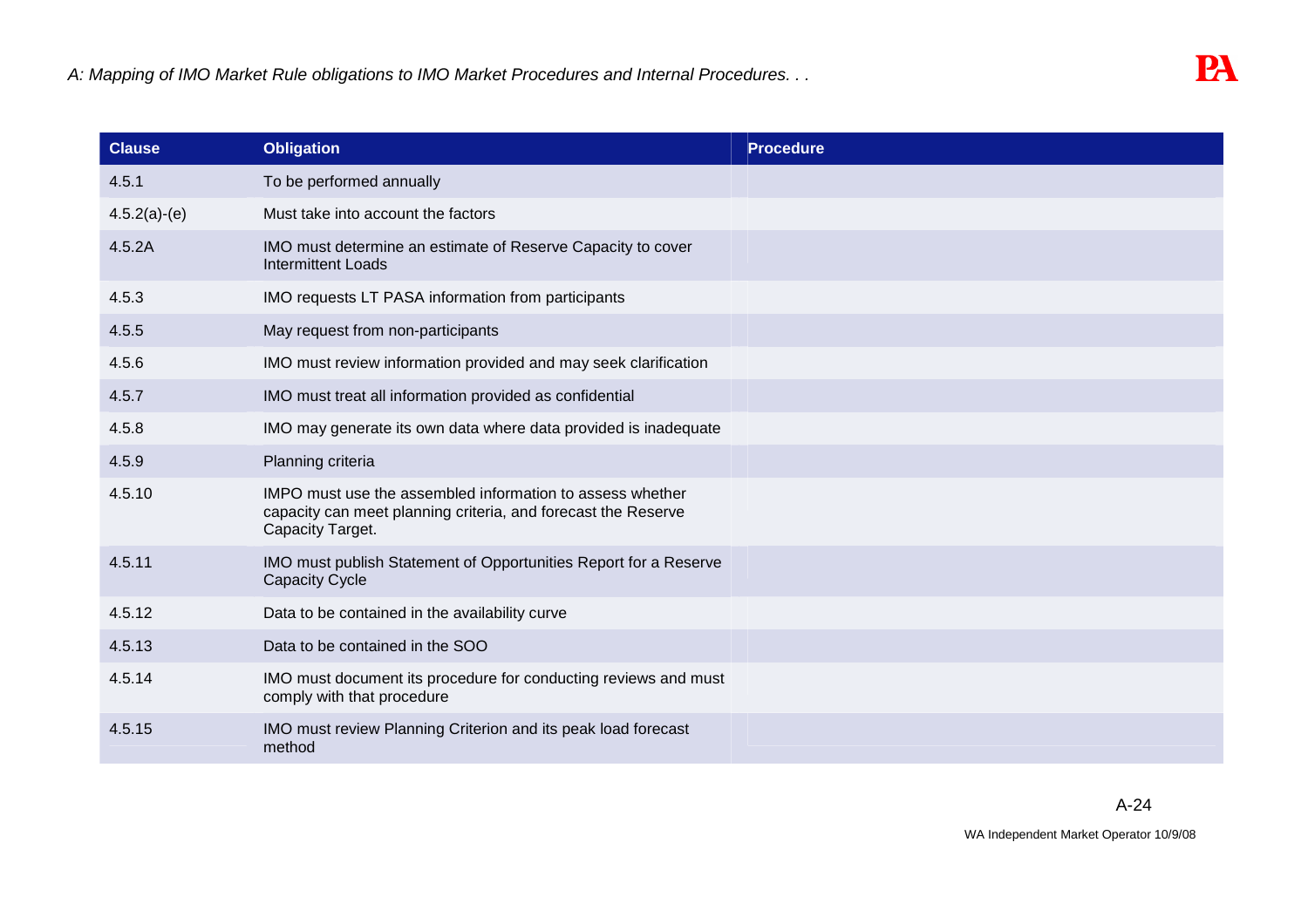| Clause | Obligation | Procedure |
|---|---|---|
| 4.5.1 | To be performed annually | |
| 4.5.2(a)-(e) | Must take into account the factors | |
| 4.5.2A | IMO must determine an estimate of Reserve Capacity to cover Intermittent Loads | |
| 4.5.3 | IMO requests LT PASA information from participants | |
| 4.5.5 | May request from non-participants | |
| 4.5.6 | IMO must review information provided and may seek clarification | |
| 4.5.7 | IMO must treat all information provided as confidential | |
| 4.5.8 | IMO may generate its own data where data provided is inadequate | |
| 4.5.9 | Planning criteria | |
| 4.5.10 | IMPO must use the assembled information to assess whether capacity can meet planning criteria, and forecast the Reserve Capacity Target. | |
| 4.5.11 | IMO must publish Statement of Opportunities Report for a Reserve Capacity Cycle | |
| 4.5.12 | Data to be contained in the availability curve | |
| 4.5.13 | Data to be contained in the SOO | |
| 4.5.14 | IMO must document its procedure for conducting reviews and must comply with that procedure | |
| 4.5.15 | IMO must review Planning Criterion and its peak load forecast method | |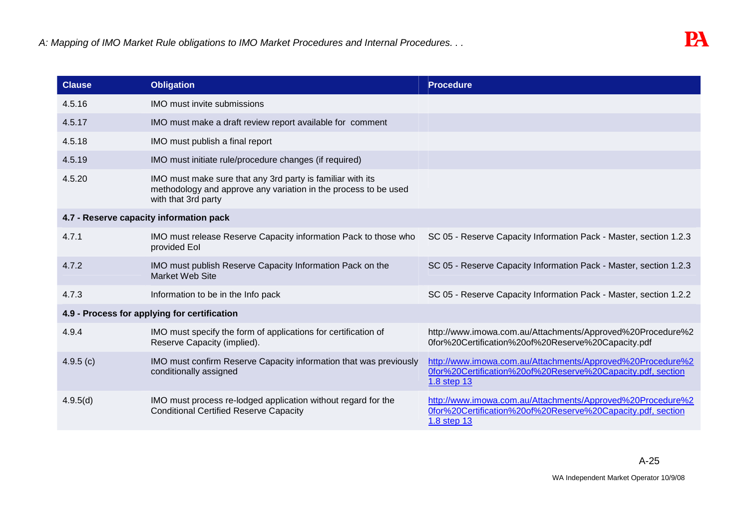| Clause | Obligation | Procedure |
|---|---|---|
| 4.5.16 | IMO must invite submissions | |
| 4.5.17 | IMO must make a draft review report available for comment | |
| 4.5.18 | IMO must publish a final report | |
| 4.5.19 | IMO must initiate rule/procedure changes (if required) | |
| 4.5.20 | IMO must make sure that any 3rd party is familiar with its methodology and approve any variation in the process to be used with that 3rd party | |
| **4.7 - Reserve capacity information pack** | | |
| 4.7.1 | IMO must release Reserve Capacity information Pack to those who provided EoI | SC 05 - Reserve Capacity Information Pack - Master, section 1.2.3 |
| 4.7.2 | IMO must publish Reserve Capacity Information Pack on the Market Web Site | SC 05 - Reserve Capacity Information Pack - Master, section 1.2.3 |
| 4.7.3 | Information to be in the Info pack | SC 05 - Reserve Capacity Information Pack - Master, section 1.2.2 |
| **4.9 - Process for applying for certification** | | |
| 4.9.4 | IMO must specify the form of applications for certification of Reserve Capacity (implied). | http://www.imowa.com.au/Attachments/Approved%20Procedure%20for%20Certification%20of%20Reserve%20Capacity.pdf |
| 4.9.5 (c) | IMO must confirm Reserve Capacity information that was previously conditionally assigned | http://www.imowa.com.au/Attachments/Approved%20Procedure%20for%20Certification%20of%20Reserve%20Capacity.pdf, section 1.8 step 13 |
| 4.9.5(d) | IMO must process re-lodged application without regard for the Conditional Certified Reserve Capacity | http://www.imowa.com.au/Attachments/Approved%20Procedure%20for%20Certification%20of%20Reserve%20Capacity.pdf, section 1.8 step 13 |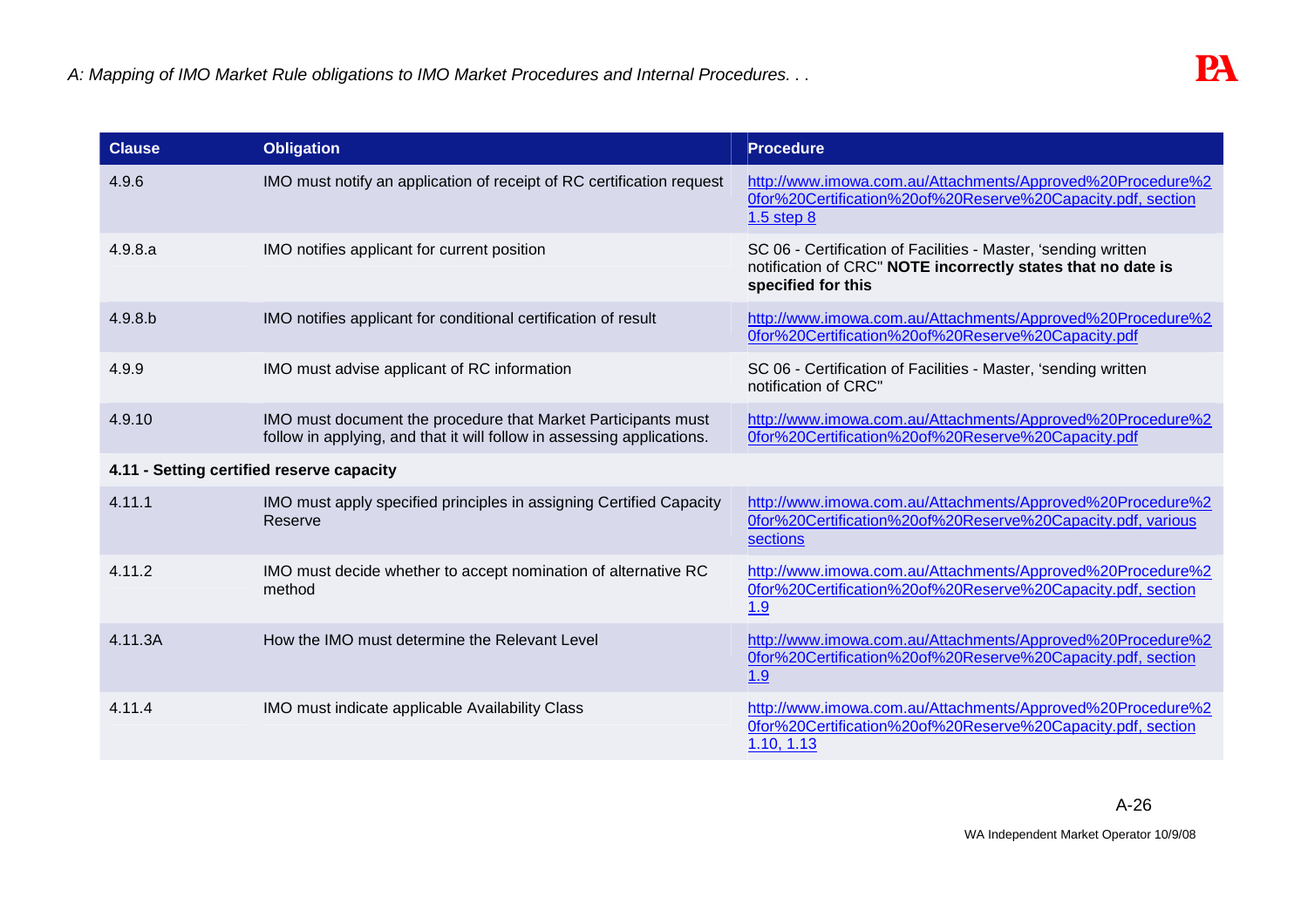| Clause | Obligation | Procedure |
|---|---|---|
| 4.9.6 | IMO must notify an application of receipt of RC certification request | http://www.imowa.com.au/Attachments/Approved%20Procedure%20for%20Certification%20of%20Reserve%20Capacity.pdf, section 1.5 step 8 |
| 4.9.8.a | IMO notifies applicant for current position | SC 06 - Certification of Facilities - Master, 'sending written notification of CRC" **NOTE incorrectly states that no date is specified for this** |
| 4.9.8.b | IMO notifies applicant for conditional certification of result | http://www.imowa.com.au/Attachments/Approved%20Procedure%20for%20Certification%20of%20Reserve%20Capacity.pdf |
| 4.9.9 | IMO must advise applicant of RC information | SC 06 - Certification of Facilities - Master, 'sending written notification of CRC" |
| 4.9.10 | IMO must document the procedure that Market Participants must follow in applying, and that it will follow in assessing applications. | http://www.imowa.com.au/Attachments/Approved%20Procedure%20for%20Certification%20of%20Reserve%20Capacity.pdf |
| **4.11 - Setting certified reserve capacity** | | |
| 4.11.1 | IMO must apply specified principles in assigning Certified Capacity Reserve | http://www.imowa.com.au/Attachments/Approved%20Procedure%20for%20Certification%20of%20Reserve%20Capacity.pdf, various sections |
| 4.11.2 | IMO must decide whether to accept nomination of alternative RC method | http://www.imowa.com.au/Attachments/Approved%20Procedure%20for%20Certification%20of%20Reserve%20Capacity.pdf, section 1.9 |
| 4.11.3A | How the IMO must determine the Relevant Level | http://www.imowa.com.au/Attachments/Approved%20Procedure%20for%20Certification%20of%20Reserve%20Capacity.pdf, section 1.9 |
| 4.11.4 | IMO must indicate applicable Availability Class | http://www.imowa.com.au/Attachments/Approved%20Procedure%20for%20Certification%20of%20Reserve%20Capacity.pdf, section 1.10, 1.13 |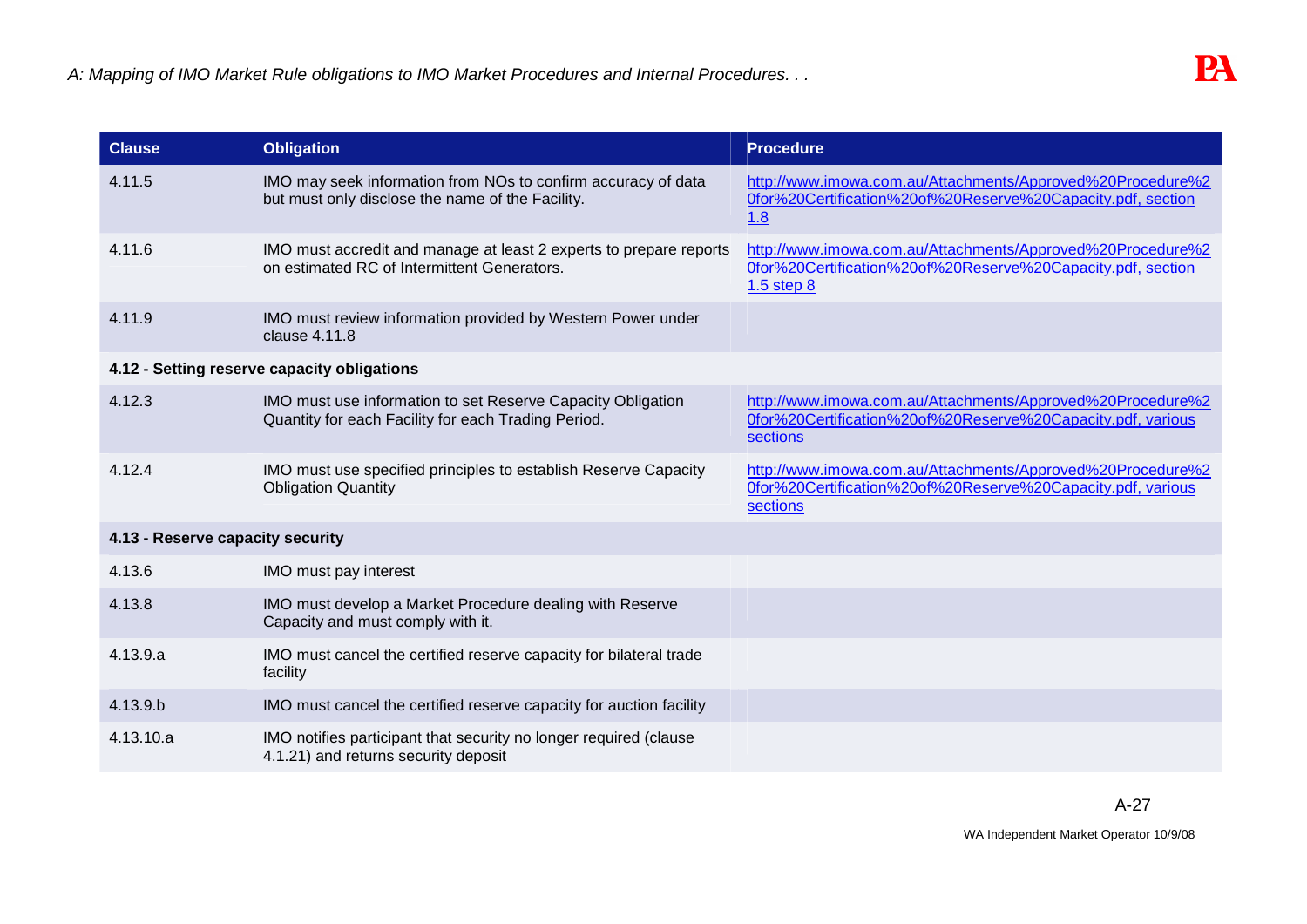| Clause | Obligation | Procedure |
|---|---|---|
| 4.11.5 | IMO may seek information from NOs to confirm accuracy of data but must only disclose the name of the Facility. | http://www.imowa.com.au/Attachments/Approved%20Procedure%20for%20Certification%20of%20Reserve%20Capacity.pdf, section 1.8 |
| 4.11.6 | IMO must accredit and manage at least 2 experts to prepare reports on estimated RC of Intermittent Generators. | http://www.imowa.com.au/Attachments/Approved%20Procedure%20for%20Certification%20of%20Reserve%20Capacity.pdf, section 1.5 step 8 |
| 4.11.9 | IMO must review information provided by Western Power under clause 4.11.8 | |
| **4.12 - Setting reserve capacity obligations** | | |
| 4.12.3 | IMO must use information to set Reserve Capacity Obligation Quantity for each Facility for each Trading Period. | http://www.imowa.com.au/Attachments/Approved%20Procedure%20for%20Certification%20of%20Reserve%20Capacity.pdf, various sections |
| 4.12.4 | IMO must use specified principles to establish Reserve Capacity Obligation Quantity | http://www.imowa.com.au/Attachments/Approved%20Procedure%20for%20Certification%20of%20Reserve%20Capacity.pdf, various sections |
| **4.13 - Reserve capacity security** | | |
| 4.13.6 | IMO must pay interest | |
| 4.13.8 | IMO must develop a Market Procedure dealing with Reserve Capacity and must comply with it. | |
| 4.13.9.a | IMO must cancel the certified reserve capacity for bilateral trade facility | |
| 4.13.9.b | IMO must cancel the certified reserve capacity for auction facility | |
| 4.13.10.a | IMO notifies participant that security no longer required (clause 4.1.21) and returns security deposit | |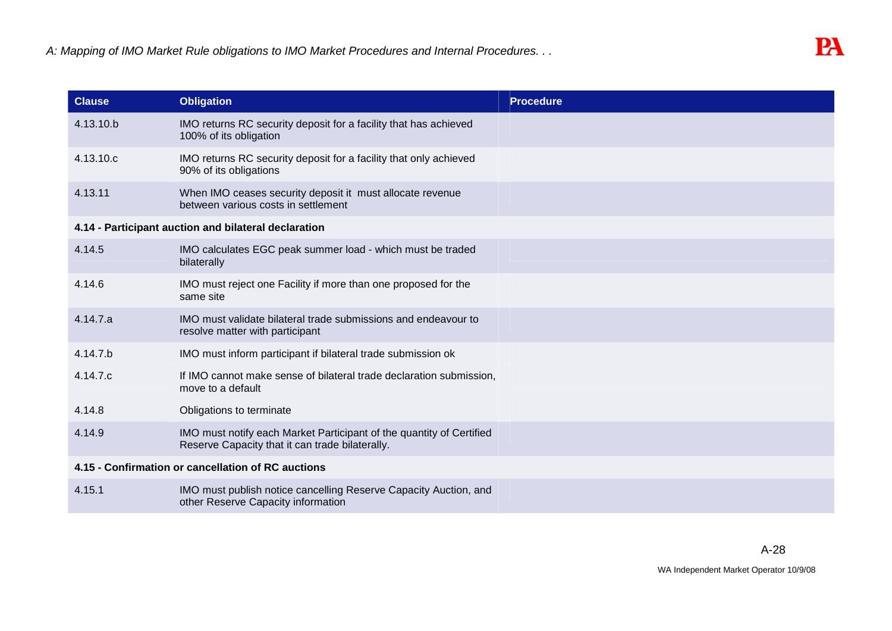| Clause | Obligation | Procedure |
|---|---|---|
| 4.13.10.b | IMO returns RC security deposit for a facility that has achieved 100% of its obligation | |
| 4.13.10.c | IMO returns RC security deposit for a facility that only achieved 90% of its obligations | |
| 4.13.11 | When IMO ceases security deposit it must allocate revenue between various costs in settlement | |
| **4.14 - Participant auction and bilateral declaration** | | |
| 4.14.5 | IMO calculates EGC peak summer load - which must be traded bilaterally | |
| 4.14.6 | IMO must reject one Facility if more than one proposed for the same site | |
| 4.14.7.a | IMO must validate bilateral trade submissions and endeavour to resolve matter with participant | |
| 4.14.7.b | IMO must inform participant if bilateral trade submission ok | |
| 4.14.7.c | If IMO cannot make sense of bilateral trade declaration submission, move to a default | |
| 4.14.8 | Obligations to terminate | |
| 4.14.9 | IMO must notify each Market Participant of the quantity of Certified Reserve Capacity that it can trade bilaterally. | |
| **4.15 - Confirmation or cancellation of RC auctions** | | |
| 4.15.1 | IMO must publish notice cancelling Reserve Capacity Auction, and other Reserve Capacity information | |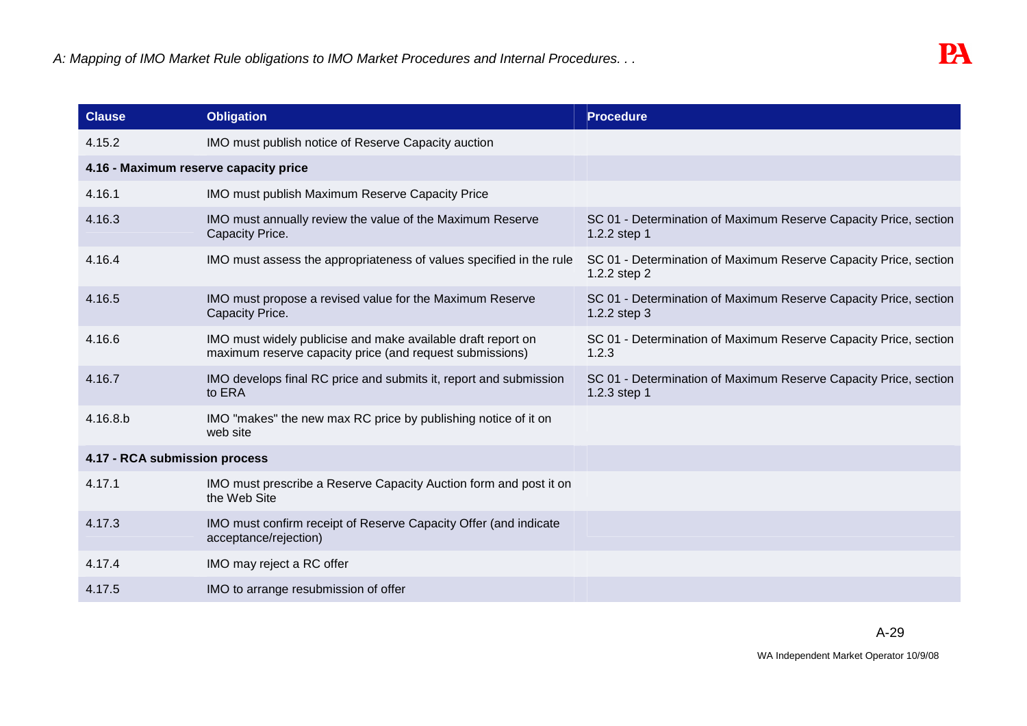| Clause | Obligation | Procedure |
|---|---|---|
| 4.15.2 | IMO must publish notice of Reserve Capacity auction | |
| **4.16 - Maximum reserve capacity price** | | |
| 4.16.1 | IMO must publish Maximum Reserve Capacity Price | |
| 4.16.3 | IMO must annually review the value of the Maximum Reserve Capacity Price. | SC 01 - Determination of Maximum Reserve Capacity Price, section 1.2.2 step 1 |
| 4.16.4 | IMO must assess the appropriateness of values specified in the rule | SC 01 - Determination of Maximum Reserve Capacity Price, section 1.2.2 step 2 |
| 4.16.5 | IMO must propose a revised value for the Maximum Reserve Capacity Price. | SC 01 - Determination of Maximum Reserve Capacity Price, section 1.2.2 step 3 |
| 4.16.6 | IMO must widely publicise and make available draft report on maximum reserve capacity price (and request submissions) | SC 01 - Determination of Maximum Reserve Capacity Price, section 1.2.3 |
| 4.16.7 | IMO develops final RC price and submits it, report and submission to ERA | SC 01 - Determination of Maximum Reserve Capacity Price, section 1.2.3 step 1 |
| 4.16.8.b | IMO "makes" the new max RC price by publishing notice of it on web site | |
| **4.17 - RCA submission process** | | |
| 4.17.1 | IMO must prescribe a Reserve Capacity Auction form and post it on the Web Site | |
| 4.17.3 | IMO must confirm receipt of Reserve Capacity Offer (and indicate acceptance/rejection) | |
| 4.17.4 | IMO may reject a RC offer | |
| 4.17.5 | IMO to arrange resubmission of offer | |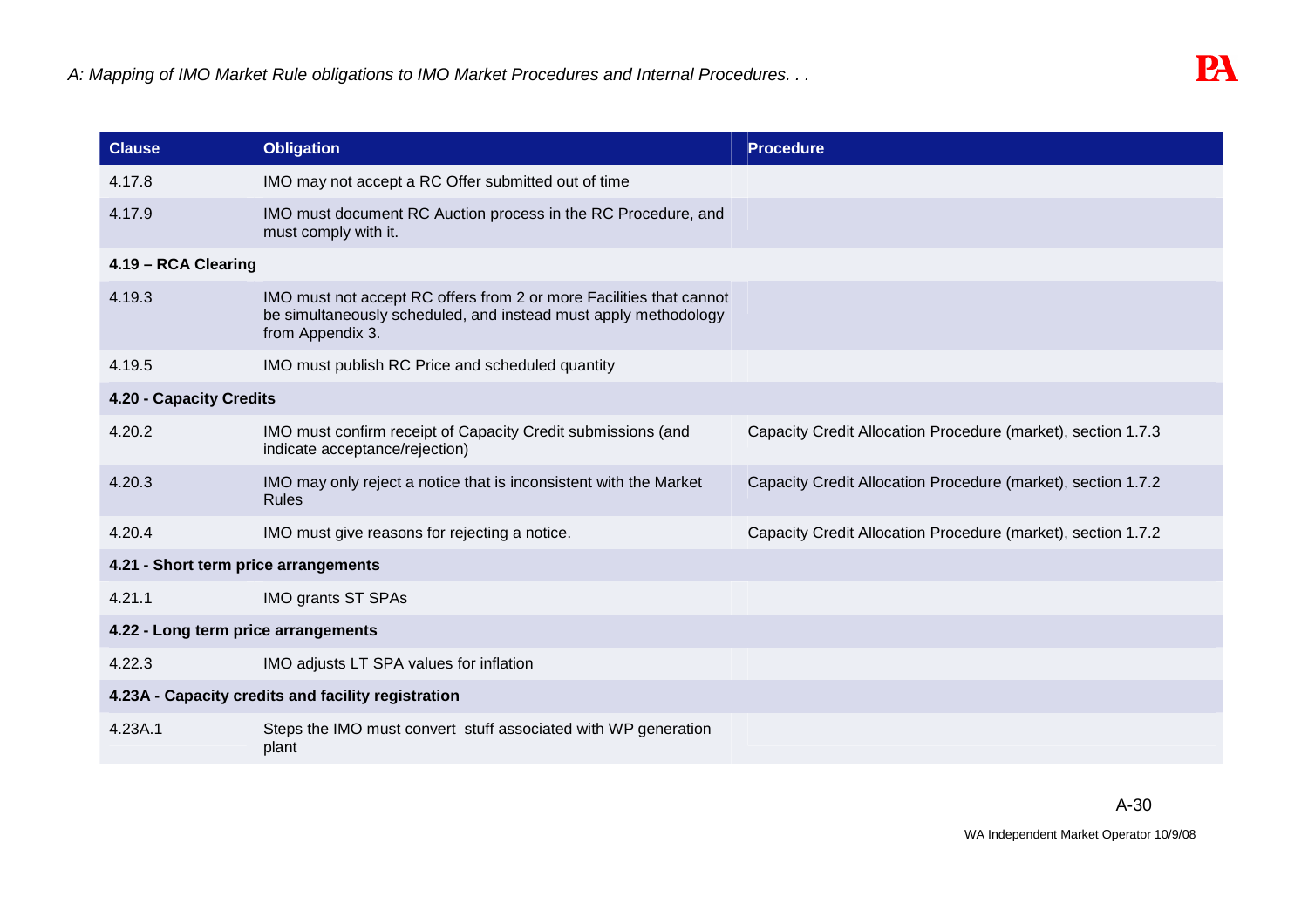| Clause | Obligation | Procedure |
| --- | --- | --- |
| 4.17.8 | IMO may not accept a RC Offer submitted out of time | |
| 4.17.9 | IMO must document RC Auction process in the RC Procedure, and must comply with it. | |
| **4.19 – RCA Clearing** | | |
| 4.19.3 | IMO must not accept RC offers from 2 or more Facilities that cannot be simultaneously scheduled, and instead must apply methodology from Appendix 3. | |
| 4.19.5 | IMO must publish RC Price and scheduled quantity | |
| **4.20 - Capacity Credits** | | |
| 4.20.2 | IMO must confirm receipt of Capacity Credit submissions (and indicate acceptance/rejection) | Capacity Credit Allocation Procedure (market), section 1.7.3 |
| 4.20.3 | IMO may only reject a notice that is inconsistent with the Market Rules | Capacity Credit Allocation Procedure (market), section 1.7.2 |
| 4.20.4 | IMO must give reasons for rejecting a notice. | Capacity Credit Allocation Procedure (market), section 1.7.2 |
| **4.21 - Short term price arrangements** | | |
| 4.21.1 | IMO grants ST SPAs | |
| **4.22 - Long term price arrangements** | | |
| 4.22.3 | IMO adjusts LT SPA values for inflation | |
| **4.23A - Capacity credits and facility registration** | | |
| 4.23A.1 | Steps the IMO must convert stuff associated with WP generation plant | |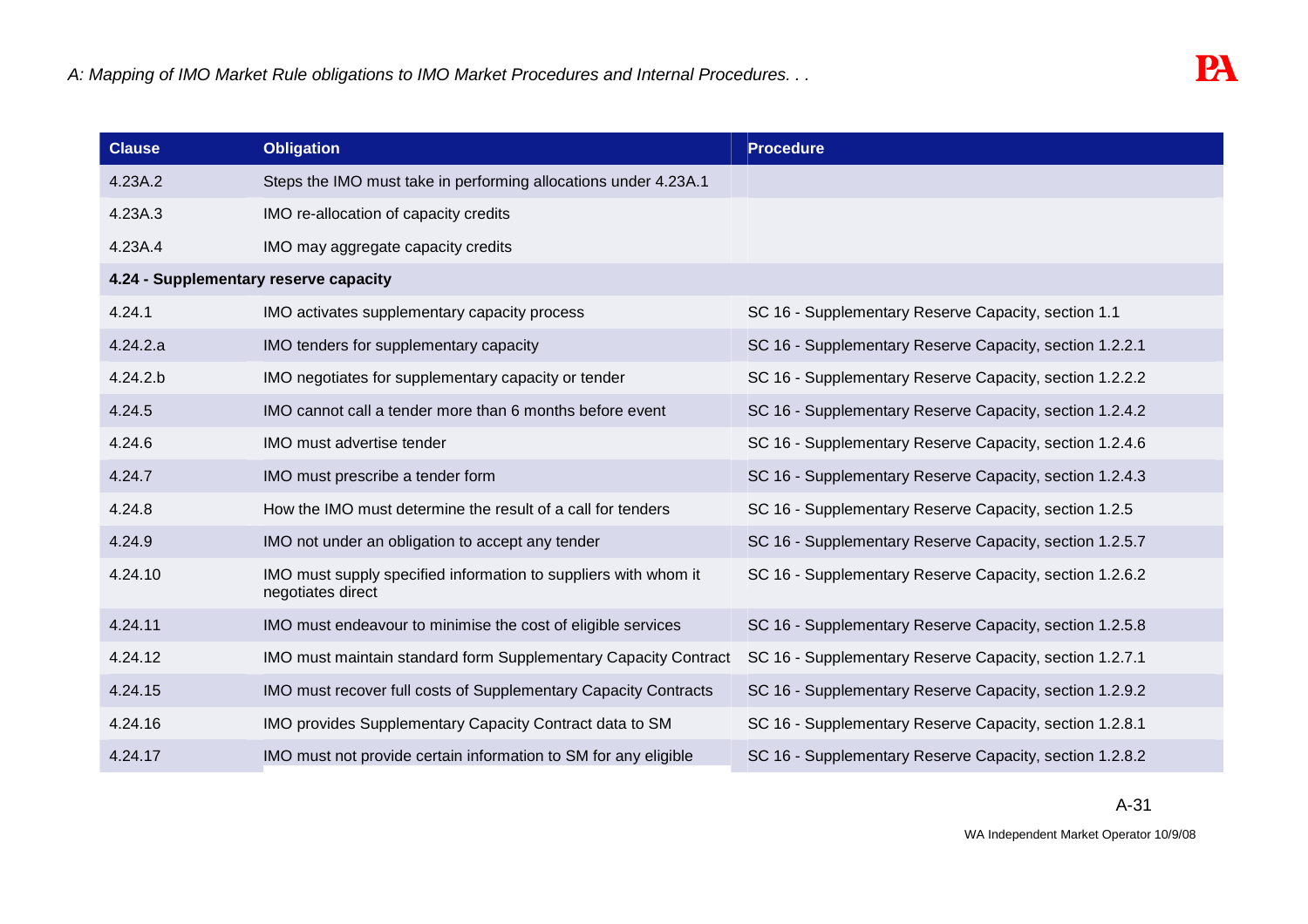| Clause | Obligation | Procedure |
|---|---|---|
| 4.23A.2 | Steps the IMO must take in performing allocations under 4.23A.1 | |
| 4.23A.3 | IMO re-allocation of capacity credits | |
| 4.23A.4 | IMO may aggregate capacity credits | |
| **4.24 - Supplementary reserve capacity** | | |
| 4.24.1 | IMO activates supplementary capacity process | SC 16 - Supplementary Reserve Capacity, section 1.1 |
| 4.24.2.a | IMO tenders for supplementary capacity | SC 16 - Supplementary Reserve Capacity, section 1.2.2.1 |
| 4.24.2.b | IMO negotiates for supplementary capacity or tender | SC 16 - Supplementary Reserve Capacity, section 1.2.2.2 |
| 4.24.5 | IMO cannot call a tender more than 6 months before event | SC 16 - Supplementary Reserve Capacity, section 1.2.4.2 |
| 4.24.6 | IMO must advertise tender | SC 16 - Supplementary Reserve Capacity, section 1.2.4.6 |
| 4.24.7 | IMO must prescribe a tender form | SC 16 - Supplementary Reserve Capacity, section 1.2.4.3 |
| 4.24.8 | How the IMO must determine the result of a call for tenders | SC 16 - Supplementary Reserve Capacity, section 1.2.5 |
| 4.24.9 | IMO not under an obligation to accept any tender | SC 16 - Supplementary Reserve Capacity, section 1.2.5.7 |
| 4.24.10 | IMO must supply specified information to suppliers with whom it negotiates direct | SC 16 - Supplementary Reserve Capacity, section 1.2.6.2 |
| 4.24.11 | IMO must endeavour to minimise the cost of eligible services | SC 16 - Supplementary Reserve Capacity, section 1.2.5.8 |
| 4.24.12 | IMO must maintain standard form Supplementary Capacity Contract | SC 16 - Supplementary Reserve Capacity, section 1.2.7.1 |
| 4.24.15 | IMO must recover full costs of Supplementary Capacity Contracts | SC 16 - Supplementary Reserve Capacity, section 1.2.9.2 |
| 4.24.16 | IMO provides Supplementary Capacity Contract data to SM | SC 16 - Supplementary Reserve Capacity, section 1.2.8.1 |
| 4.24.17 | IMO must not provide certain information to SM for any eligible | SC 16 - Supplementary Reserve Capacity, section 1.2.8.2 |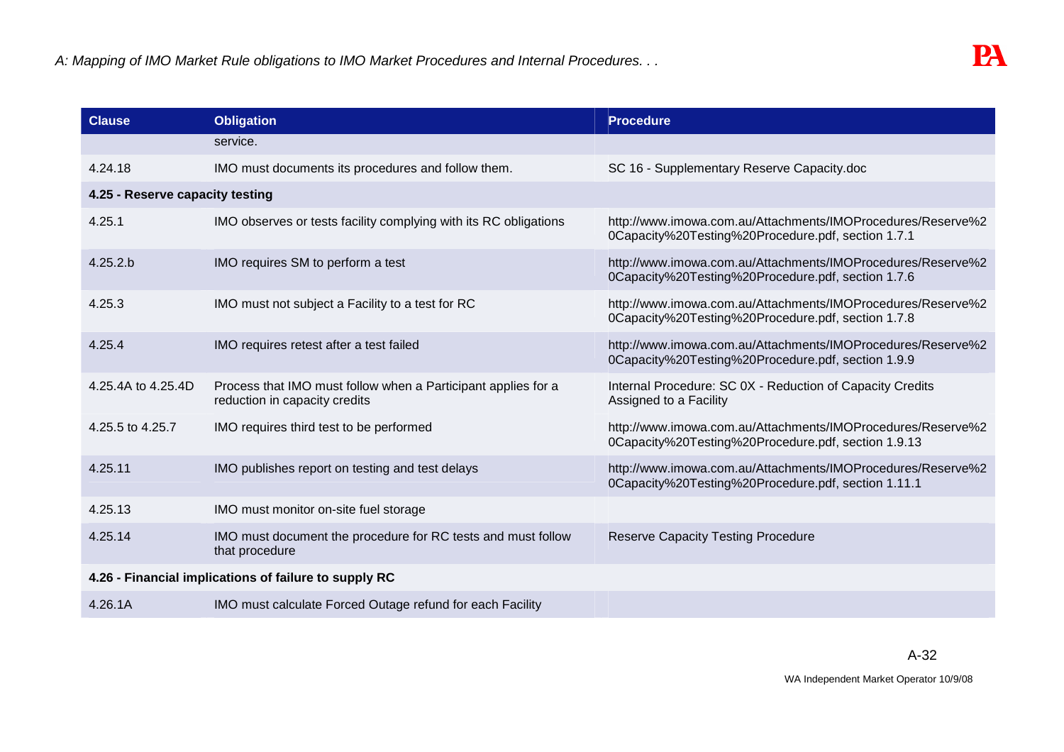| Clause | Obligation | Procedure |
|---|---|---|
| | service. | |
| 4.24.18 | IMO must documents its procedures and follow them. | SC 16 - Supplementary Reserve Capacity.doc |
| **4.25 - Reserve capacity testing** | | |
| 4.25.1 | IMO observes or tests facility complying with its RC obligations | http://www.imowa.com.au/Attachments/IMOProcedures/Reserve%20Capacity%20Testing%20Procedure.pdf, section 1.7.1 |
| 4.25.2.b | IMO requires SM to perform a test | http://www.imowa.com.au/Attachments/IMOProcedures/Reserve%20Capacity%20Testing%20Procedure.pdf, section 1.7.6 |
| 4.25.3 | IMO must not subject a Facility to a test for RC | http://www.imowa.com.au/Attachments/IMOProcedures/Reserve%20Capacity%20Testing%20Procedure.pdf, section 1.7.8 |
| 4.25.4 | IMO requires retest after a test failed | http://www.imowa.com.au/Attachments/IMOProcedures/Reserve%20Capacity%20Testing%20Procedure.pdf, section 1.9.9 |
| 4.25.4A to 4.25.4D | Process that IMO must follow when a Participant applies for a reduction in capacity credits | Internal Procedure: SC 0X - Reduction of Capacity Credits Assigned to a Facility |
| 4.25.5 to 4.25.7 | IMO requires third test to be performed | http://www.imowa.com.au/Attachments/IMOProcedures/Reserve%20Capacity%20Testing%20Procedure.pdf, section 1.9.13 |
| 4.25.11 | IMO publishes report on testing and test delays | http://www.imowa.com.au/Attachments/IMOProcedures/Reserve%20Capacity%20Testing%20Procedure.pdf, section 1.11.1 |
| 4.25.13 | IMO must monitor on-site fuel storage | |
| 4.25.14 | IMO must document the procedure for RC tests and must follow that procedure | Reserve Capacity Testing Procedure |
| **4.26 - Financial implications of failure to supply RC** | | |
| 4.26.1A | IMO must calculate Forced Outage refund for each Facility | |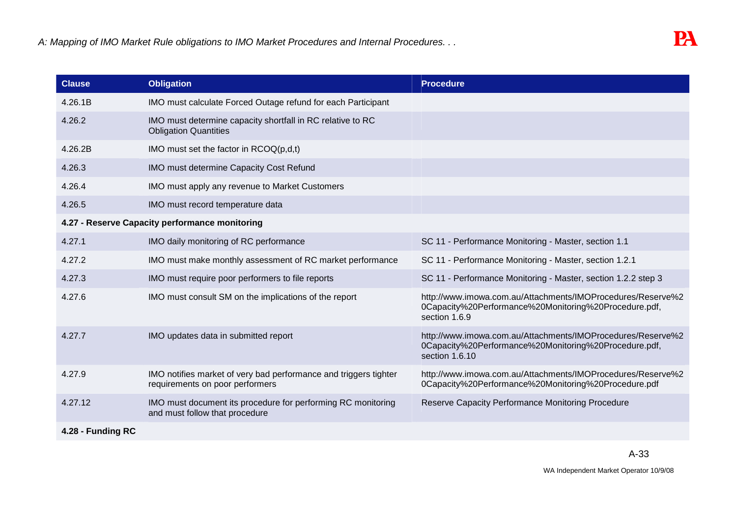| Clause | Obligation | Procedure |
|---|---|---|
| 4.26.1B | IMO must calculate Forced Outage refund for each Participant | |
| 4.26.2 | IMO must determine capacity shortfall in RC relative to RC Obligation Quantities | |
| 4.26.2B | IMO must set the factor in RCOQ(p,d,t) | |
| 4.26.3 | IMO must determine Capacity Cost Refund | |
| 4.26.4 | IMO must apply any revenue to Market Customers | |
| 4.26.5 | IMO must record temperature data | |
| **4.27 - Reserve Capacity performance monitoring** | | |
| 4.27.1 | IMO daily monitoring of RC performance | SC 11 - Performance Monitoring - Master, section 1.1 |
| 4.27.2 | IMO must make monthly assessment of RC market performance | SC 11 - Performance Monitoring - Master, section 1.2.1 |
| 4.27.3 | IMO must require poor performers to file reports | SC 11 - Performance Monitoring - Master, section 1.2.2 step 3 |
| 4.27.6 | IMO must consult SM on the implications of the report | http://www.imowa.com.au/Attachments/IMOProcedures/Reserve%20Capacity%20Performance%20Monitoring%20Procedure.pdf, section 1.6.9 |
| 4.27.7 | IMO updates data in submitted report | http://www.imowa.com.au/Attachments/IMOProcedures/Reserve%20Capacity%20Performance%20Monitoring%20Procedure.pdf, section 1.6.10 |
| 4.27.9 | IMO notifies market of very bad performance and triggers tighter requirements on poor performers | http://www.imowa.com.au/Attachments/IMOProcedures/Reserve%20Capacity%20Performance%20Monitoring%20Procedure.pdf |
| 4.27.12 | IMO must document its procedure for performing RC monitoring and must follow that procedure | Reserve Capacity Performance Monitoring Procedure |
| **4.28 - Funding RC** | | |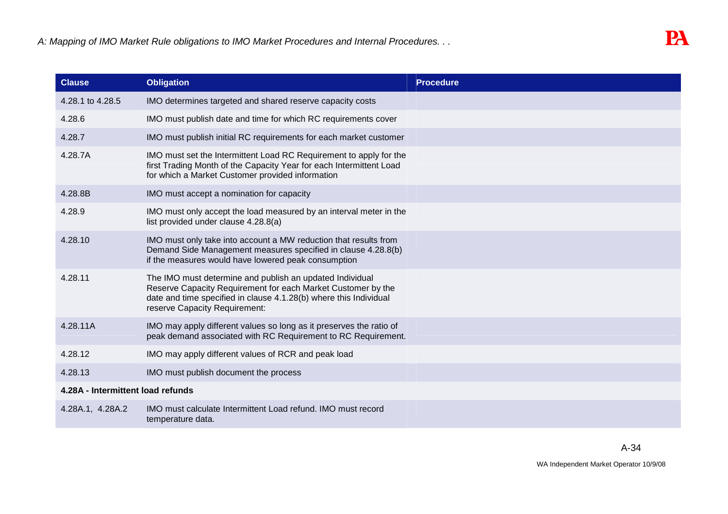| Clause | Obligation | Procedure |
| --- | --- | --- |
| 4.28.1 to 4.28.5 | IMO determines targeted and shared reserve capacity costs | |
| 4.28.6 | IMO must publish date and time for which RC requirements cover | |
| 4.28.7 | IMO must publish initial RC requirements for each market customer | |
| 4.28.7A | IMO must set the Intermittent Load RC Requirement to apply for the first Trading Month of the Capacity Year for each Intermittent Load for which a Market Customer provided information | |
| 4.28.8B | IMO must accept a nomination for capacity | |
| 4.28.9 | IMO must only accept the load measured by an interval meter in the list provided under clause 4.28.8(a) | |
| 4.28.10 | IMO must only take into account a MW reduction that results from Demand Side Management measures specified in clause 4.28.8(b) if the measures would have lowered peak consumption | |
| 4.28.11 | The IMO must determine and publish an updated Individual Reserve Capacity Requirement for each Market Customer by the date and time specified in clause 4.1.28(b) where this Individual reserve Capacity Requirement: | |
| 4.28.11A | IMO may apply different values so long as it preserves the ratio of peak demand associated with RC Requirement to RC Requirement. | |
| 4.28.12 | IMO may apply different values of RCR and peak load | |
| 4.28.13 | IMO must publish document the process | |
| **4.28A - Intermittent load refunds** | | |
| 4.28A.1, 4.28A.2 | IMO must calculate Intermittent Load refund. IMO must record temperature data. | |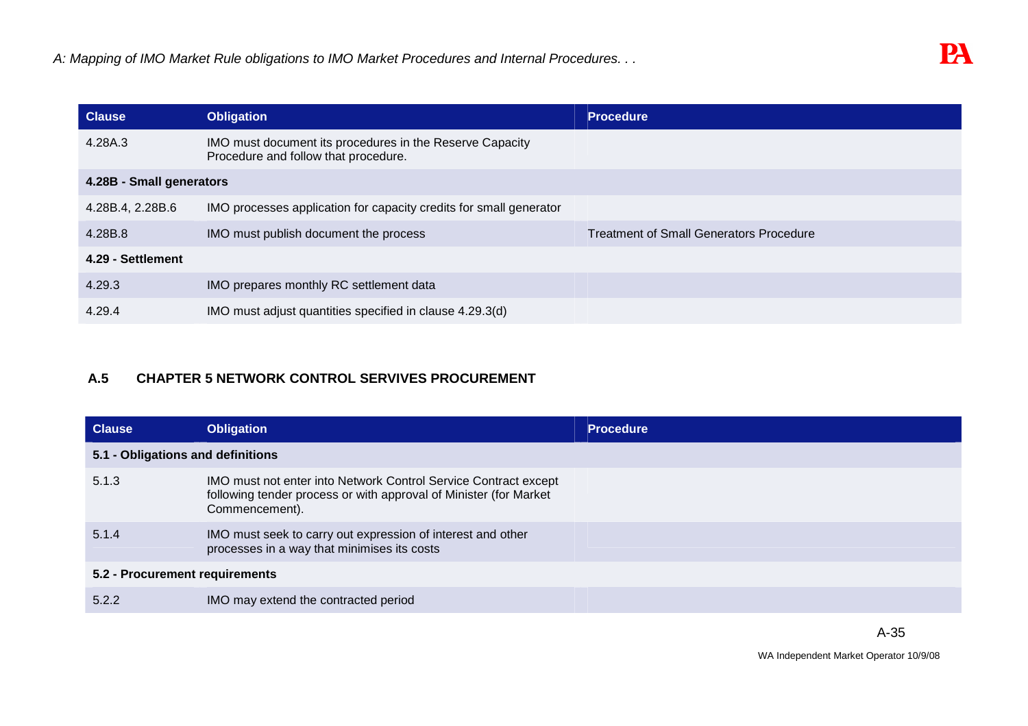| Clause | Obligation | Procedure |
|---|---|---|
| 4.28A.3 | IMO must document its procedures in the Reserve Capacity Procedure and follow that procedure. | |
| **4.28B - Small generators** | | |
| 4.28B.4, 2.28B.6 | IMO processes application for capacity credits for small generator | |
| 4.28B.8 | IMO must publish document the process | Treatment of Small Generators Procedure |
| **4.29 - Settlement** | | |
| 4.29.3 | IMO prepares monthly RC settlement data | |
| 4.29.4 | IMO must adjust quantities specified in clause 4.29.3(d) | |

### A.5 CHAPTER 5 NETWORK CONTROL SERVIVES PROCUREMENT

| Clause | Obligation | Procedure |
|---|---|---|
| **5.1 - Obligations and definitions** | | |
| 5.1.3 | IMO must not enter into Network Control Service Contract except following tender process or with approval of Minister (for Market Commencement). | |
| 5.1.4 | IMO must seek to carry out expression of interest and other processes in a way that minimises its costs | |
| **5.2 - Procurement requirements** | | |
| 5.2.2 | IMO may extend the contracted period | |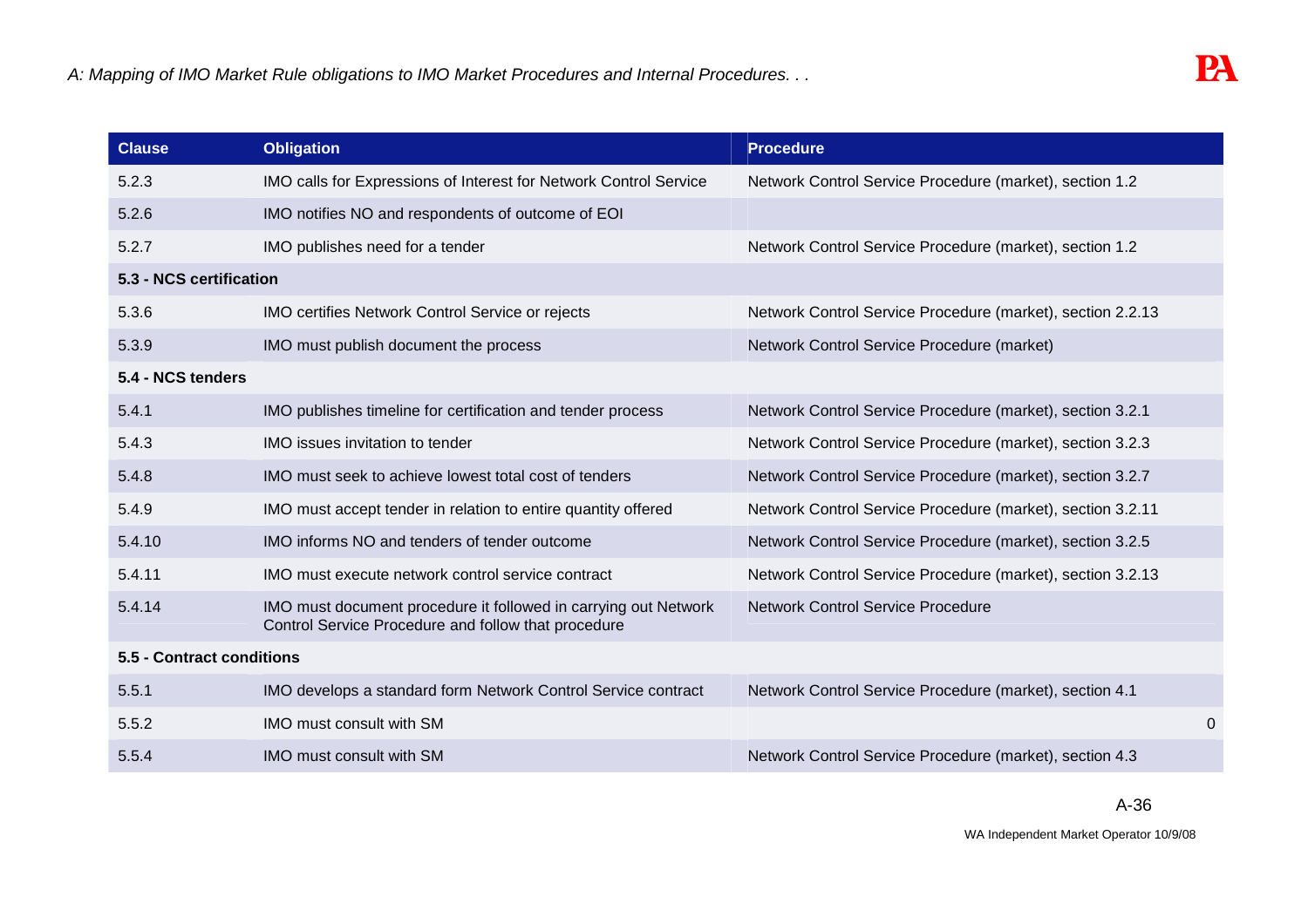| Clause | Obligation | Procedure |
|---|---|---|
| 5.2.3 | IMO calls for Expressions of Interest for Network Control Service | Network Control Service Procedure (market), section 1.2 |
| 5.2.6 | IMO notifies NO and respondents of outcome of EOI | |
| 5.2.7 | IMO publishes need for a tender | Network Control Service Procedure (market), section 1.2 |
| **5.3 - NCS certification** | | |
| 5.3.6 | IMO certifies Network Control Service or rejects | Network Control Service Procedure (market), section 2.2.13 |
| 5.3.9 | IMO must publish document the process | Network Control Service Procedure (market) |
| **5.4 - NCS tenders** | | |
| 5.4.1 | IMO publishes timeline for certification and tender process | Network Control Service Procedure (market), section 3.2.1 |
| 5.4.3 | IMO issues invitation to tender | Network Control Service Procedure (market), section 3.2.3 |
| 5.4.8 | IMO must seek to achieve lowest total cost of tenders | Network Control Service Procedure (market), section 3.2.7 |
| 5.4.9 | IMO must accept tender in relation to entire quantity offered | Network Control Service Procedure (market), section 3.2.11 |
| 5.4.10 | IMO informs NO and tenders of tender outcome | Network Control Service Procedure (market), section 3.2.5 |
| 5.4.11 | IMO must execute network control service contract | Network Control Service Procedure (market), section 3.2.13 |
| 5.4.14 | IMO must document procedure it followed in carrying out Network Control Service Procedure and follow that procedure | Network Control Service Procedure |
| **5.5 - Contract conditions** | | |
| 5.5.1 | IMO develops a standard form Network Control Service contract | Network Control Service Procedure (market), section 4.1 |
| 5.5.2 | IMO must consult with SM | 0 |
| 5.5.4 | IMO must consult with SM | Network Control Service Procedure (market), section 4.3 |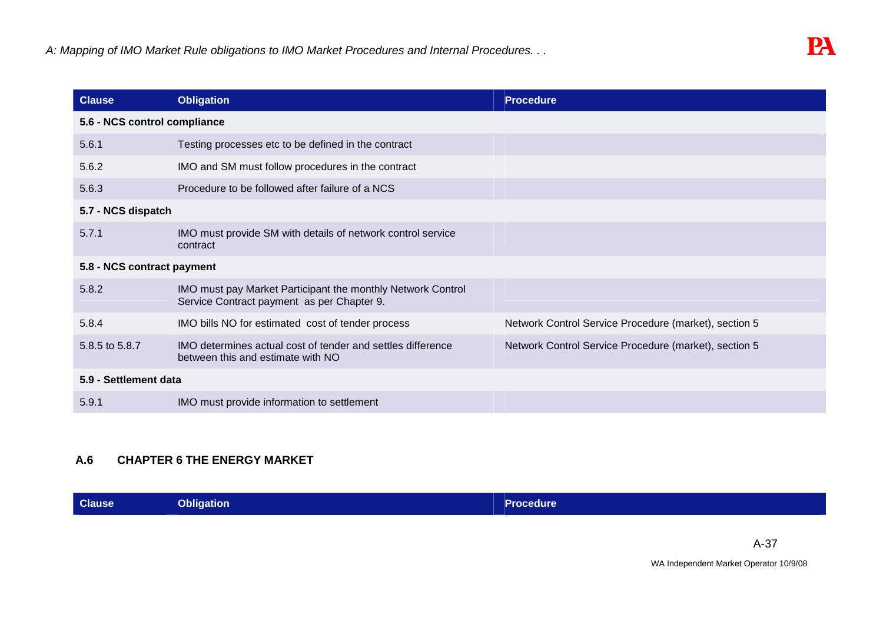| Clause | Obligation | Procedure |
|---|---|---|
| **5.6 - NCS control compliance** | | |
| 5.6.1 | Testing processes etc to be defined in the contract | |
| 5.6.2 | IMO and SM must follow procedures in the contract | |
| 5.6.3 | Procedure to be followed after failure of a NCS | |
| **5.7 - NCS dispatch** | | |
| 5.7.1 | IMO must provide SM with details of network control service contract | |
| **5.8 - NCS contract payment** | | |
| 5.8.2 | IMO must pay Market Participant the monthly Network Control Service Contract payment as per Chapter 9. | |
| 5.8.4 | IMO bills NO for estimated cost of tender process | Network Control Service Procedure (market), section 5 |
| 5.8.5 to 5.8.7 | IMO determines actual cost of tender and settles difference between this and estimate with NO | Network Control Service Procedure (market), section 5 |
| **5.9 - Settlement data** | | |
| 5.9.1 | IMO must provide information to settlement | |

## A.6 CHAPTER 6 THE ENERGY MARKET

| Clause | Obligation | Procedure |
|---|---|---|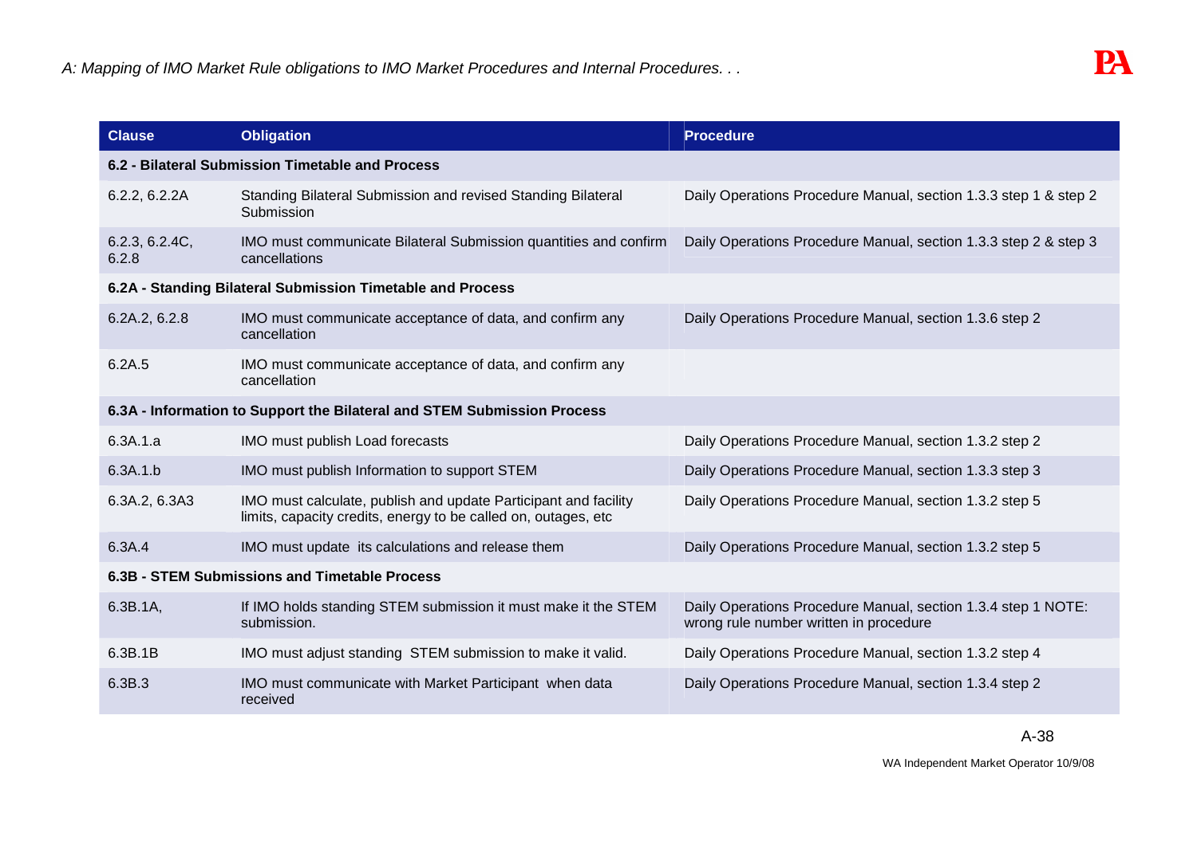| Clause | Obligation | Procedure |
|---|---|---|
| **6.2 - Bilateral Submission Timetable and Process** | | |
| 6.2.2, 6.2.2A | Standing Bilateral Submission and revised Standing Bilateral Submission | Daily Operations Procedure Manual, section 1.3.3 step 1 & step 2 |
| 6.2.3, 6.2.4C, 6.2.8 | IMO must communicate Bilateral Submission quantities and confirm cancellations | Daily Operations Procedure Manual, section 1.3.3 step 2 & step 3 |
| **6.2A - Standing Bilateral Submission Timetable and Process** | | |
| 6.2A.2, 6.2.8 | IMO must communicate acceptance of data, and confirm any cancellation | Daily Operations Procedure Manual, section 1.3.6 step 2 |
| 6.2A.5 | IMO must communicate acceptance of data, and confirm any cancellation | |
| **6.3A - Information to Support the Bilateral and STEM Submission Process** | | |
| 6.3A.1.a | IMO must publish Load forecasts | Daily Operations Procedure Manual, section 1.3.2 step 2 |
| 6.3A.1.b | IMO must publish Information to support STEM | Daily Operations Procedure Manual, section 1.3.3 step 3 |
| 6.3A.2, 6.3A3 | IMO must calculate, publish and update Participant and facility limits, capacity credits, energy to be called on, outages, etc | Daily Operations Procedure Manual, section 1.3.2 step 5 |
| 6.3A.4 | IMO must update its calculations and release them | Daily Operations Procedure Manual, section 1.3.2 step 5 |
| **6.3B - STEM Submissions and Timetable Process** | | |
| 6.3B.1A, | If IMO holds standing STEM submission it must make it the STEM submission. | Daily Operations Procedure Manual, section 1.3.4 step 1 NOTE: wrong rule number written in procedure |
| 6.3B.1B | IMO must adjust standing STEM submission to make it valid. | Daily Operations Procedure Manual, section 1.3.2 step 4 |
| 6.3B.3 | IMO must communicate with Market Participant when data received | Daily Operations Procedure Manual, section 1.3.4 step 2 |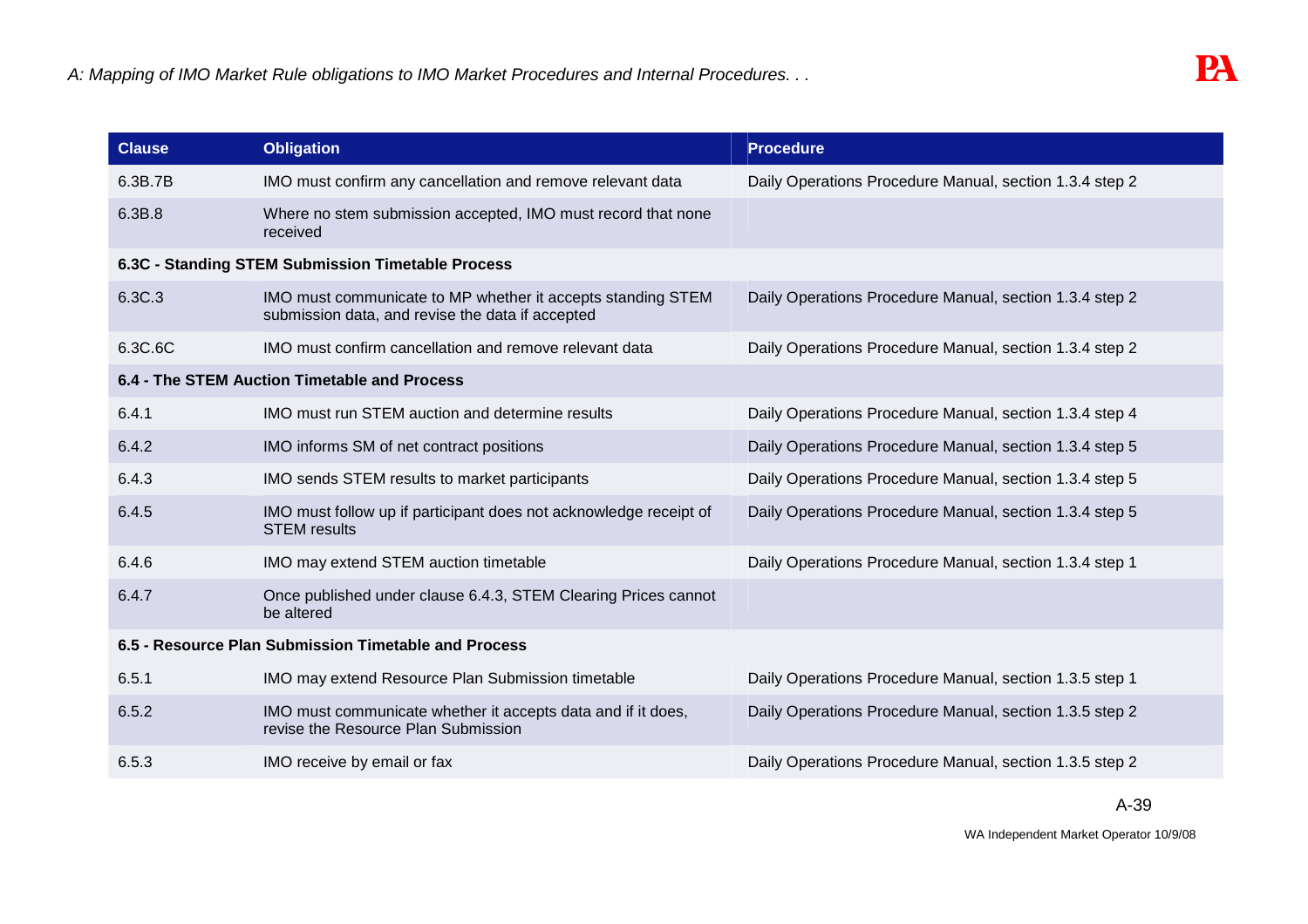| Clause | Obligation | Procedure |
| --- | --- | --- |
| 6.3B.7B | IMO must confirm any cancellation and remove relevant data | Daily Operations Procedure Manual, section 1.3.4 step 2 |
| 6.3B.8 | Where no stem submission accepted, IMO must record that none received | |
| **6.3C - Standing STEM Submission Timetable Process** | | |
| 6.3C.3 | IMO must communicate to MP whether it accepts standing STEM submission data, and revise the data if accepted | Daily Operations Procedure Manual, section 1.3.4 step 2 |
| 6.3C.6C | IMO must confirm cancellation and remove relevant data | Daily Operations Procedure Manual, section 1.3.4 step 2 |
| **6.4 - The STEM Auction Timetable and Process** | | |
| 6.4.1 | IMO must run STEM auction and determine results | Daily Operations Procedure Manual, section 1.3.4 step 4 |
| 6.4.2 | IMO informs SM of net contract positions | Daily Operations Procedure Manual, section 1.3.4 step 5 |
| 6.4.3 | IMO sends STEM results to market participants | Daily Operations Procedure Manual, section 1.3.4 step 5 |
| 6.4.5 | IMO must follow up if participant does not acknowledge receipt of STEM results | Daily Operations Procedure Manual, section 1.3.4 step 5 |
| 6.4.6 | IMO may extend STEM auction timetable | Daily Operations Procedure Manual, section 1.3.4 step 1 |
| 6.4.7 | Once published under clause 6.4.3, STEM Clearing Prices cannot be altered | |
| **6.5 - Resource Plan Submission Timetable and Process** | | |
| 6.5.1 | IMO may extend Resource Plan Submission timetable | Daily Operations Procedure Manual, section 1.3.5 step 1 |
| 6.5.2 | IMO must communicate whether it accepts data and if it does, revise the Resource Plan Submission | Daily Operations Procedure Manual, section 1.3.5 step 2 |
| 6.5.3 | IMO receive by email or fax | Daily Operations Procedure Manual, section 1.3.5 step 2 |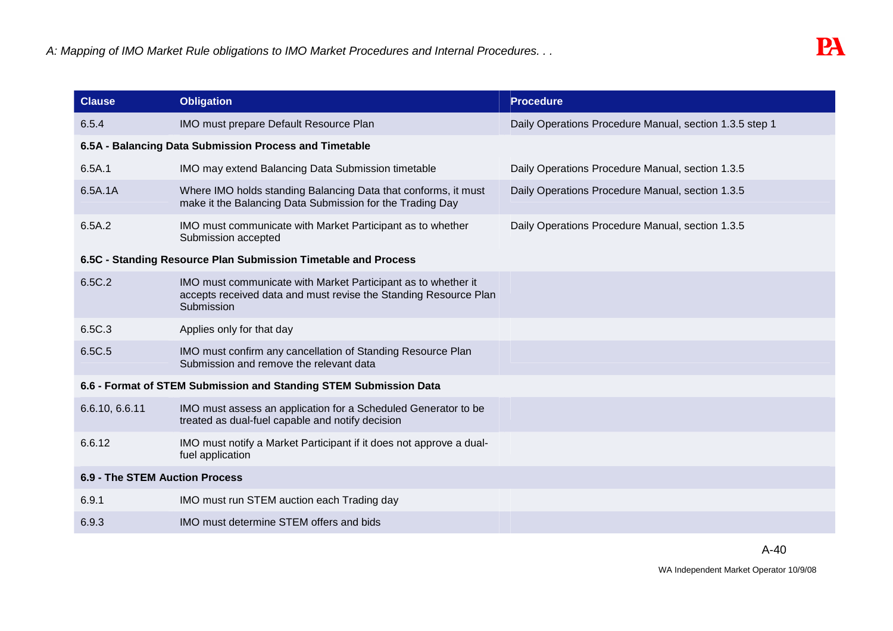| Clause | Obligation | Procedure |
|---|---|---|
| 6.5.4 | IMO must prepare Default Resource Plan | Daily Operations Procedure Manual, section 1.3.5 step 1 |
| **6.5A - Balancing Data Submission Process and Timetable** | | |
| 6.5A.1 | IMO may extend Balancing Data Submission timetable | Daily Operations Procedure Manual, section 1.3.5 |
| 6.5A.1A | Where IMO holds standing Balancing Data that conforms, it must make it the Balancing Data Submission for the Trading Day | Daily Operations Procedure Manual, section 1.3.5 |
| 6.5A.2 | IMO must communicate with Market Participant as to whether Submission accepted | Daily Operations Procedure Manual, section 1.3.5 |
| **6.5C - Standing Resource Plan Submission Timetable and Process** | | |
| 6.5C.2 | IMO must communicate with Market Participant as to whether it accepts received data and must revise the Standing Resource Plan Submission | |
| 6.5C.3 | Applies only for that day | |
| 6.5C.5 | IMO must confirm any cancellation of Standing Resource Plan Submission and remove the relevant data | |
| **6.6 - Format of STEM Submission and Standing STEM Submission Data** | | |
| 6.6.10, 6.6.11 | IMO must assess an application for a Scheduled Generator to be treated as dual-fuel capable and notify decision | |
| 6.6.12 | IMO must notify a Market Participant if it does not approve a dual-fuel application | |
| **6.9 - The STEM Auction Process** | | |
| 6.9.1 | IMO must run STEM auction each Trading day | |
| 6.9.3 | IMO must determine STEM offers and bids | |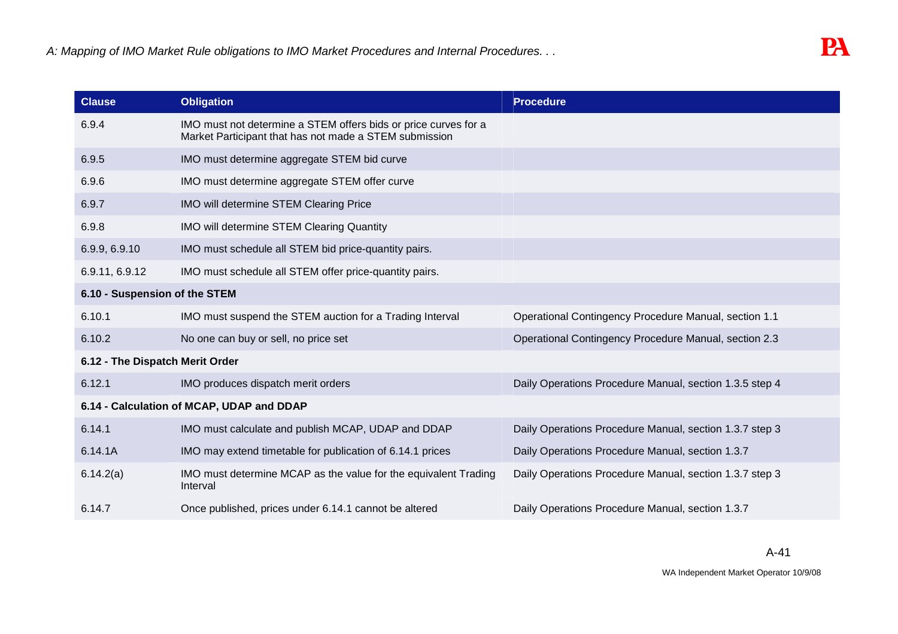| Clause | Obligation | Procedure |
|---|---|---|
| 6.9.4 | IMO must not determine a STEM offers bids or price curves for a Market Participant that has not made a STEM submission | |
| 6.9.5 | IMO must determine aggregate STEM bid curve | |
| 6.9.6 | IMO must determine aggregate STEM offer curve | |
| 6.9.7 | IMO will determine STEM Clearing Price | |
| 6.9.8 | IMO will determine STEM Clearing Quantity | |
| 6.9.9, 6.9.10 | IMO must schedule all STEM bid price-quantity pairs. | |
| 6.9.11, 6.9.12 | IMO must schedule all STEM offer price-quantity pairs. | |
| **6.10 - Suspension of the STEM** | | |
| 6.10.1 | IMO must suspend the STEM auction for a Trading Interval | Operational Contingency Procedure Manual, section 1.1 |
| 6.10.2 | No one can buy or sell, no price set | Operational Contingency Procedure Manual, section 2.3 |
| **6.12 - The Dispatch Merit Order** | | |
| 6.12.1 | IMO produces dispatch merit orders | Daily Operations Procedure Manual, section 1.3.5 step 4 |
| **6.14 - Calculation of MCAP, UDAP and DDAP** | | |
| 6.14.1 | IMO must calculate and publish MCAP, UDAP and DDAP | Daily Operations Procedure Manual, section 1.3.7 step 3 |
| 6.14.1A | IMO may extend timetable for publication of 6.14.1 prices | Daily Operations Procedure Manual, section 1.3.7 |
| 6.14.2(a) | IMO must determine MCAP as the value for the equivalent Trading Interval | Daily Operations Procedure Manual, section 1.3.7 step 3 |
| 6.14.7 | Once published, prices under 6.14.1 cannot be altered | Daily Operations Procedure Manual, section 1.3.7 |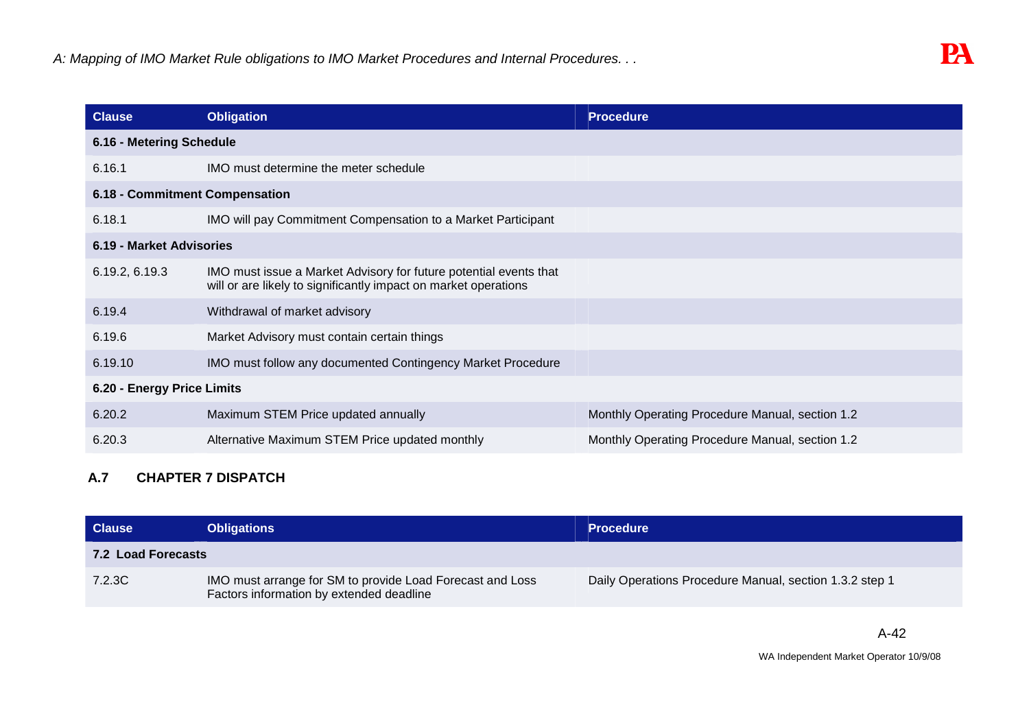| Clause | Obligation | Procedure |
|---|---|---|
| **6.16 - Metering Schedule** | | |
| 6.16.1 | IMO must determine the meter schedule | |
| **6.18 - Commitment Compensation** | | |
| 6.18.1 | IMO will pay Commitment Compensation to a Market Participant | |
| **6.19 - Market Advisories** | | |
| 6.19.2, 6.19.3 | IMO must issue a Market Advisory for future potential events that will or are likely to significantly impact on market operations | |
| 6.19.4 | Withdrawal of market advisory | |
| 6.19.6 | Market Advisory must contain certain things | |
| 6.19.10 | IMO must follow any documented Contingency Market Procedure | |
| **6.20 - Energy Price Limits** | | |
| 6.20.2 | Maximum STEM Price updated annually | Monthly Operating Procedure Manual, section 1.2 |
| 6.20.3 | Alternative Maximum STEM Price updated monthly | Monthly Operating Procedure Manual, section 1.2 |

## A.7 CHAPTER 7 DISPATCH

| Clause | Obligations | Procedure |
|---|---|---|
| **7.2 Load Forecasts** | | |
| 7.2.3C | IMO must arrange for SM to provide Load Forecast and Loss Factors information by extended deadline | Daily Operations Procedure Manual, section 1.3.2 step 1 |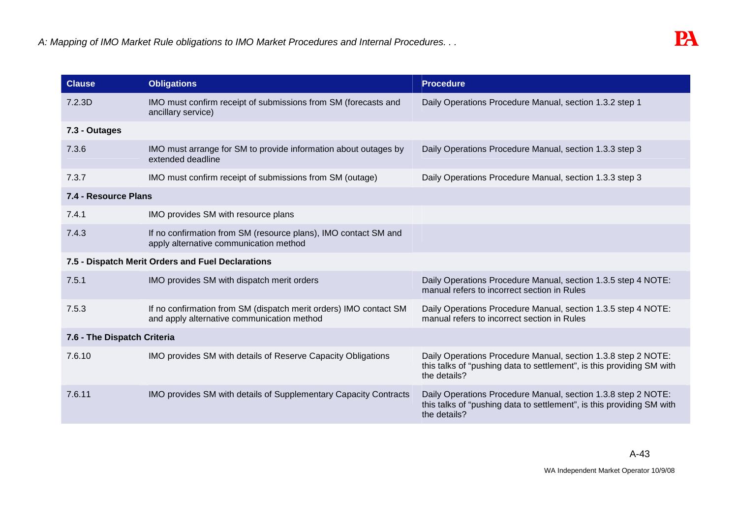| Clause | Obligations | Procedure |
|---|---|---|
| 7.2.3D | IMO must confirm receipt of submissions from SM (forecasts and ancillary service) | Daily Operations Procedure Manual, section 1.3.2 step 1 |
| **7.3 - Outages** | | |
| 7.3.6 | IMO must arrange for SM to provide information about outages by extended deadline | Daily Operations Procedure Manual, section 1.3.3 step 3 |
| 7.3.7 | IMO must confirm receipt of submissions from SM (outage) | Daily Operations Procedure Manual, section 1.3.3 step 3 |
| **7.4 - Resource Plans** | | |
| 7.4.1 | IMO provides SM with resource plans | |
| 7.4.3 | If no confirmation from SM (resource plans), IMO contact SM and apply alternative communication method | |
| **7.5 - Dispatch Merit Orders and Fuel Declarations** | | |
| 7.5.1 | IMO provides SM with dispatch merit orders | Daily Operations Procedure Manual, section 1.3.5 step 4 NOTE: manual refers to incorrect section in Rules |
| 7.5.3 | If no confirmation from SM (dispatch merit orders) IMO contact SM and apply alternative communication method | Daily Operations Procedure Manual, section 1.3.5 step 4 NOTE: manual refers to incorrect section in Rules |
| **7.6 - The Dispatch Criteria** | | |
| 7.6.10 | IMO provides SM with details of Reserve Capacity Obligations | Daily Operations Procedure Manual, section 1.3.8 step 2 NOTE: this talks of "pushing data to settlement", is this providing SM with the details? |
| 7.6.11 | IMO provides SM with details of Supplementary Capacity Contracts | Daily Operations Procedure Manual, section 1.3.8 step 2 NOTE: this talks of "pushing data to settlement", is this providing SM with the details? |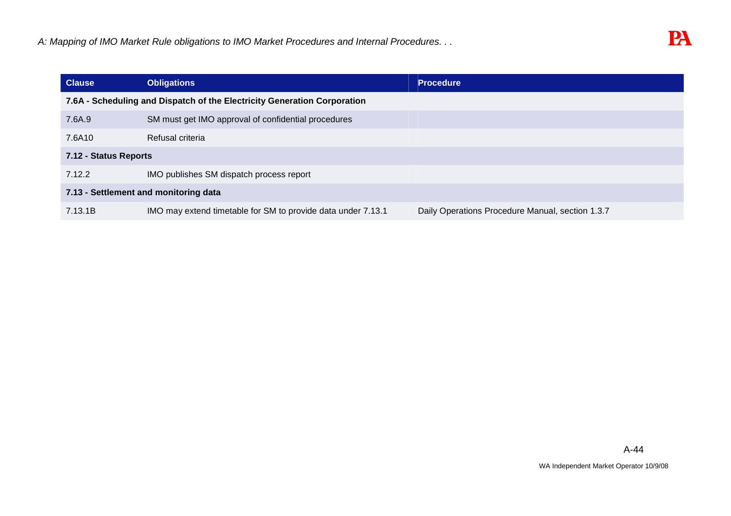| Clause | Obligations | Procedure |
| --- | --- | --- |
| **7.6A - Scheduling and Dispatch of the Electricity Generation Corporation** | | |
| 7.6A.9 | SM must get IMO approval of confidential procedures | |
| 7.6A10 | Refusal criteria | |
| **7.12 - Status Reports** | | |
| 7.12.2 | IMO publishes SM dispatch process report | |
| **7.13 - Settlement and monitoring data** | | |
| 7.13.1B | IMO may extend timetable for SM to provide data under 7.13.1 | Daily Operations Procedure Manual, section 1.3.7 |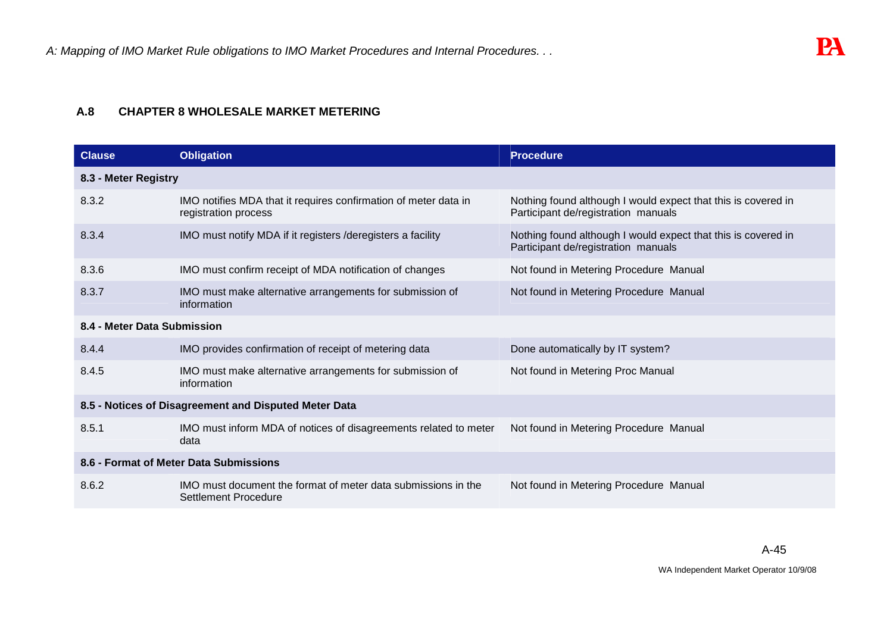### A.8 CHAPTER 8 WHOLESALE MARKET METERING

| Clause | Obligation | Procedure |
|---|---|---|
| **8.3 - Meter Registry** | | |
| 8.3.2 | IMO notifies MDA that it requires confirmation of meter data in registration process | Nothing found although I would expect that this is covered in Participant de/registration manuals |
| 8.3.4 | IMO must notify MDA if it registers /deregisters a facility | Nothing found although I would expect that this is covered in Participant de/registration manuals |
| 8.3.6 | IMO must confirm receipt of MDA notification of changes | Not found in Metering Procedure Manual |
| 8.3.7 | IMO must make alternative arrangements for submission of information | Not found in Metering Procedure Manual |
| **8.4 - Meter Data Submission** | | |
| 8.4.4 | IMO provides confirmation of receipt of metering data | Done automatically by IT system? |
| 8.4.5 | IMO must make alternative arrangements for submission of information | Not found in Metering Proc Manual |
| **8.5 - Notices of Disagreement and Disputed Meter Data** | | |
| 8.5.1 | IMO must inform MDA of notices of disagreements related to meter data | Not found in Metering Procedure Manual |
| **8.6 - Format of Meter Data Submissions** | | |
| 8.6.2 | IMO must document the format of meter data submissions in the Settlement Procedure | Not found in Metering Procedure Manual |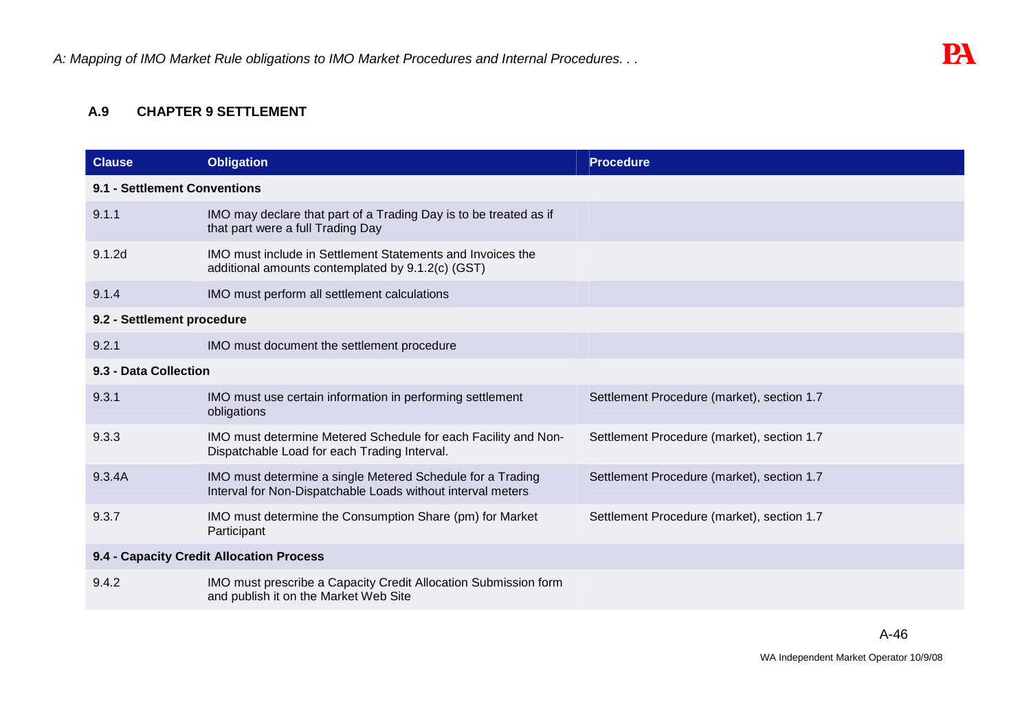### A.9 CHAPTER 9 SETTLEMENT

| Clause | Obligation | Procedure |
| --- | --- | --- |
| **9.1 - Settlement Conventions** | | |
| 9.1.1 | IMO may declare that part of a Trading Day is to be treated as if that part were a full Trading Day | |
| 9.1.2d | IMO must include in Settlement Statements and Invoices the additional amounts contemplated by 9.1.2(c) (GST) | |
| 9.1.4 | IMO must perform all settlement calculations | |
| **9.2 - Settlement procedure** | | |
| 9.2.1 | IMO must document the settlement procedure | |
| **9.3 - Data Collection** | | |
| 9.3.1 | IMO must use certain information in performing settlement obligations | Settlement Procedure (market), section 1.7 |
| 9.3.3 | IMO must determine Metered Schedule for each Facility and Non-Dispatchable Load for each Trading Interval. | Settlement Procedure (market), section 1.7 |
| 9.3.4A | IMO must determine a single Metered Schedule for a Trading Interval for Non-Dispatchable Loads without interval meters | Settlement Procedure (market), section 1.7 |
| 9.3.7 | IMO must determine the Consumption Share (pm) for Market Participant | Settlement Procedure (market), section 1.7 |
| **9.4 - Capacity Credit Allocation Process** | | |
| 9.4.2 | IMO must prescribe a Capacity Credit Allocation Submission form and publish it on the Market Web Site | |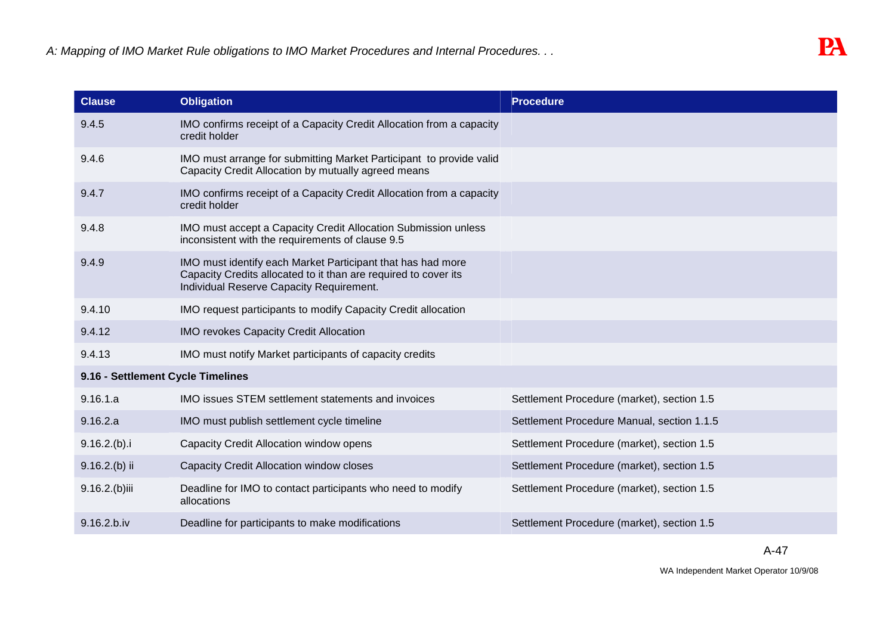| Clause | Obligation | Procedure |
| --- | --- | --- |
| 9.4.5 | IMO confirms receipt of a Capacity Credit Allocation from a capacity credit holder | |
| 9.4.6 | IMO must arrange for submitting Market Participant to provide valid Capacity Credit Allocation by mutually agreed means | |
| 9.4.7 | IMO confirms receipt of a Capacity Credit Allocation from a capacity credit holder | |
| 9.4.8 | IMO must accept a Capacity Credit Allocation Submission unless inconsistent with the requirements of clause 9.5 | |
| 9.4.9 | IMO must identify each Market Participant that has had more Capacity Credits allocated to it than are required to cover its Individual Reserve Capacity Requirement. | |
| 9.4.10 | IMO request participants to modify Capacity Credit allocation | |
| 9.4.12 | IMO revokes Capacity Credit Allocation | |
| 9.4.13 | IMO must notify Market participants of capacity credits | |
| **9.16 - Settlement Cycle Timelines** | | |
| 9.16.1.a | IMO issues STEM settlement statements and invoices | Settlement Procedure (market), section 1.5 |
| 9.16.2.a | IMO must publish settlement cycle timeline | Settlement Procedure Manual, section 1.1.5 |
| 9.16.2.(b).i | Capacity Credit Allocation window opens | Settlement Procedure (market), section 1.5 |
| 9.16.2.(b) ii | Capacity Credit Allocation window closes | Settlement Procedure (market), section 1.5 |
| 9.16.2.(b)iii | Deadline for IMO to contact participants who need to modify allocations | Settlement Procedure (market), section 1.5 |
| 9.16.2.b.iv | Deadline for participants to make modifications | Settlement Procedure (market), section 1.5 |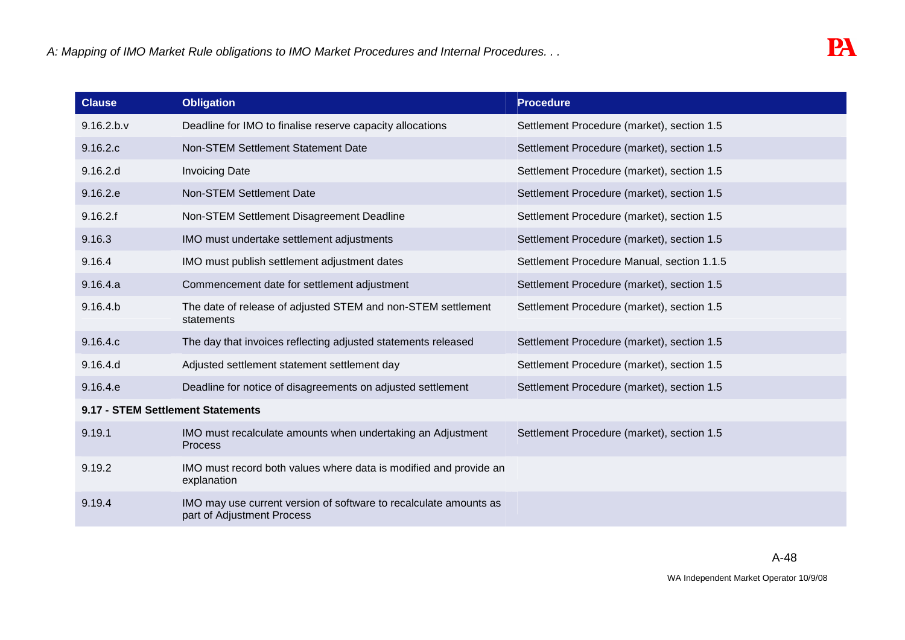| Clause | Obligation | Procedure |
|---|---|---|
| 9.16.2.b.v | Deadline for IMO to finalise reserve capacity allocations | Settlement Procedure (market), section 1.5 |
| 9.16.2.c | Non-STEM Settlement Statement Date | Settlement Procedure (market), section 1.5 |
| 9.16.2.d | Invoicing Date | Settlement Procedure (market), section 1.5 |
| 9.16.2.e | Non-STEM Settlement Date | Settlement Procedure (market), section 1.5 |
| 9.16.2.f | Non-STEM Settlement Disagreement Deadline | Settlement Procedure (market), section 1.5 |
| 9.16.3 | IMO must undertake settlement adjustments | Settlement Procedure (market), section 1.5 |
| 9.16.4 | IMO must publish settlement adjustment dates | Settlement Procedure Manual, section 1.1.5 |
| 9.16.4.a | Commencement date for settlement adjustment | Settlement Procedure (market), section 1.5 |
| 9.16.4.b | The date of release of adjusted STEM and non-STEM settlement statements | Settlement Procedure (market), section 1.5 |
| 9.16.4.c | The day that invoices reflecting adjusted statements released | Settlement Procedure (market), section 1.5 |
| 9.16.4.d | Adjusted settlement statement settlement day | Settlement Procedure (market), section 1.5 |
| 9.16.4.e | Deadline for notice of disagreements on adjusted settlement | Settlement Procedure (market), section 1.5 |
| **9.17 - STEM Settlement Statements** | | |
| 9.19.1 | IMO must recalculate amounts when undertaking an Adjustment Process | Settlement Procedure (market), section 1.5 |
| 9.19.2 | IMO must record both values where data is modified and provide an explanation | |
| 9.19.4 | IMO may use current version of software to recalculate amounts as part of Adjustment Process | |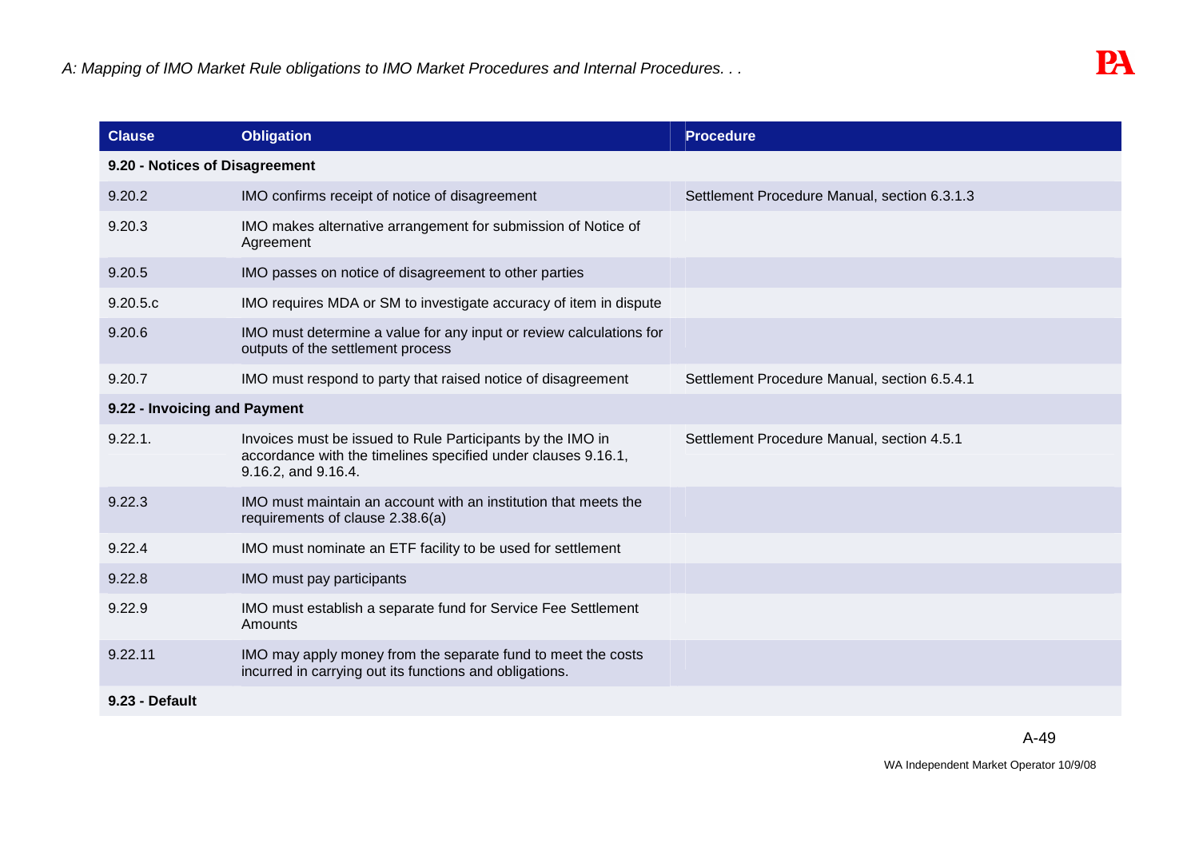| Clause | Obligation | Procedure |
|---|---|---|
| **9.20 - Notices of Disagreement** | | |
| 9.20.2 | IMO confirms receipt of notice of disagreement | Settlement Procedure Manual, section 6.3.1.3 |
| 9.20.3 | IMO makes alternative arrangement for submission of Notice of Agreement | |
| 9.20.5 | IMO passes on notice of disagreement to other parties | |
| 9.20.5.c | IMO requires MDA or SM to investigate accuracy of item in dispute | |
| 9.20.6 | IMO must determine a value for any input or review calculations for outputs of the settlement process | |
| 9.20.7 | IMO must respond to party that raised notice of disagreement | Settlement Procedure Manual, section 6.5.4.1 |
| **9.22 - Invoicing and Payment** | | |
| 9.22.1. | Invoices must be issued to Rule Participants by the IMO in accordance with the timelines specified under clauses 9.16.1, 9.16.2, and 9.16.4. | Settlement Procedure Manual, section 4.5.1 |
| 9.22.3 | IMO must maintain an account with an institution that meets the requirements of clause 2.38.6(a) | |
| 9.22.4 | IMO must nominate an ETF facility to be used for settlement | |
| 9.22.8 | IMO must pay participants | |
| 9.22.9 | IMO must establish a separate fund for Service Fee Settlement Amounts | |
| 9.22.11 | IMO may apply money from the separate fund to meet the costs incurred in carrying out its functions and obligations. | |
| **9.23 - Default** | | |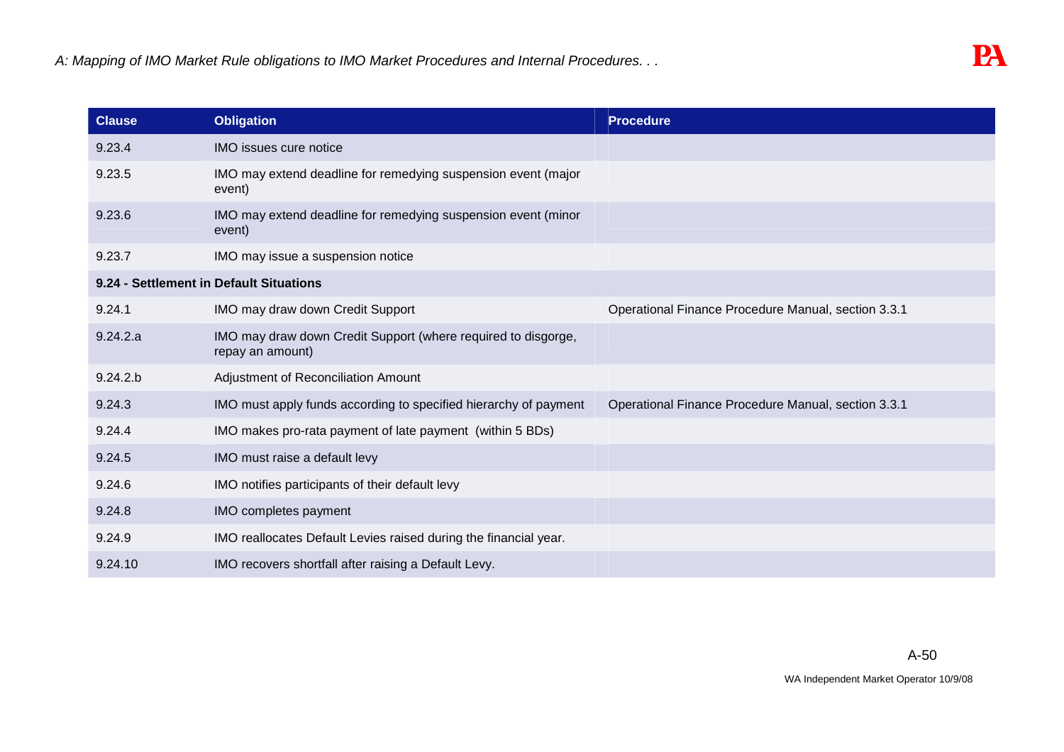| Clause | Obligation | Procedure |
| --- | --- | --- |
| 9.23.4 | IMO issues cure notice | |
| 9.23.5 | IMO may extend deadline for remedying suspension event (major event) | |
| 9.23.6 | IMO may extend deadline for remedying suspension event (minor event) | |
| 9.23.7 | IMO may issue a suspension notice | |
| **9.24 - Settlement in Default Situations** | | |
| 9.24.1 | IMO may draw down Credit Support | Operational Finance Procedure Manual, section 3.3.1 |
| 9.24.2.a | IMO may draw down Credit Support (where required to disgorge, repay an amount) | |
| 9.24.2.b | Adjustment of Reconciliation Amount | |
| 9.24.3 | IMO must apply funds according to specified hierarchy of payment | Operational Finance Procedure Manual, section 3.3.1 |
| 9.24.4 | IMO makes pro-rata payment of late payment (within 5 BDs) | |
| 9.24.5 | IMO must raise a default levy | |
| 9.24.6 | IMO notifies participants of their default levy | |
| 9.24.8 | IMO completes payment | |
| 9.24.9 | IMO reallocates Default Levies raised during the financial year. | |
| 9.24.10 | IMO recovers shortfall after raising a Default Levy. | |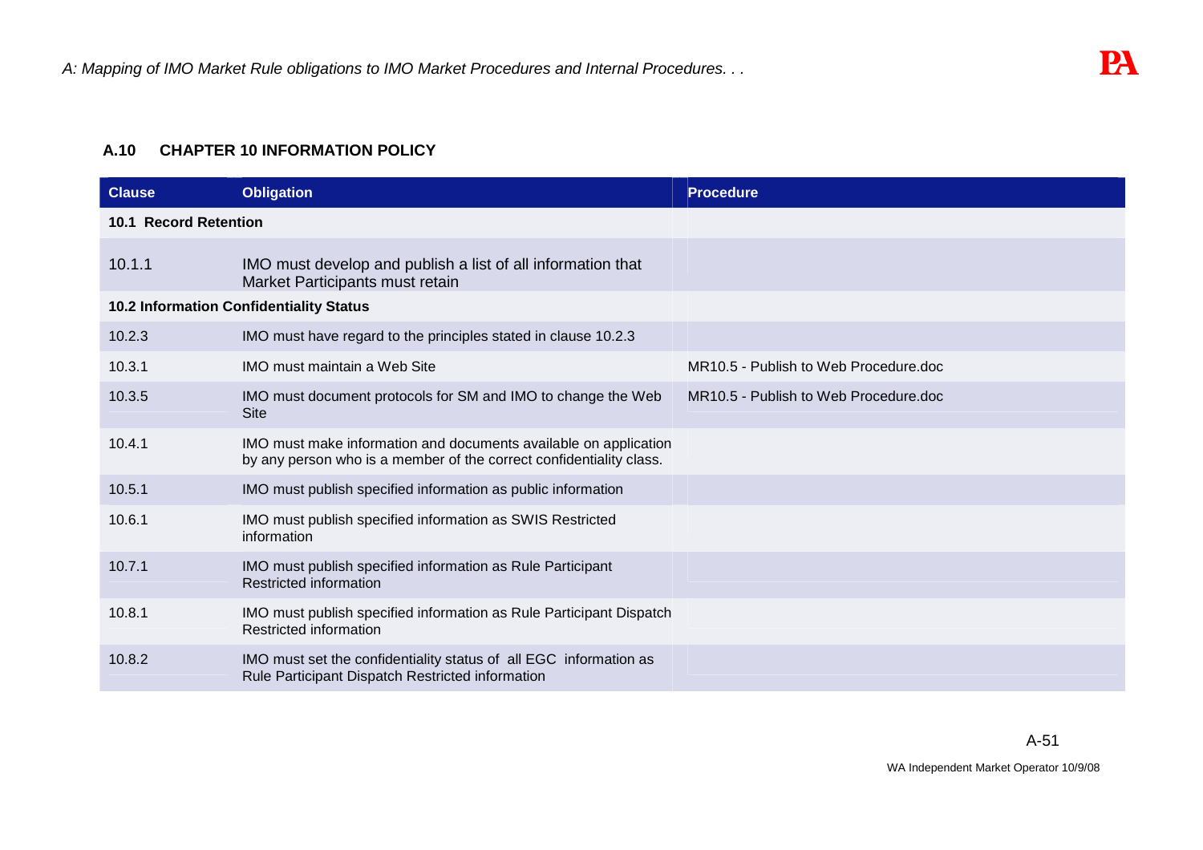### A.10 CHAPTER 10 INFORMATION POLICY

| Clause | Obligation | Procedure |
|---|---|---|
| **10.1 Record Retention** | | |
| 10.1.1 | IMO must develop and publish a list of all information that Market Participants must retain | |
| **10.2 Information Confidentiality Status** | | |
| 10.2.3 | IMO must have regard to the principles stated in clause 10.2.3 | |
| 10.3.1 | IMO must maintain a Web Site | MR10.5 - Publish to Web Procedure.doc |
| 10.3.5 | IMO must document protocols for SM and IMO to change the Web Site | MR10.5 - Publish to Web Procedure.doc |
| 10.4.1 | IMO must make information and documents available on application by any person who is a member of the correct confidentiality class. | |
| 10.5.1 | IMO must publish specified information as public information | |
| 10.6.1 | IMO must publish specified information as SWIS Restricted information | |
| 10.7.1 | IMO must publish specified information as Rule Participant Restricted information | |
| 10.8.1 | IMO must publish specified information as Rule Participant Dispatch Restricted information | |
| 10.8.2 | IMO must set the confidentiality status of all EGC information as Rule Participant Dispatch Restricted information | |